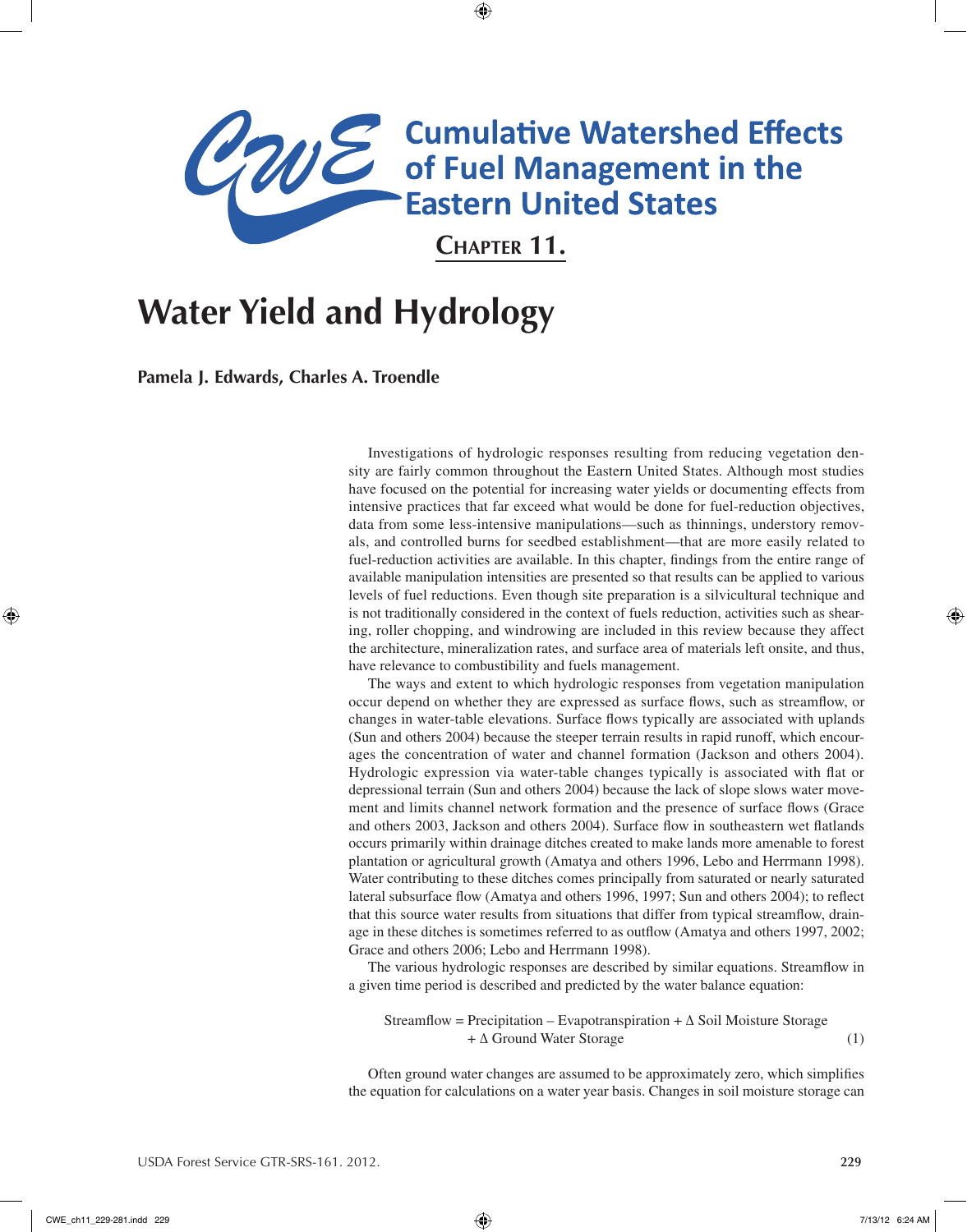# Cumulative Watershed Effects of Fuel Management in the Eastern United States

## Chapter 11.

# Water Yield and Hydrology

**Pamela J. Edwards, Charles A. Troendle**

Investigations of hydrologic responses resulting from reducing vegetation density are fairly common throughout the Eastern United States. Although most studies have focused on the potential for increasing water yields or documenting effects from intensive practices that far exceed what would be done for fuel-reduction objectives, data from some less-intensive manipulations—such as thinnings, understory removals, and controlled burns for seedbed establishment—that are more easily related to fuel-reduction activities are available. In this chapter, findings from the entire range of available manipulation intensities are presented so that results can be applied to various levels of fuel reductions. Even though site preparation is a silvicultural technique and is not traditionally considered in the context of fuels reduction, activities such as shearing, roller chopping, and windrowing are included in this review because they affect the architecture, mineralization rates, and surface area of materials left onsite, and thus, have relevance to combustibility and fuels management.

The ways and extent to which hydrologic responses from vegetation manipulation occur depend on whether they are expressed as surface flows, such as streamflow, or changes in water-table elevations. Surface flows typically are associated with uplands (Sun and others 2004) because the steeper terrain results in rapid runoff, which encourages the concentration of water and channel formation (Jackson and others 2004). Hydrologic expression via water-table changes typically is associated with flat or depressional terrain (Sun and others 2004) because the lack of slope slows water movement and limits channel network formation and the presence of surface flows (Grace and others 2003, Jackson and others 2004). Surface flow in southeastern wet flatlands occurs primarily within drainage ditches created to make lands more amenable to forest plantation or agricultural growth (Amatya and others 1996, Lebo and Herrmann 1998). Water contributing to these ditches comes principally from saturated or nearly saturated lateral subsurface flow (Amatya and others 1996, 1997; Sun and others 2004); to reflect that this source water results from situations that differ from typical streamflow, drainage in these ditches is sometimes referred to as outflow (Amatya and others 1997, 2002; Grace and others 2006; Lebo and Herrmann 1998).

The various hydrologic responses are described by similar equations. Streamflow in a given time period is described and predicted by the water balance equation:

$$\text{Streamflow} = \text{Precipitation} - \text{Evapotranspiration} + \Delta \text{ Soil Moisture Storage} + \Delta \text{ Ground Water Storage} \quad (1)$$

Often ground water changes are assumed to be approximately zero, which simplifies the equation for calculations on a water year basis. Changes in soil moisture storage can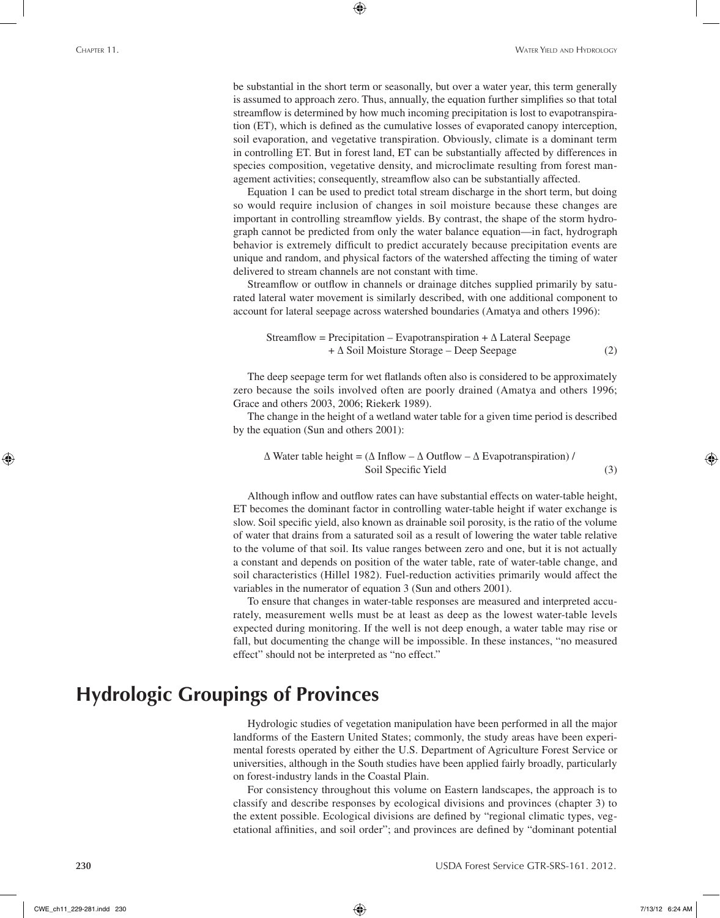be substantial in the short term or seasonally, but over a water year, this term generally is assumed to approach zero. Thus, annually, the equation further simplifies so that total streamflow is determined by how much incoming precipitation is lost to evapotranspiration (ET), which is defined as the cumulative losses of evaporated canopy interception, soil evaporation, and vegetative transpiration. Obviously, climate is a dominant term in controlling ET. But in forest land, ET can be substantially affected by differences in species composition, vegetative density, and microclimate resulting from forest management activities; consequently, streamflow also can be substantially affected.

Equation 1 can be used to predict total stream discharge in the short term, but doing so would require inclusion of changes in soil moisture because these changes are important in controlling streamflow yields. By contrast, the shape of the storm hydrograph cannot be predicted from only the water balance equation—in fact, hydrograph behavior is extremely difficult to predict accurately because precipitation events are unique and random, and physical factors of the watershed affecting the timing of water delivered to stream channels are not constant with time.

Streamflow or outflow in channels or drainage ditches supplied primarily by saturated lateral water movement is similarly described, with one additional component to account for lateral seepage across watershed boundaries (Amatya and others 1996):

$$\text{Streamflow} = \text{Precipitation} - \text{Evapotranspiration} + \Delta\ \text{Lateral Seepage} + \Delta\ \text{Soil Moisture Storage} - \text{Deep Seepage} \qquad (2)$$

The deep seepage term for wet flatlands often also is considered to be approximately zero because the soils involved often are poorly drained (Amatya and others 1996; Grace and others 2003, 2006; Riekerk 1989).

The change in the height of a wetland water table for a given time period is described by the equation (Sun and others 2001):

$$\Delta\ \text{Water table height} = (\Delta\ \text{Inflow} - \Delta\ \text{Outflow} - \Delta\ \text{Evapotranspiration})\ /\ \text{Soil Specific Yield} \qquad (3)$$

Although inflow and outflow rates can have substantial effects on water-table height, ET becomes the dominant factor in controlling water-table height if water exchange is slow. Soil specific yield, also known as drainable soil porosity, is the ratio of the volume of water that drains from a saturated soil as a result of lowering the water table relative to the volume of that soil. Its value ranges between zero and one, but it is not actually a constant and depends on position of the water table, rate of water-table change, and soil characteristics (Hillel 1982). Fuel-reduction activities primarily would affect the variables in the numerator of equation 3 (Sun and others 2001).

To ensure that changes in water-table responses are measured and interpreted accurately, measurement wells must be at least as deep as the lowest water-table levels expected during monitoring. If the well is not deep enough, a water table may rise or fall, but documenting the change will be impossible. In these instances, "no measured effect" should not be interpreted as "no effect."

## Hydrologic Groupings of Provinces

Hydrologic studies of vegetation manipulation have been performed in all the major landforms of the Eastern United States; commonly, the study areas have been experimental forests operated by either the U.S. Department of Agriculture Forest Service or universities, although in the South studies have been applied fairly broadly, particularly on forest-industry lands in the Coastal Plain.

For consistency throughout this volume on Eastern landscapes, the approach is to classify and describe responses by ecological divisions and provinces (chapter 3) to the extent possible. Ecological divisions are defined by "regional climatic types, vegetational affinities, and soil order"; and provinces are defined by "dominant potential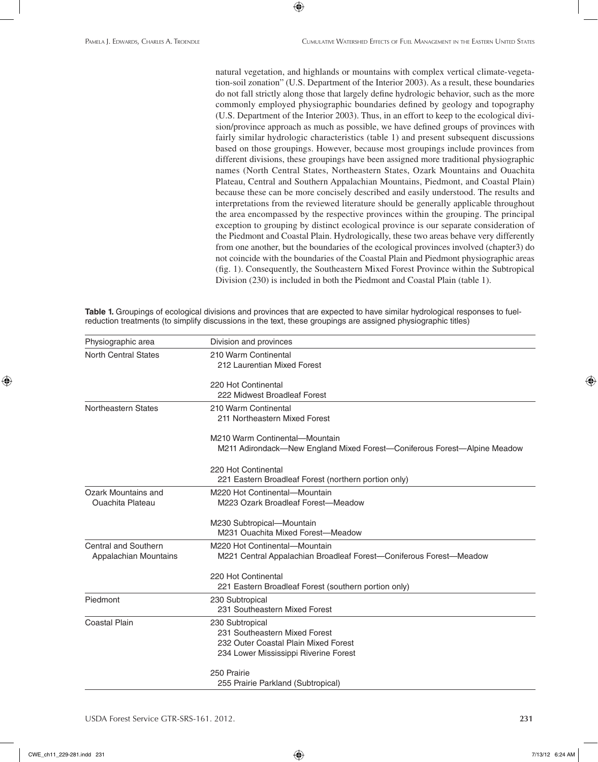natural vegetation, and highlands or mountains with complex vertical climate-vegetation-soil zonation" (U.S. Department of the Interior 2003). As a result, these boundaries do not fall strictly along those that largely define hydrologic behavior, such as the more commonly employed physiographic boundaries defined by geology and topography (U.S. Department of the Interior 2003). Thus, in an effort to keep to the ecological division/province approach as much as possible, we have defined groups of provinces with fairly similar hydrologic characteristics (table 1) and present subsequent discussions based on those groupings. However, because most groupings include provinces from different divisions, these groupings have been assigned more traditional physiographic names (North Central States, Northeastern States, Ozark Mountains and Ouachita Plateau, Central and Southern Appalachian Mountains, Piedmont, and Coastal Plain) because these can be more concisely described and easily understood. The results and interpretations from the reviewed literature should be generally applicable throughout the area encompassed by the respective provinces within the grouping. The principal exception to grouping by distinct ecological province is our separate consideration of the Piedmont and Coastal Plain. Hydrologically, these two areas behave very differently from one another, but the boundaries of the ecological provinces involved (chapter3) do not coincide with the boundaries of the Coastal Plain and Piedmont physiographic areas (fig. 1). Consequently, the Southeastern Mixed Forest Province within the Subtropical Division (230) is included in both the Piedmont and Coastal Plain (table 1).

**Table 1.** Groupings of ecological divisions and provinces that are expected to have similar hydrological responses to fuel-reduction treatments (to simplify discussions in the text, these groupings are assigned physiographic titles)

| Physiographic area | Division and provinces |
|---|---|
| North Central States | 210 Warm Continental<br>212 Laurentian Mixed Forest<br><br>220 Hot Continental<br>222 Midwest Broadleaf Forest |
| Northeastern States | 210 Warm Continental<br>211 Northeastern Mixed Forest<br><br>M210 Warm Continental—Mountain<br>M211 Adirondack—New England Mixed Forest—Coniferous Forest—Alpine Meadow<br><br>220 Hot Continental<br>221 Eastern Broadleaf Forest (northern portion only) |
| Ozark Mountains and Ouachita Plateau | M220 Hot Continental—Mountain<br>M223 Ozark Broadleaf Forest—Meadow<br><br>M230 Subtropical—Mountain<br>M231 Ouachita Mixed Forest—Meadow |
| Central and Southern Appalachian Mountains | M220 Hot Continental—Mountain<br>M221 Central Appalachian Broadleaf Forest—Coniferous Forest—Meadow<br><br>220 Hot Continental<br>221 Eastern Broadleaf Forest (southern portion only) |
| Piedmont | 230 Subtropical<br>231 Southeastern Mixed Forest |
| Coastal Plain | 230 Subtropical<br>231 Southeastern Mixed Forest<br>232 Outer Coastal Plain Mixed Forest<br>234 Lower Mississippi Riverine Forest<br><br>250 Prairie<br>255 Prairie Parkland (Subtropical) |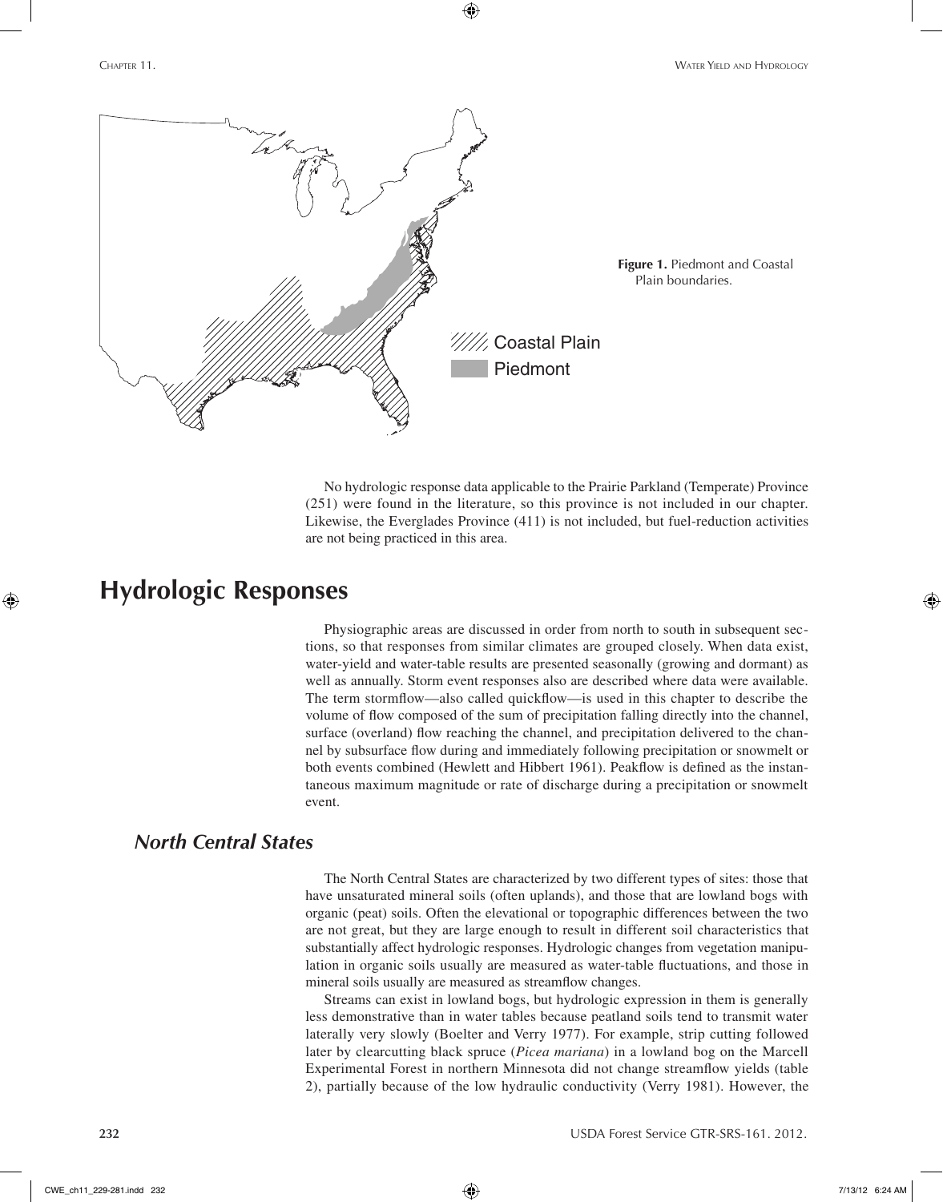**Figure 1.** Piedmont and Coastal Plain boundaries.

No hydrologic response data applicable to the Prairie Parkland (Temperate) Province (251) were found in the literature, so this province is not included in our chapter. Likewise, the Everglades Province (411) is not included, but fuel-reduction activities are not being practiced in this area.

# Hydrologic Responses

Physiographic areas are discussed in order from north to south in subsequent sections, so that responses from similar climates are grouped closely. When data exist, water-yield and water-table results are presented seasonally (growing and dormant) as well as annually. Storm event responses also are described where data were available. The term stormflow—also called quickflow—is used in this chapter to describe the volume of flow composed of the sum of precipitation falling directly into the channel, surface (overland) flow reaching the channel, and precipitation delivered to the channel by subsurface flow during and immediately following precipitation or snowmelt or both events combined (Hewlett and Hibbert 1961). Peakflow is defined as the instantaneous maximum magnitude or rate of discharge during a precipitation or snowmelt event.

## *North Central States*

The North Central States are characterized by two different types of sites: those that have unsaturated mineral soils (often uplands), and those that are lowland bogs with organic (peat) soils. Often the elevational or topographic differences between the two are not great, but they are large enough to result in different soil characteristics that substantially affect hydrologic responses. Hydrologic changes from vegetation manipulation in organic soils usually are measured as water-table fluctuations, and those in mineral soils usually are measured as streamflow changes.

Streams can exist in lowland bogs, but hydrologic expression in them is generally less demonstrative than in water tables because peatland soils tend to transmit water laterally very slowly (Boelter and Verry 1977). For example, strip cutting followed later by clearcutting black spruce (*Picea mariana*) in a lowland bog on the Marcell Experimental Forest in northern Minnesota did not change streamflow yields (table 2), partially because of the low hydraulic conductivity (Verry 1981). However, the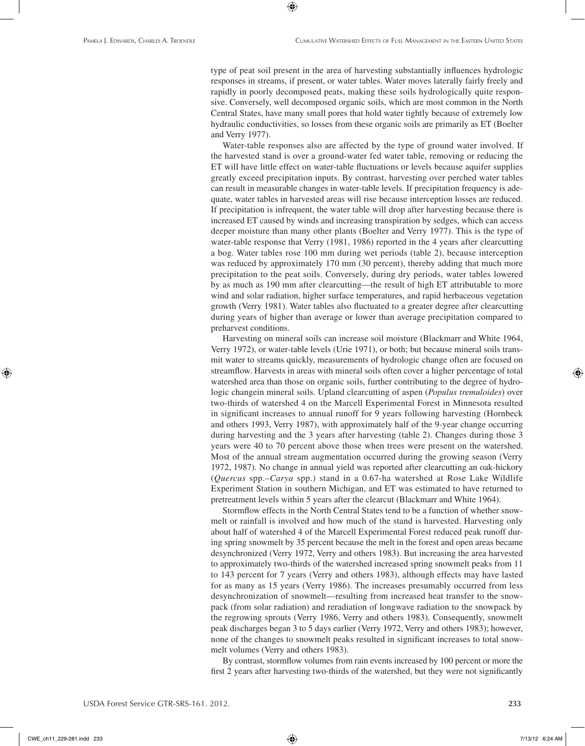type of peat soil present in the area of harvesting substantially influences hydrologic responses in streams, if present, or water tables. Water moves laterally fairly freely and rapidly in poorly decomposed peats, making these soils hydrologically quite responsive. Conversely, well decomposed organic soils, which are most common in the North Central States, have many small pores that hold water tightly because of extremely low hydraulic conductivities, so losses from these organic soils are primarily as ET (Boelter and Verry 1977).

Water-table responses also are affected by the type of ground water involved. If the harvested stand is over a ground-water fed water table, removing or reducing the ET will have little effect on water-table fluctuations or levels because aquifer supplies greatly exceed precipitation inputs. By contrast, harvesting over perched water tables can result in measurable changes in water-table levels. If precipitation frequency is adequate, water tables in harvested areas will rise because interception losses are reduced. If precipitation is infrequent, the water table will drop after harvesting because there is increased ET caused by winds and increasing transpiration by sedges, which can access deeper moisture than many other plants (Boelter and Verry 1977). This is the type of water-table response that Verry (1981, 1986) reported in the 4 years after clearcutting a bog. Water tables rose 100 mm during wet periods (table 2), because interception was reduced by approximately 170 mm (30 percent), thereby adding that much more precipitation to the peat soils. Conversely, during dry periods, water tables lowered by as much as 190 mm after clearcutting—the result of high ET attributable to more wind and solar radiation, higher surface temperatures, and rapid herbaceous vegetation growth (Verry 1981). Water tables also fluctuated to a greater degree after clearcutting during years of higher than average or lower than average precipitation compared to preharvest conditions.

Harvesting on mineral soils can increase soil moisture (Blackmarr and White 1964, Verry 1972), or water-table levels (Urie 1971), or both; but because mineral soils transmit water to streams quickly, measurements of hydrologic change often are focused on streamflow. Harvests in areas with mineral soils often cover a higher percentage of total watershed area than those on organic soils, further contributing to the degree of hydrologic changein mineral soils. Upland clearcutting of aspen (*Populus tremuloides*) over two-thirds of watershed 4 on the Marcell Experimental Forest in Minnesota resulted in significant increases to annual runoff for 9 years following harvesting (Hornbeck and others 1993, Verry 1987), with approximately half of the 9-year change occurring during harvesting and the 3 years after harvesting (table 2). Changes during those 3 years were 40 to 70 percent above those when trees were present on the watershed. Most of the annual stream augmentation occurred during the growing season (Verry 1972, 1987). No change in annual yield was reported after clearcutting an oak-hickory (*Quercus* spp.–*Carya* spp.) stand in a 0.67-ha watershed at Rose Lake Wildlife Experiment Station in southern Michigan, and ET was estimated to have returned to pretreatment levels within 5 years after the clearcut (Blackmarr and White 1964).

Stormflow effects in the North Central States tend to be a function of whether snowmelt or rainfall is involved and how much of the stand is harvested. Harvesting only about half of watershed 4 of the Marcell Experimental Forest reduced peak runoff during spring snowmelt by 35 percent because the melt in the forest and open areas became desynchronized (Verry 1972, Verry and others 1983). But increasing the area harvested to approximately two-thirds of the watershed increased spring snowmelt peaks from 11 to 143 percent for 7 years (Verry and others 1983), although effects may have lasted for as many as 15 years (Verry 1986). The increases presumably occurred from less desynchronization of snowmelt—resulting from increased heat transfer to the snowpack (from solar radiation) and reradiation of longwave radiation to the snowpack by the regrowing sprouts (Verry 1986, Verry and others 1983). Consequently, snowmelt peak discharges began 3 to 5 days earlier (Verry 1972, Verry and others 1983); however, none of the changes to snowmelt peaks resulted in significant increases to total snowmelt volumes (Verry and others 1983).

By contrast, stormflow volumes from rain events increased by 100 percent or more the first 2 years after harvesting two-thirds of the watershed, but they were not significantly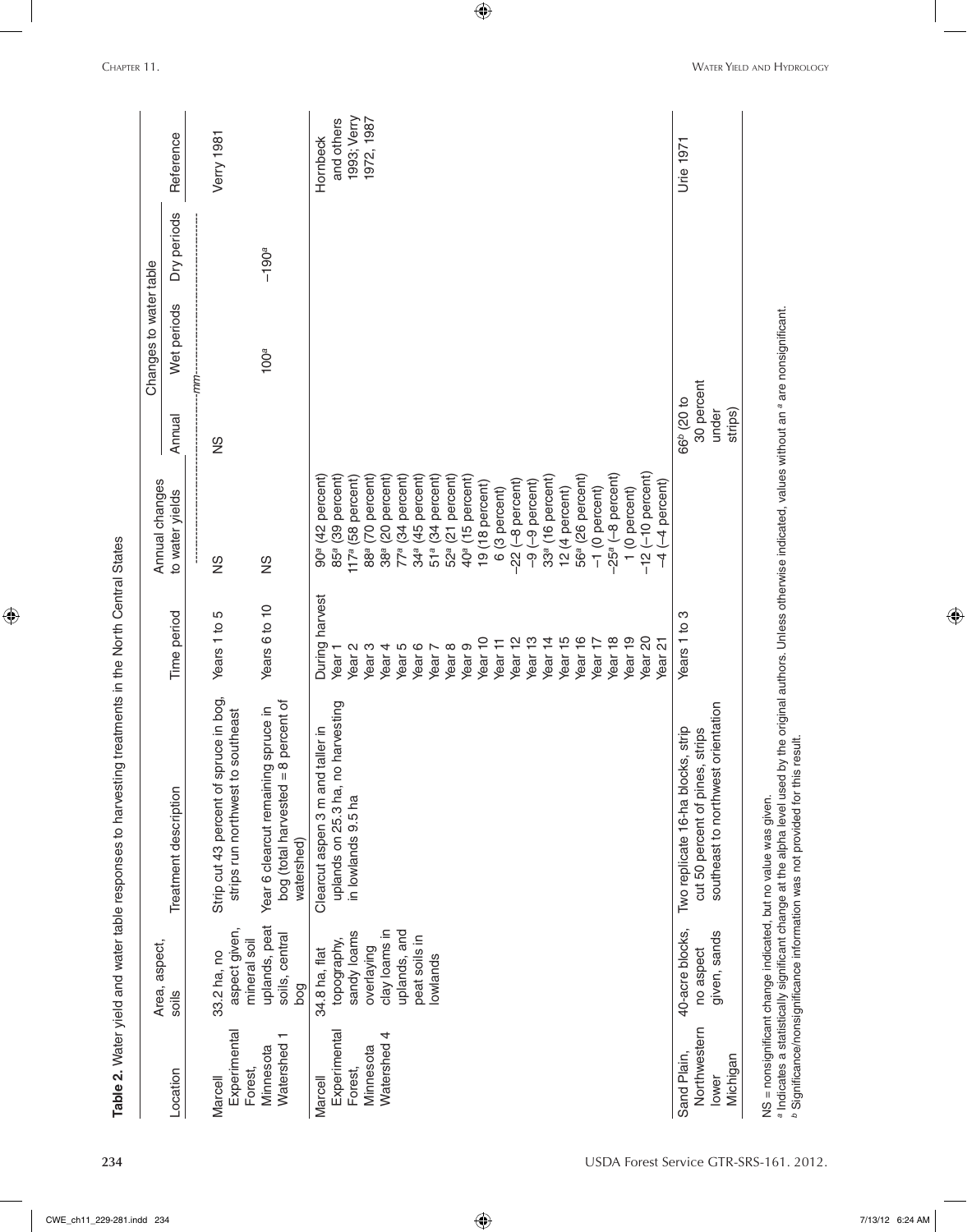**Table 2.** Water yield and water table responses to harvesting treatments in the North Central States

| Location | Area, aspect, soils | Treatment description | Time period | Annual changes to water yields | Changes to water table | | | Reference |
|---|---|---|---|---|---|---|---|---|
| | | | | | Annual | Wet periods | Dry periods | |
| | | | | ---mm--- | | | | |
| Marcell Experimental Forest, Minnesota Watershed 1 | 33.2 ha, no aspect given, mineral soil uplands, peat soils, central bog | Strip cut 43 percent of spruce in bog, strips run northwest to southeast | Years 1 to 5 | NS | NS | | | Verry 1981 |
| | | Year 6 clearcut remaining spruce in bog (total harvested = 8 percent of watershed) | Years 6 to 10 | NS | | 100[a] | −190[a] | |
| Marcell Experimental Forest, Minnesota Watershed 4 | 34.8 ha, flat topography, sandy loams overlaying clay loams in uplands, and peat soils in lowlands | Clearcut aspen 3 m and taller in uplands on 25.3 ha, no harvesting in lowlands 9.5 ha | During harvest | 90[a] (42 percent) | | | | Hornbeck and others 1993; Verry 1972, 1987 |
| | | | Year 1 | 85[a] (39 percent) | | | | |
| | | | Year 2 | 117[a] (58 percent) | | | | |
| | | | Year 3 | 88[a] (70 percent) | | | | |
| | | | Year 4 | 38[a] (20 percent) | | | | |
| | | | Year 5 | 77[a] (34 percent) | | | | |
| | | | Year 6 | 34[a] (45 percent) | | | | |
| | | | Year 7 | 51[a] (34 percent) | | | | |
| | | | Year 8 | 52[a] (21 percent) | | | | |
| | | | Year 9 | 40[a] (15 percent) | | | | |
| | | | Year 10 | 19 (18 percent) | | | | |
| | | | Year 11 | 6 (3 percent) | | | | |
| | | | Year 12 | −22 (−8 percent) | | | | |
| | | | Year 13 | −9 (−9 percent) | | | | |
| | | | Year 14 | 33[a] (16 percent) | | | | |
| | | | Year 15 | 12 (4 percent) | | | | |
| | | | Year 16 | 56[a] (26 percent) | | | | |
| | | | Year 17 | −1 (0 percent) | | | | |
| | | | Year 18 | −25[a] (−8 percent) | | | | |
| | | | Year 19 | 1 (0 percent) | | | | |
| | | | Year 20 | −12 (−10 percent) | | | | |
| | | | Year 21 | −4 (−4 percent) | | | | |
| Sand Plain, Northwestern lower Michigan | 40-acre blocks, no aspect given, sands | Two replicate 16-ha blocks, strip cut 50 percent of pines, strips southeast to northwest orientation | Years 1 to 3 | | 66[b] (20 to 30 percent under strips) | | | Urie 1971 |

NS = nonsignificant change indicated, but no value was given.

[a] Indicates a statistically significant change at the alpha level used by the original authors. Unless otherwise indicated, values without an [a] are nonsignificant.

[b] Significance/nonsignificance information was not provided for this result.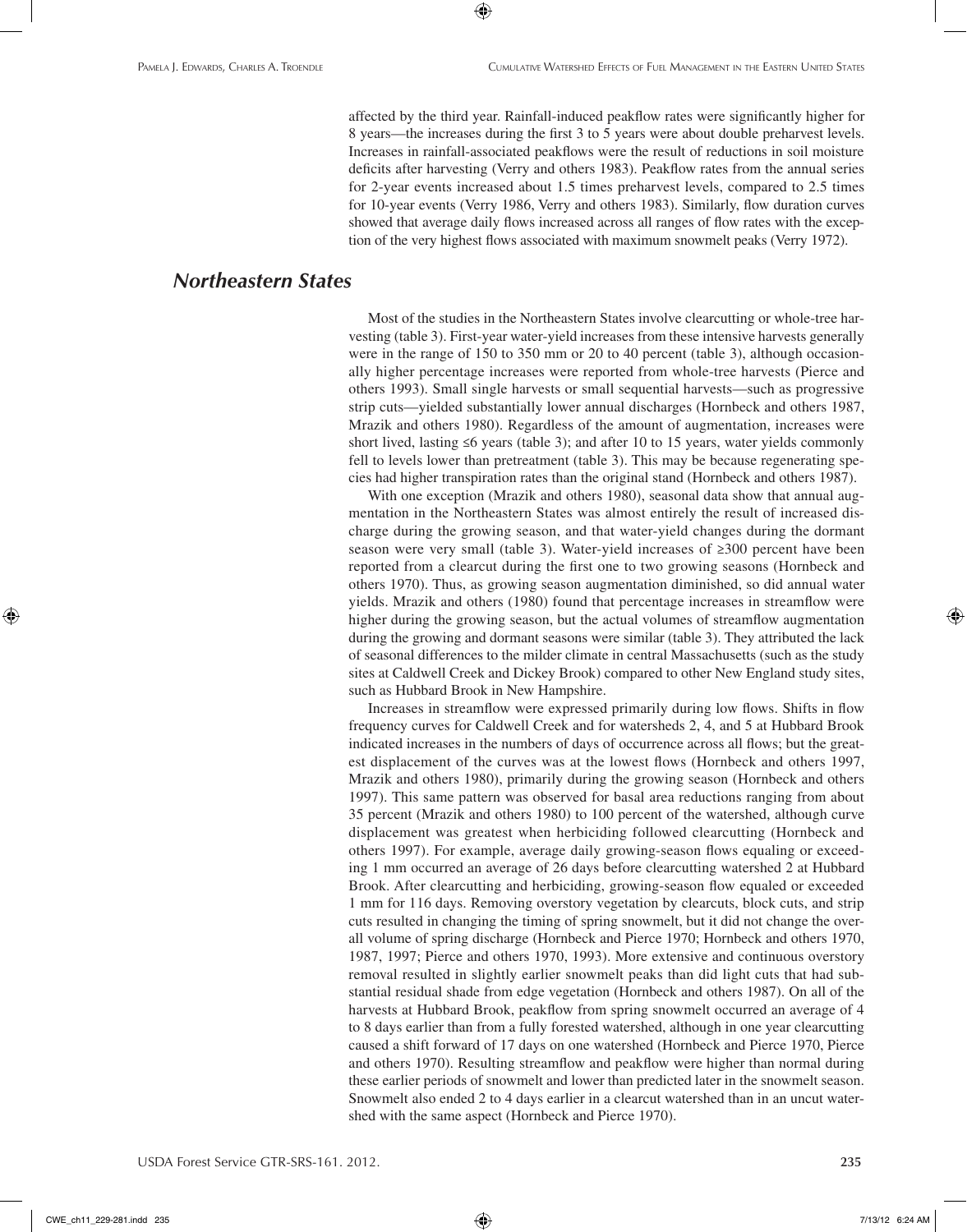affected by the third year. Rainfall-induced peakflow rates were significantly higher for 8 years—the increases during the first 3 to 5 years were about double preharvest levels. Increases in rainfall-associated peakflows were the result of reductions in soil moisture deficits after harvesting (Verry and others 1983). Peakflow rates from the annual series for 2-year events increased about 1.5 times preharvest levels, compared to 2.5 times for 10-year events (Verry 1986, Verry and others 1983). Similarly, flow duration curves showed that average daily flows increased across all ranges of flow rates with the exception of the very highest flows associated with maximum snowmelt peaks (Verry 1972).

## *Northeastern States*

Most of the studies in the Northeastern States involve clearcutting or whole-tree harvesting (table 3). First-year water-yield increases from these intensive harvests generally were in the range of 150 to 350 mm or 20 to 40 percent (table 3), although occasionally higher percentage increases were reported from whole-tree harvests (Pierce and others 1993). Small single harvests or small sequential harvests—such as progressive strip cuts—yielded substantially lower annual discharges (Hornbeck and others 1987, Mrazik and others 1980). Regardless of the amount of augmentation, increases were short lived, lasting ≤6 years (table 3); and after 10 to 15 years, water yields commonly fell to levels lower than pretreatment (table 3). This may be because regenerating species had higher transpiration rates than the original stand (Hornbeck and others 1987).

With one exception (Mrazik and others 1980), seasonal data show that annual augmentation in the Northeastern States was almost entirely the result of increased discharge during the growing season, and that water-yield changes during the dormant season were very small (table 3). Water-yield increases of ≥300 percent have been reported from a clearcut during the first one to two growing seasons (Hornbeck and others 1970). Thus, as growing season augmentation diminished, so did annual water yields. Mrazik and others (1980) found that percentage increases in streamflow were higher during the growing season, but the actual volumes of streamflow augmentation during the growing and dormant seasons were similar (table 3). They attributed the lack of seasonal differences to the milder climate in central Massachusetts (such as the study sites at Caldwell Creek and Dickey Brook) compared to other New England study sites, such as Hubbard Brook in New Hampshire.

Increases in streamflow were expressed primarily during low flows. Shifts in flow frequency curves for Caldwell Creek and for watersheds 2, 4, and 5 at Hubbard Brook indicated increases in the numbers of days of occurrence across all flows; but the greatest displacement of the curves was at the lowest flows (Hornbeck and others 1997, Mrazik and others 1980), primarily during the growing season (Hornbeck and others 1997). This same pattern was observed for basal area reductions ranging from about 35 percent (Mrazik and others 1980) to 100 percent of the watershed, although curve displacement was greatest when herbiciding followed clearcutting (Hornbeck and others 1997). For example, average daily growing-season flows equaling or exceeding 1 mm occurred an average of 26 days before clearcutting watershed 2 at Hubbard Brook. After clearcutting and herbiciding, growing-season flow equaled or exceeded 1 mm for 116 days. Removing overstory vegetation by clearcuts, block cuts, and strip cuts resulted in changing the timing of spring snowmelt, but it did not change the overall volume of spring discharge (Hornbeck and Pierce 1970; Hornbeck and others 1970, 1987, 1997; Pierce and others 1970, 1993). More extensive and continuous overstory removal resulted in slightly earlier snowmelt peaks than did light cuts that had substantial residual shade from edge vegetation (Hornbeck and others 1987). On all of the harvests at Hubbard Brook, peakflow from spring snowmelt occurred an average of 4 to 8 days earlier than from a fully forested watershed, although in one year clearcutting caused a shift forward of 17 days on one watershed (Hornbeck and Pierce 1970, Pierce and others 1970). Resulting streamflow and peakflow were higher than normal during these earlier periods of snowmelt and lower than predicted later in the snowmelt season. Snowmelt also ended 2 to 4 days earlier in a clearcut watershed than in an uncut watershed with the same aspect (Hornbeck and Pierce 1970).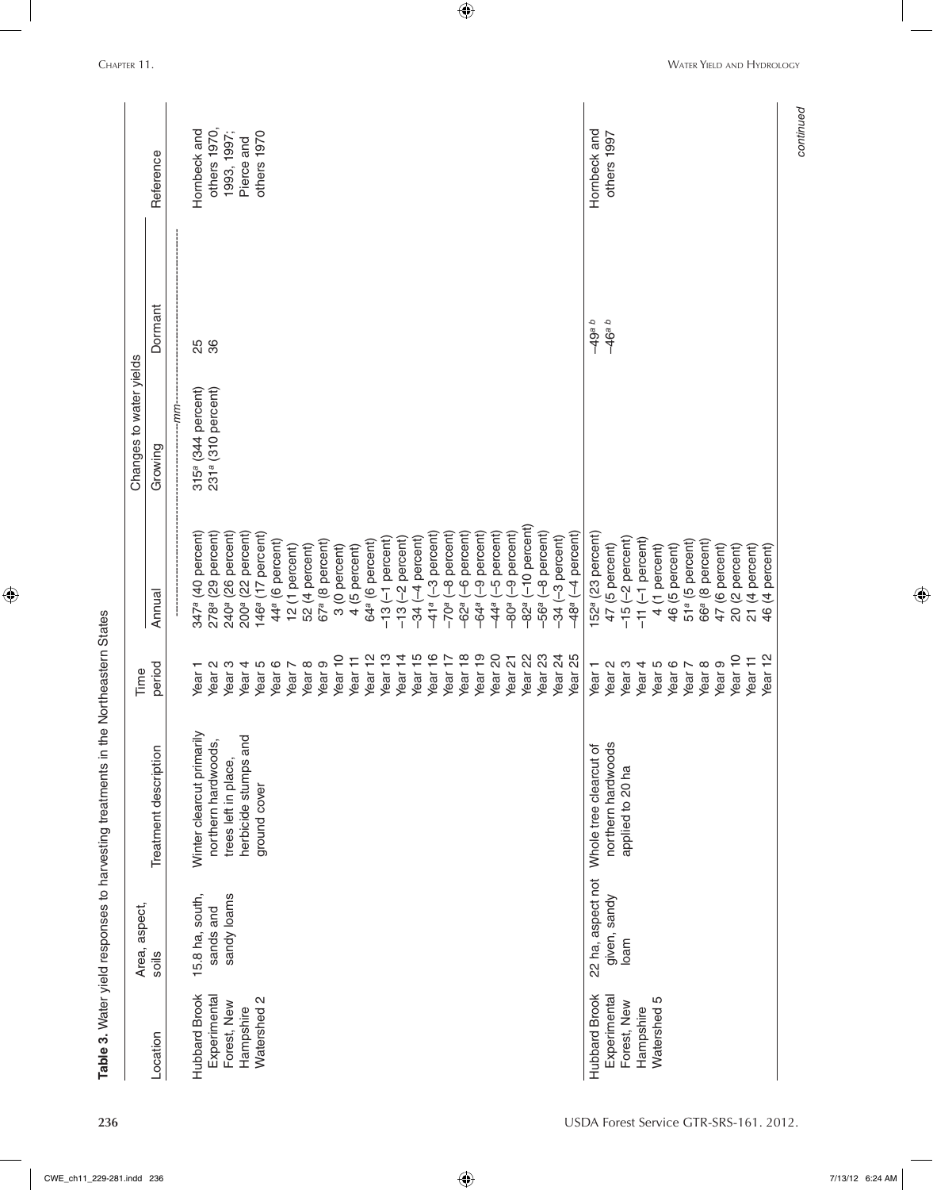**Table 3.** Water yield responses to harvesting treatments in the Northeastern States

| Location | Area, aspect, soils | Treatment description | Time period | Changes to water yields | | | Reference |
|---|---|---|---|---|---|---|---|
| | | | | Annual | Growing | Dormant | |
| | | | | ---mm--- | | | |
| Hubbard Brook Experimental Forest, New Hampshire Watershed 2 | 15.8 ha, south, sands and sandy loams | Winter clearcut primarily northern hardwoods, trees left in place, herbicide stumps and ground cover | Year 1 | 347[a] (40 percent) | 315[a] (344 percent) | 25 | Hornbeck and others 1970, 1993, 1997; Pierce and others 1970 |
| | | | Year 2 | 278[a] (29 percent) | 231[a] (310 percent) | 36 | |
| | | | Year 3 | 240[a] (26 percent) | | | |
| | | | Year 4 | 200[a] (22 percent) | | | |
| | | | Year 5 | 146[a] (17 percent) | | | |
| | | | Year 6 | 44[a] (6 percent) | | | |
| | | | Year 7 | 12 (1 percent) | | | |
| | | | Year 8 | 52 (4 percent) | | | |
| | | | Year 9 | 67[a] (8 percent) | | | |
| | | | Year 10 | 3 (0 percent) | | | |
| | | | Year 11 | 4 (5 percent) | | | |
| | | | Year 12 | 64[a] (6 percent) | | | |
| | | | Year 13 | −13 (−1 percent) | | | |
| | | | Year 14 | −13 (−2 percent) | | | |
| | | | Year 15 | −34 (−4 percent) | | | |
| | | | Year 16 | −41[a] (−3 percent) | | | |
| | | | Year 17 | −70[a] (−8 percent) | | | |
| | | | Year 18 | −62[a] (−6 percent) | | | |
| | | | Year 19 | −64[a] (−9 percent) | | | |
| | | | Year 20 | −44[a] (−5 percent) | | | |
| | | | Year 21 | −80[a] (−9 percent) | | | |
| | | | Year 22 | −82[a] (−10 percent) | | | |
| | | | Year 23 | −56[a] (−8 percent) | | | |
| | | | Year 24 | −34 (−3 percent) | | | |
| | | | Year 25 | −48[a] (−4 percent) | | | |
| Hubbard Brook Experimental Forest, New Hampshire Watershed 5 | 22 ha, aspect not given, sandy loam | Whole tree clearcut of northern hardwoods applied to 20 ha | Year 1 | 152[a] (23 percent) | | −49[a b] | Hornbeck and others 1997 |
| | | | Year 2 | 47 (5 percent) | | −46[a b] | |
| | | | Year 3 | −15 (−2 percent) | | | |
| | | | Year 4 | −11 (−1 percent) | | | |
| | | | Year 5 | 4 (1 percent) | | | |
| | | | Year 6 | 46 (5 percent) | | | |
| | | | Year 7 | 51[a] (5 percent) | | | |
| | | | Year 8 | 66[a] (6 percent) | | | |
| | | | Year 9 | 47 (6 percent) | | | |
| | | | Year 10 | 20 (2 percent) | | | |
| | | | Year 11 | 21 (4 percent) | | | |
| | | | Year 12 | 46 (4 percent) | | | |

*continued*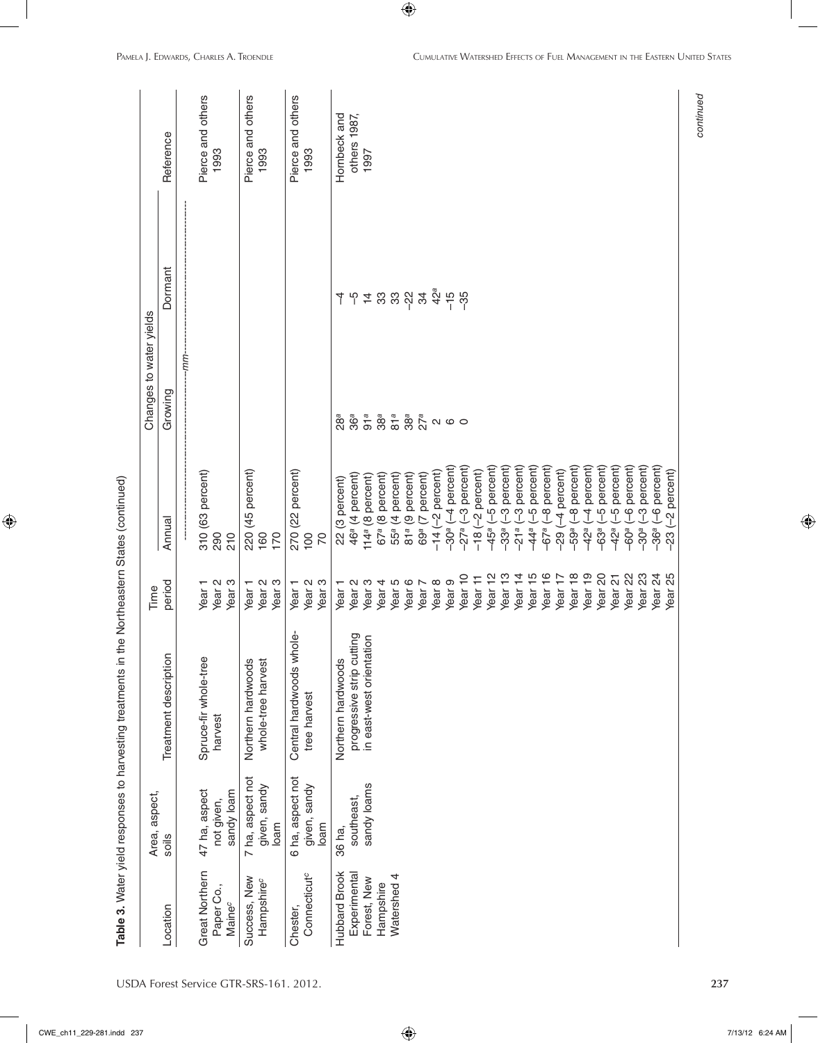**Table 3.** Water yield responses to harvesting treatments in the Northeastern States (continued)

| Location | Area, aspect, soils | Treatment description | Time period | Changes to water yields | | | Reference |
|---|---|---|---|---|---|---|---|
| | | | | Annual | Growing | Dormant | |
| | | | | ----------------------------------mm---------------------------------- | | | |
| Great Northern Paper Co., Maine[c] | 47 ha, aspect not given, sandy loam | Spruce-fir whole-tree harvest | Year 1 | 310 (63 percent) | | | Pierce and others 1993 |
| | | | Year 2 | 290 | | | |
| | | | Year 3 | 210 | | | |
| Success, New Hampshire[c] | 7 ha, aspect not given, sandy loam | Northern hardwoods whole-tree harvest | Year 1 | 220 (45 percent) | | | Pierce and others 1993 |
| | | | Year 2 | 160 | | | |
| | | | Year 3 | 170 | | | |
| Chester, Connecticut[c] | 6 ha, aspect not given, sandy loam | Central hardwoods whole-tree harvest | Year 1 | 270 (22 percent) | | | Pierce and others 1993 |
| | | | Year 2 | 100 | | | |
| | | | Year 3 | 70 | | | |
| Hubbard Brook Experimental Forest, New Hampshire Watershed 4 | 36 ha, southeast, sandy loams | Northern hardwoods progressive strip cutting in east-west orientation | Year 1 | 22 (3 percent) | 28[a] | –4 | Hornbeck and others 1987, 1997 |
| | | | Year 2 | 46[a] (4 percent) | 36[a] | –5 | |
| | | | Year 3 | 114[a] (8 percent) | 91[a] | 14 | |
| | | | Year 4 | 67[a] (8 percent) | 38[a] | 33 | |
| | | | Year 5 | 55[a] (4 percent) | 81[a] | 33 | |
| | | | Year 6 | 81[a] (9 percent) | 38[a] | –22 | |
| | | | Year 7 | 69[a] (7 percent) | 27[a] | 34 | |
| | | | Year 8 | –14 (–2 percent) | 2 | 42[a] | |
| | | | Year 9 | –30[a] (–4 percent) | 6 | –15 | |
| | | | Year 10 | –27[a] (–3 percent) | 0 | –35 | |
| | | | Year 11 | –18 (–2 percent) | | | |
| | | | Year 12 | –45[a] (–5 percent) | | | |
| | | | Year 13 | –33[a] (–3 percent) | | | |
| | | | Year 14 | –21[a] (–3 percent) | | | |
| | | | Year 15 | –44[a] (–5 percent) | | | |
| | | | Year 16 | –67[a] (–8 percent) | | | |
| | | | Year 17 | –29 (–4 percent) | | | |
| | | | Year 18 | –59[a] (–8 percent) | | | |
| | | | Year 19 | –42[a] (–4 percent) | | | |
| | | | Year 20 | –63[a] (–5 percent) | | | |
| | | | Year 21 | –42[a] (–5 percent) | | | |
| | | | Year 22 | –60[a] (–6 percent) | | | |
| | | | Year 23 | –30[a] (–3 percent) | | | |
| | | | Year 24 | –36[a] (–6 percent) | | | |
| | | | Year 25 | –23 (–2 percent) | | | |

*continued*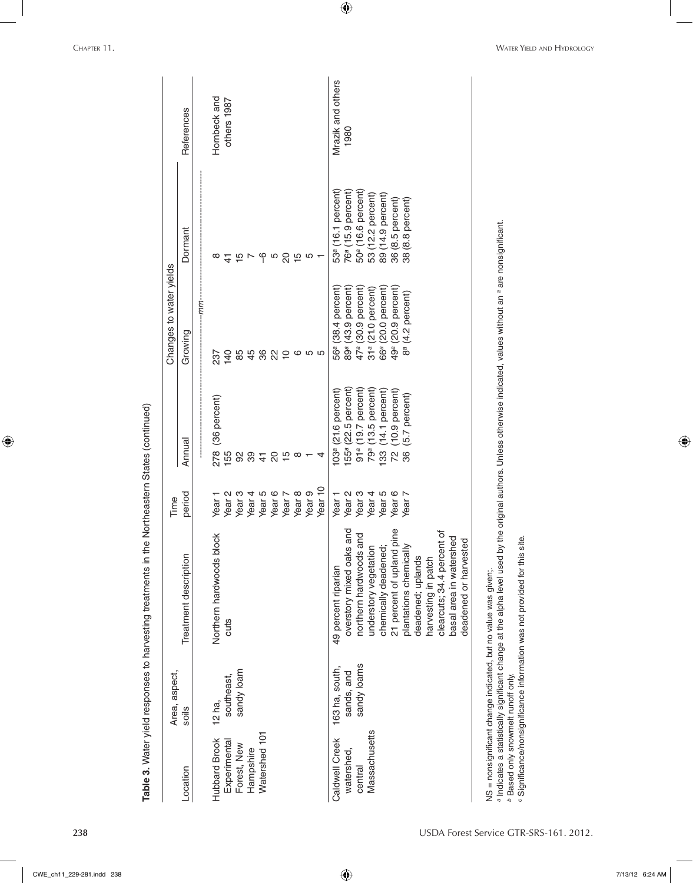**Table 3.** Water yield responses to harvesting treatments in the Northeastern States (continued)

| Location | Area, aspect, soils | Treatment description | Time period | Changes to water yields | | | References |
|---|---|---|---|---|---|---|---|
| | | | | Annual | Growing | Dormant | |
| | | | | *mm* | | | |
| Hubbard Brook Experimental Forest, New Hampshire Watershed 101 | 12 ha, southeast, sandy loam | Northern hardwoods block cuts | Year 1 | 278 (36 percent) | 237 | 8 | Hornbeck and others 1987 |
| | | | Year 2 | 155 | 140 | 41 | |
| | | | Year 3 | 92 | 85 | 15 | |
| | | | Year 4 | 39 | 45 | 7 | |
| | | | Year 5 | 41 | 36 | –6 | |
| | | | Year 6 | 20 | 22 | 5 | |
| | | | Year 7 | 15 | 10 | 20 | |
| | | | Year 8 | 8 | 6 | 15 | |
| | | | Year 9 | 1 | 5 | 5 | |
| | | | Year 10 | 4 | 5 | 1 | |
| Caldwell Creek watershed, central Massachusetts | 163 ha, south, sands, and sandy loams | 49 percent riparian overstory mixed oaks and northern hardwoods and understory vegetation chemically deadened; 21 percent of upland pine plantations chemically deadened; uplands harvesting in patch clearcuts; 34.4 percent of basal area in watershed deadened or harvested | Year 1 | 103[a] (21.6 percent) | 56[a] (38.4 percent) | 53[a] (16.1 percent) | Mrazik and others 1980 |
| | | | Year 2 | 155[a] (22.5 percent) | 89[a] (43.9 percent) | 76[a] (15.9 percent) | |
| | | | Year 3 | 91[a] (19.7 percent) | 47[a] (30.9 percent) | 50[a] (16.6 percent) | |
| | | | Year 4 | 79[a] (13.5 percent) | 31[a] (21.0 percent) | 53 (12.2 percent) | |
| | | | Year 5 | 133 (14.1 percent) | 66[a] (20.0 percent) | 89 (14.9 percent) | |
| | | | Year 6 | 72 (10.9 percent) | 49[a] (20.9 percent) | 36 (8.5 percent) | |
| | | | Year 7 | 36 (5.7 percent) | 8[a] (4.2 percent) | 38 (8.8 percent) | |

NS = nonsignificant change indicated, but no value was given;.
[a] Indicates a statistically significant change at the alpha level used by the original authors. Unless otherwise indicated, values without an [a] are nonsignificant.
[b] Based only snowmelt runoff only.
[c] Significance/nonsignificance information was not provided for this site.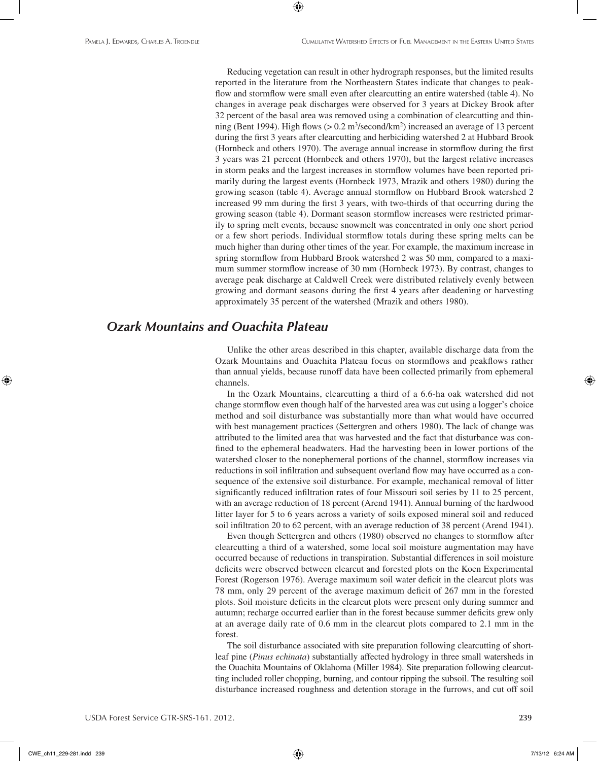Reducing vegetation can result in other hydrograph responses, but the limited results reported in the literature from the Northeastern States indicate that changes to peakflow and stormflow were small even after clearcutting an entire watershed (table 4). No changes in average peak discharges were observed for 3 years at Dickey Brook after 32 percent of the basal area was removed using a combination of clearcutting and thinning (Bent 1994). High flows (> 0.2 $m^3$/second/$km^2$) increased an average of 13 percent during the first 3 years after clearcutting and herbiciding watershed 2 at Hubbard Brook (Hornbeck and others 1970). The average annual increase in stormflow during the first 3 years was 21 percent (Hornbeck and others 1970), but the largest relative increases in storm peaks and the largest increases in stormflow volumes have been reported primarily during the largest events (Hornbeck 1973, Mrazik and others 1980) during the growing season (table 4). Average annual stormflow on Hubbard Brook watershed 2 increased 99 mm during the first 3 years, with two-thirds of that occurring during the growing season (table 4). Dormant season stormflow increases were restricted primarily to spring melt events, because snowmelt was concentrated in only one short period or a few short periods. Individual stormflow totals during these spring melts can be much higher than during other times of the year. For example, the maximum increase in spring stormflow from Hubbard Brook watershed 2 was 50 mm, compared to a maximum summer stormflow increase of 30 mm (Hornbeck 1973). By contrast, changes to average peak discharge at Caldwell Creek were distributed relatively evenly between growing and dormant seasons during the first 4 years after deadening or harvesting approximately 35 percent of the watershed (Mrazik and others 1980).

## *Ozark Mountains and Ouachita Plateau*

Unlike the other areas described in this chapter, available discharge data from the Ozark Mountains and Ouachita Plateau focus on stormflows and peakflows rather than annual yields, because runoff data have been collected primarily from ephemeral channels.

In the Ozark Mountains, clearcutting a third of a 6.6-ha oak watershed did not change stormflow even though half of the harvested area was cut using a logger's choice method and soil disturbance was substantially more than what would have occurred with best management practices (Settergren and others 1980). The lack of change was attributed to the limited area that was harvested and the fact that disturbance was confined to the ephemeral headwaters. Had the harvesting been in lower portions of the watershed closer to the nonephemeral portions of the channel, stormflow increases via reductions in soil infiltration and subsequent overland flow may have occurred as a consequence of the extensive soil disturbance. For example, mechanical removal of litter significantly reduced infiltration rates of four Missouri soil series by 11 to 25 percent, with an average reduction of 18 percent (Arend 1941). Annual burning of the hardwood litter layer for 5 to 6 years across a variety of soils exposed mineral soil and reduced soil infiltration 20 to 62 percent, with an average reduction of 38 percent (Arend 1941).

Even though Settergren and others (1980) observed no changes to stormflow after clearcutting a third of a watershed, some local soil moisture augmentation may have occurred because of reductions in transpiration. Substantial differences in soil moisture deficits were observed between clearcut and forested plots on the Koen Experimental Forest (Rogerson 1976). Average maximum soil water deficit in the clearcut plots was 78 mm, only 29 percent of the average maximum deficit of 267 mm in the forested plots. Soil moisture deficits in the clearcut plots were present only during summer and autumn; recharge occurred earlier than in the forest because summer deficits grew only at an average daily rate of 0.6 mm in the clearcut plots compared to 2.1 mm in the forest.

The soil disturbance associated with site preparation following clearcutting of shortleaf pine (*Pinus echinata*) substantially affected hydrology in three small watersheds in the Ouachita Mountains of Oklahoma (Miller 1984). Site preparation following clearcutting included roller chopping, burning, and contour ripping the subsoil. The resulting soil disturbance increased roughness and detention storage in the furrows, and cut off soil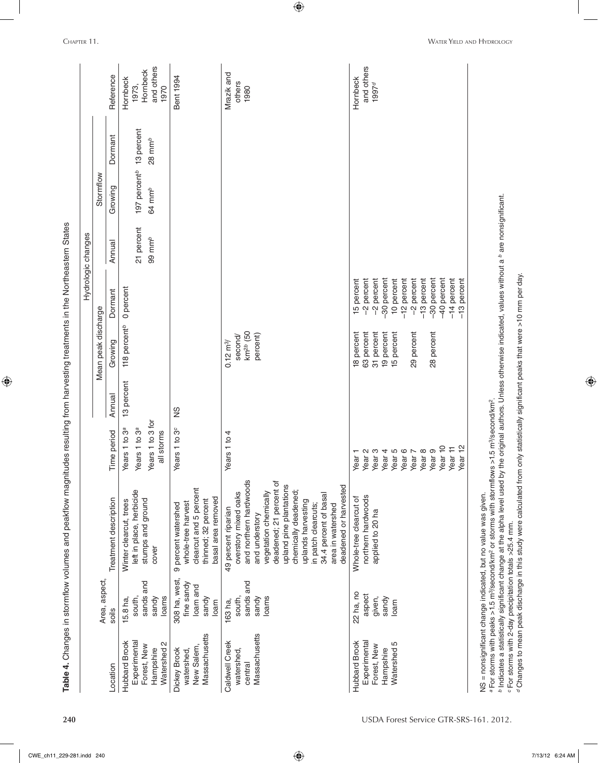**Table 4.** Changes in stormflow volumes and peakflow magnitudes resulting from harvesting treatments in the Northeastern States

| Location | Area, aspect, soils | Treatment description | Time period | Hydrologic changes | | | | | | Reference |
|---|---|---|---|---|---|---|---|---|---|---|
| | | | | Mean peak discharge | | | Stormflow | | | |
| | | | | Annual | Growing | Dormant | Annual | Growing | Dormant | |
| Hubbard Brook Experimental Forest, New Hampshire Watershed 2 | 15.8 ha, south, sands and sandy loams | Winter clearcut, trees left in place, herbicide stumps and ground cover | Years 1 to 3[a] | 13 percent | 118 percent[b] | 0 percent | | | | Hornbeck 1973, Hornbeck and others 1970 |
| | | | Years 1 to 3[a] | | | | | 197 percent[b] | 13 percent | |
| | | | Years 1 to 3 for all storms | | | | 21 percent 99 mm[b] | 64 mm[b] | 28 mm[b] | |
| Dickey Brook watershed, New Salem, Massachusetts | 308 ha, west, fine sandy loam and sandy loam | 9 percent watershed whole-tree harvest clearcut and 5 percent thinned; 32 percent basal area removed | Years 1 to 3[c] | NS | | | | | | Bent 1994 |
| Caldwell Creek watershed, central Massachusetts | 163 ha, south, sands and sandy loams | 49 percent riparian overstory mixed oaks and northern hardwoods and understory vegetation chemically deadened; 21 percent of upland pine plantations chemically deadened; uplands harvesting in patch clearcuts; 34.4 percent of basal area in watershed deadened or harvested | Years 1 to 4 | | 0.12 m³/second/km²[b] (50 percent) | | | | | Mrazik and others 1980 |
| Hubbard Brook Experimental Forest, New Hampshire Watershed 5 | 22 ha, no aspect given, sandy loam | Whole-tree clearcut of northern hardwoods applied to 20 ha | Year 1 | | 18 percent | 15 percent | | | | Hornbeck and others 1997[d] |
| | | | Year 2 | | 63 percent | −2 percent | | | | |
| | | | Year 3 | | 31 percent | −2 percent | | | | |
| | | | Year 4 | | 19 percent | −30 percent | | | | |
| | | | Year 5 | | 15 percent | 10 percent | | | | |
| | | | Year 6 | | | −12 percent | | | | |
| | | | Year 7 | | 29 percent | −2 percent | | | | |
| | | | Year 8 | | | −13 percent | | | | |
| | | | Year 9 | | 28 percent | −30 percent | | | | |
| | | | Year 10 | | | −40 percent | | | | |
| | | | Year 11 | | | −14 percent | | | | |
| | | | Year 12 | | | −13 percent | | | | |

NS = nonsignificant change indicated, but no value was given.

[a] For storms with peaks >1.5 m³/second/km² or storms with stormflows >1.5 m³/second/km².

[b] Indicates a statistically significant change at the alpha level used by the original authors. Unless otherwise indicated, values without a [b] are nonsignificant.

[c] For storms with 2-day precipitation totals >25.4 mm.

[d] Changes to mean peak discharge in this study were calculated from only statistically significant peaks that were >10 mm per day.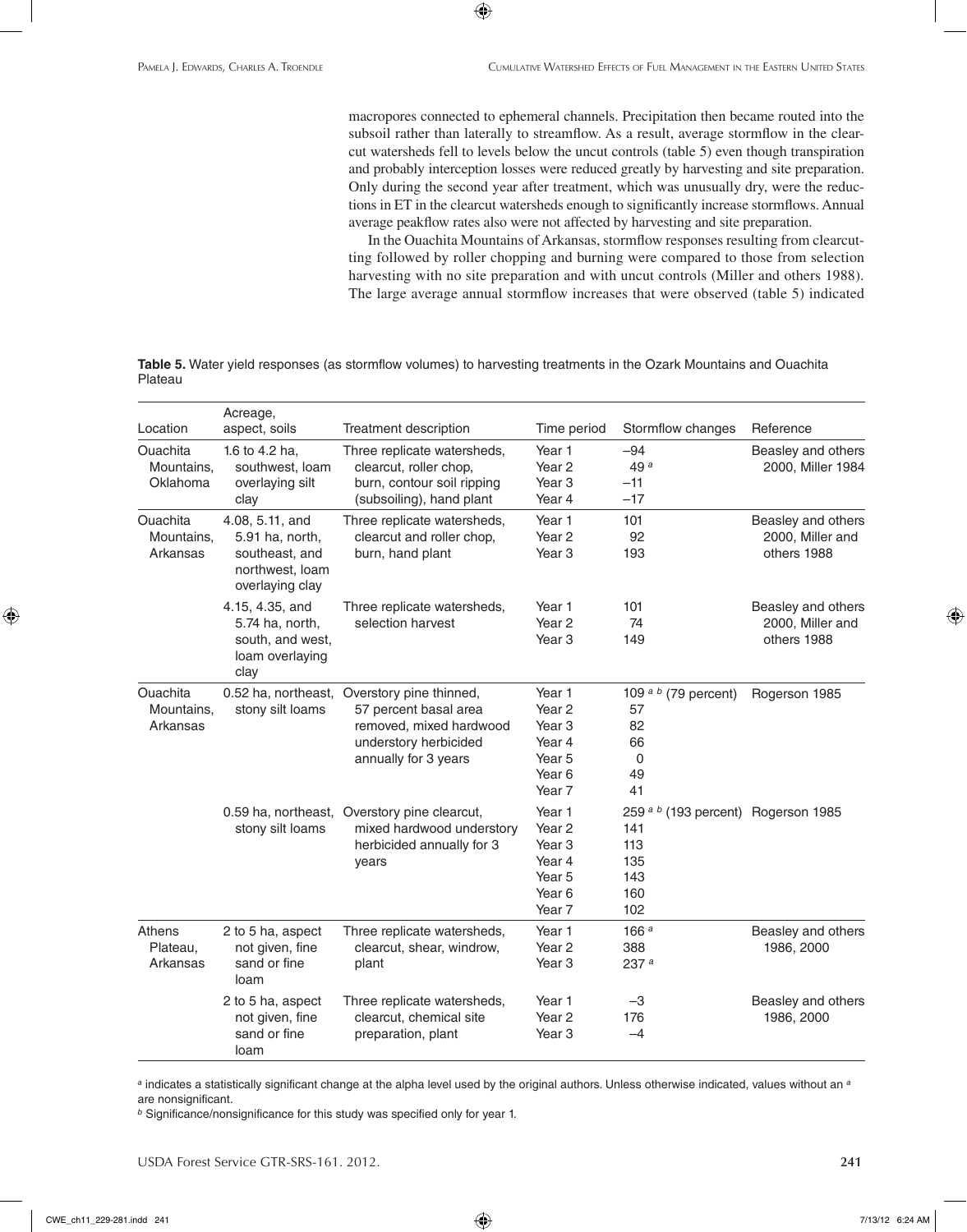macropores connected to ephemeral channels. Precipitation then became routed into the subsoil rather than laterally to streamflow. As a result, average stormflow in the clearcut watersheds fell to levels below the uncut controls (table 5) even though transpiration and probably interception losses were reduced greatly by harvesting and site preparation. Only during the second year after treatment, which was unusually dry, were the reductions in ET in the clearcut watersheds enough to significantly increase stormflows. Annual average peakflow rates also were not affected by harvesting and site preparation.

In the Ouachita Mountains of Arkansas, stormflow responses resulting from clearcutting followed by roller chopping and burning were compared to those from selection harvesting with no site preparation and with uncut controls (Miller and others 1988). The large average annual stormflow increases that were observed (table 5) indicated

**Table 5.** Water yield responses (as stormflow volumes) to harvesting treatments in the Ozark Mountains and Ouachita Plateau

| Location | Acreage, aspect, soils | Treatment description | Time period | Stormflow changes | Reference |
|---|---|---|---|---|---|
| Ouachita Mountains, Oklahoma | 1.6 to 4.2 ha, southwest, loam overlaying silt clay | Three replicate watersheds, clearcut, roller chop, burn, contour soil ripping (subsoiling), hand plant | Year 1 | –94 | Beasley and others 2000, Miller 1984 |
| | | | Year 2 | 49 [a] | |
| | | | Year 3 | –11 | |
| | | | Year 4 | –17 | |
| Ouachita Mountains, Arkansas | 4.08, 5.11, and 5.91 ha, north, southeast, and northwest, loam overlaying clay | Three replicate watersheds, clearcut and roller chop, burn, hand plant | Year 1 | 101 | Beasley and others 2000, Miller and others 1988 |
| | | | Year 2 | 92 | |
| | | | Year 3 | 193 | |
| | 4.15, 4.35, and 5.74 ha, north, south, and west, loam overlaying clay | Three replicate watersheds, selection harvest | Year 1 | 101 | Beasley and others 2000, Miller and others 1988 |
| | | | Year 2 | 74 | |
| | | | Year 3 | 149 | |
| Ouachita Mountains, Arkansas | 0.52 ha, northeast, stony silt loams | Overstory pine thinned, 57 percent basal area removed, mixed hardwood understory herbicided annually for 3 years | Year 1 | 109 [a b] (79 percent) | Rogerson 1985 |
| | | | Year 2 | 57 | |
| | | | Year 3 | 82 | |
| | | | Year 4 | 66 | |
| | | | Year 5 | 0 | |
| | | | Year 6 | 49 | |
| | | | Year 7 | 41 | |
| | 0.59 ha, northeast, stony silt loams | Overstory pine clearcut, mixed hardwood understory herbicided annually for 3 years | Year 1 | 259 [a b] (193 percent) | Rogerson 1985 |
| | | | Year 2 | 141 | |
| | | | Year 3 | 113 | |
| | | | Year 4 | 135 | |
| | | | Year 5 | 143 | |
| | | | Year 6 | 160 | |
| | | | Year 7 | 102 | |
| Athens Plateau, Arkansas | 2 to 5 ha, aspect not given, fine sand or fine loam | Three replicate watersheds, clearcut, shear, windrow, plant | Year 1 | 166 [a] | Beasley and others 1986, 2000 |
| | | | Year 2 | 388 | |
| | | | Year 3 | 237 [a] | |
| | 2 to 5 ha, aspect not given, fine sand or fine loam | Three replicate watersheds, clearcut, chemical site preparation, plant | Year 1 | –3 | Beasley and others 1986, 2000 |
| | | | Year 2 | 176 | |
| | | | Year 3 | –4 | |

[a] indicates a statistically significant change at the alpha level used by the original authors. Unless otherwise indicated, values without an [a] are nonsignificant.

[b] Significance/nonsignificance for this study was specified only for year 1.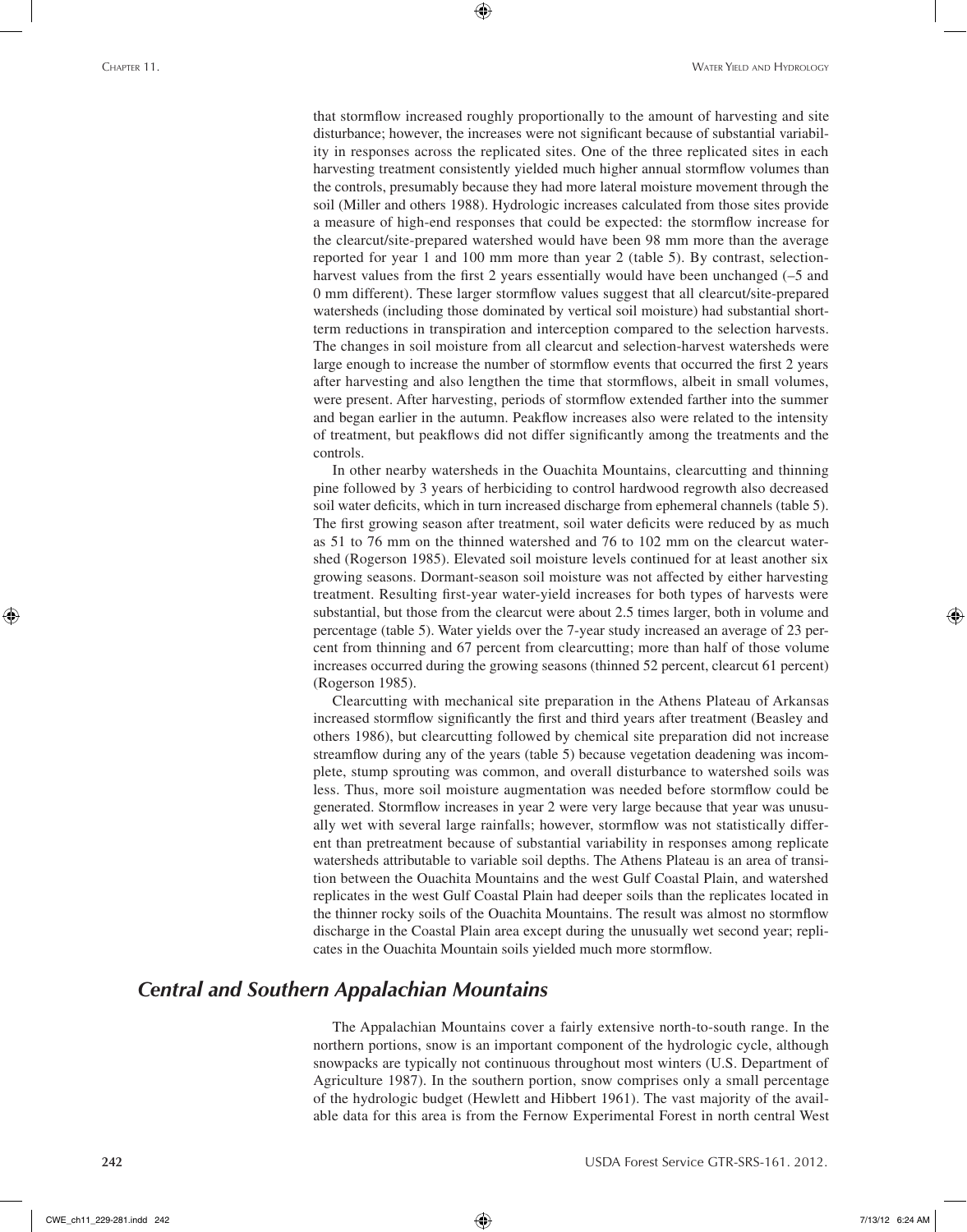that stormflow increased roughly proportionally to the amount of harvesting and site disturbance; however, the increases were not significant because of substantial variability in responses across the replicated sites. One of the three replicated sites in each harvesting treatment consistently yielded much higher annual stormflow volumes than the controls, presumably because they had more lateral moisture movement through the soil (Miller and others 1988). Hydrologic increases calculated from those sites provide a measure of high-end responses that could be expected: the stormflow increase for the clearcut/site-prepared watershed would have been 98 mm more than the average reported for year 1 and 100 mm more than year 2 (table 5). By contrast, selection-harvest values from the first 2 years essentially would have been unchanged (–5 and 0 mm different). These larger stormflow values suggest that all clearcut/site-prepared watersheds (including those dominated by vertical soil moisture) had substantial short-term reductions in transpiration and interception compared to the selection harvests. The changes in soil moisture from all clearcut and selection-harvest watersheds were large enough to increase the number of stormflow events that occurred the first 2 years after harvesting and also lengthen the time that stormflows, albeit in small volumes, were present. After harvesting, periods of stormflow extended farther into the summer and began earlier in the autumn. Peakflow increases also were related to the intensity of treatment, but peakflows did not differ significantly among the treatments and the controls.

In other nearby watersheds in the Ouachita Mountains, clearcutting and thinning pine followed by 3 years of herbiciding to control hardwood regrowth also decreased soil water deficits, which in turn increased discharge from ephemeral channels (table 5). The first growing season after treatment, soil water deficits were reduced by as much as 51 to 76 mm on the thinned watershed and 76 to 102 mm on the clearcut watershed (Rogerson 1985). Elevated soil moisture levels continued for at least another six growing seasons. Dormant-season soil moisture was not affected by either harvesting treatment. Resulting first-year water-yield increases for both types of harvests were substantial, but those from the clearcut were about 2.5 times larger, both in volume and percentage (table 5). Water yields over the 7-year study increased an average of 23 percent from thinning and 67 percent from clearcutting; more than half of those volume increases occurred during the growing seasons (thinned 52 percent, clearcut 61 percent) (Rogerson 1985).

Clearcutting with mechanical site preparation in the Athens Plateau of Arkansas increased stormflow significantly the first and third years after treatment (Beasley and others 1986), but clearcutting followed by chemical site preparation did not increase streamflow during any of the years (table 5) because vegetation deadening was incomplete, stump sprouting was common, and overall disturbance to watershed soils was less. Thus, more soil moisture augmentation was needed before stormflow could be generated. Stormflow increases in year 2 were very large because that year was unusually wet with several large rainfalls; however, stormflow was not statistically different than pretreatment because of substantial variability in responses among replicate watersheds attributable to variable soil depths. The Athens Plateau is an area of transition between the Ouachita Mountains and the west Gulf Coastal Plain, and watershed replicates in the west Gulf Coastal Plain had deeper soils than the replicates located in the thinner rocky soils of the Ouachita Mountains. The result was almost no stormflow discharge in the Coastal Plain area except during the unusually wet second year; replicates in the Ouachita Mountain soils yielded much more stormflow.

## *Central and Southern Appalachian Mountains*

The Appalachian Mountains cover a fairly extensive north-to-south range. In the northern portions, snow is an important component of the hydrologic cycle, although snowpacks are typically not continuous throughout most winters (U.S. Department of Agriculture 1987). In the southern portion, snow comprises only a small percentage of the hydrologic budget (Hewlett and Hibbert 1961). The vast majority of the available data for this area is from the Fernow Experimental Forest in north central West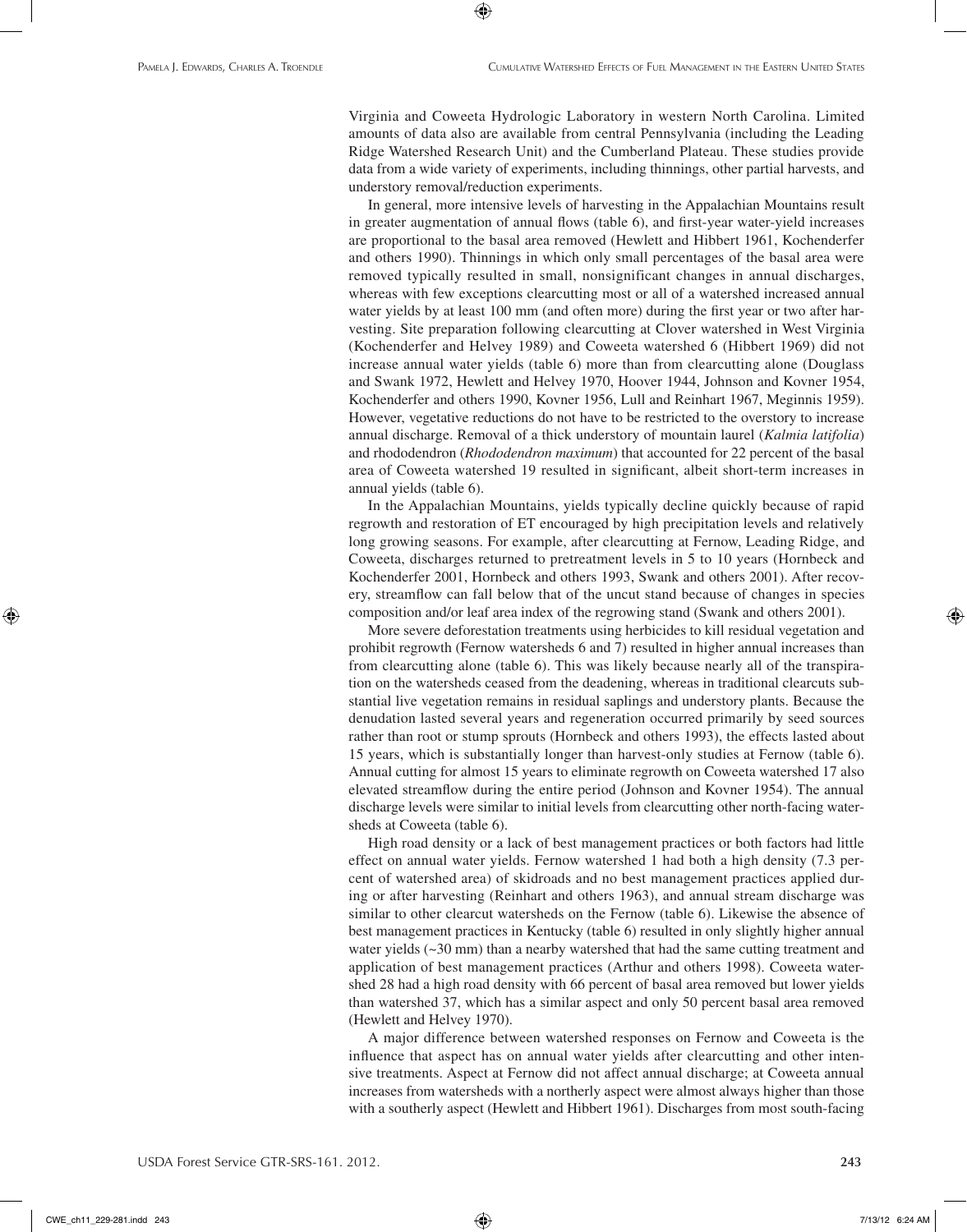Virginia and Coweeta Hydrologic Laboratory in western North Carolina. Limited amounts of data also are available from central Pennsylvania (including the Leading Ridge Watershed Research Unit) and the Cumberland Plateau. These studies provide data from a wide variety of experiments, including thinnings, other partial harvests, and understory removal/reduction experiments.

In general, more intensive levels of harvesting in the Appalachian Mountains result in greater augmentation of annual flows (table 6), and first-year water-yield increases are proportional to the basal area removed (Hewlett and Hibbert 1961, Kochenderfer and others 1990). Thinnings in which only small percentages of the basal area were removed typically resulted in small, nonsignificant changes in annual discharges, whereas with few exceptions clearcutting most or all of a watershed increased annual water yields by at least 100 mm (and often more) during the first year or two after harvesting. Site preparation following clearcutting at Clover watershed in West Virginia (Kochenderfer and Helvey 1989) and Coweeta watershed 6 (Hibbert 1969) did not increase annual water yields (table 6) more than from clearcutting alone (Douglass and Swank 1972, Hewlett and Helvey 1970, Hoover 1944, Johnson and Kovner 1954, Kochenderfer and others 1990, Kovner 1956, Lull and Reinhart 1967, Meginnis 1959). However, vegetative reductions do not have to be restricted to the overstory to increase annual discharge. Removal of a thick understory of mountain laurel (*Kalmia latifolia*) and rhododendron (*Rhododendron maximum*) that accounted for 22 percent of the basal area of Coweeta watershed 19 resulted in significant, albeit short-term increases in annual yields (table 6).

In the Appalachian Mountains, yields typically decline quickly because of rapid regrowth and restoration of ET encouraged by high precipitation levels and relatively long growing seasons. For example, after clearcutting at Fernow, Leading Ridge, and Coweeta, discharges returned to pretreatment levels in 5 to 10 years (Hornbeck and Kochenderfer 2001, Hornbeck and others 1993, Swank and others 2001). After recovery, streamflow can fall below that of the uncut stand because of changes in species composition and/or leaf area index of the regrowing stand (Swank and others 2001).

More severe deforestation treatments using herbicides to kill residual vegetation and prohibit regrowth (Fernow watersheds 6 and 7) resulted in higher annual increases than from clearcutting alone (table 6). This was likely because nearly all of the transpiration on the watersheds ceased from the deadening, whereas in traditional clearcuts substantial live vegetation remains in residual saplings and understory plants. Because the denudation lasted several years and regeneration occurred primarily by seed sources rather than root or stump sprouts (Hornbeck and others 1993), the effects lasted about 15 years, which is substantially longer than harvest-only studies at Fernow (table 6). Annual cutting for almost 15 years to eliminate regrowth on Coweeta watershed 17 also elevated streamflow during the entire period (Johnson and Kovner 1954). The annual discharge levels were similar to initial levels from clearcutting other north-facing watersheds at Coweeta (table 6).

High road density or a lack of best management practices or both factors had little effect on annual water yields. Fernow watershed 1 had both a high density (7.3 percent of watershed area) of skidroads and no best management practices applied during or after harvesting (Reinhart and others 1963), and annual stream discharge was similar to other clearcut watersheds on the Fernow (table 6). Likewise the absence of best management practices in Kentucky (table 6) resulted in only slightly higher annual water yields (~30 mm) than a nearby watershed that had the same cutting treatment and application of best management practices (Arthur and others 1998). Coweeta watershed 28 had a high road density with 66 percent of basal area removed but lower yields than watershed 37, which has a similar aspect and only 50 percent basal area removed (Hewlett and Helvey 1970).

A major difference between watershed responses on Fernow and Coweeta is the influence that aspect has on annual water yields after clearcutting and other intensive treatments. Aspect at Fernow did not affect annual discharge; at Coweeta annual increases from watersheds with a northerly aspect were almost always higher than those with a southerly aspect (Hewlett and Hibbert 1961). Discharges from most south-facing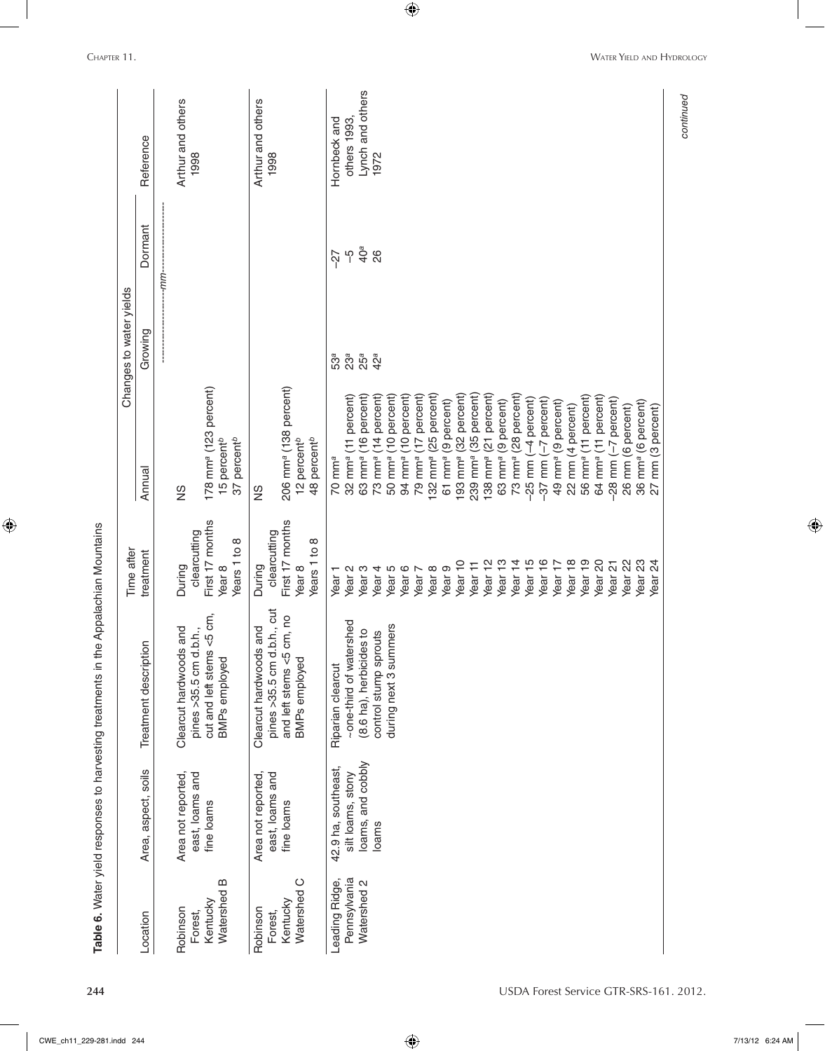**Table 6.** Water yield responses to harvesting treatments in the Appalachian Mountains

| Location | Area, aspect, soils | Treatment description | Time after treatment | Changes to water yields | | | Reference |
|---|---|---|---|---|---|---|---|
| | | | | Annual | Growing | Dormant | |
| | | | | ------------------------mm------------------------ | | | |
| Robinson Forest, Kentucky Watershed B | Area not reported, east, loams and fine loams | Clearcut hardwoods and pines >35.5 cm d.b.h., cut and left stems <5 cm, BMPs employed | During clearcutting | NS | | | Arthur and others 1998 |
| | | | First 17 months | 178 mm[a] (123 percent) | | | |
| | | | Year 8 | 15 percent[b] | | | |
| | | | Years 1 to 8 | 37 percent[b] | | | |
| Robinson Forest, Kentucky Watershed C | Area not reported, east, loams and fine loams | Clearcut hardwoods and pines >35.5 cm d.b.h., cut and left stems <5 cm, no BMPs employed | During clearcutting | NS | | | Arthur and others 1998 |
| | | | First 17 months | 206 mm[a] (138 percent) | | | |
| | | | Year 8 | 12 percent[b] | | | |
| | | | Years 1 to 8 | 48 percent[b] | | | |
| Leading Ridge, Pennsylvania Watershed 2 | 42.9 ha, southeast, silt loams, stony loams, and cobbly loams | Riparian clearcut ~one-third of watershed (8.6 ha), herbicides to control stump sprouts during next 3 summers | Year 1 | 70 mm[a] | 53[a] | −27 | Hornbeck and others 1993, Lynch and others 1972 |
| | | | Year 2 | 32 mm[a] (11 percent) | 23[a] | −5 | |
| | | | Year 3 | 63 mm[a] (16 percent) | 25[a] | 40[a] | |
| | | | Year 4 | 73 mm[a] (14 percent) | 42[a] | 26 | |
| | | | Year 5 | 50 mm[a] (10 percent) | | | |
| | | | Year 6 | 94 mm[a] (10 percent) | | | |
| | | | Year 7 | 79 mm[a] (17 percent) | | | |
| | | | Year 8 | 132 mm[a] (25 percent) | | | |
| | | | Year 9 | 61 mm[a] (9 percent) | | | |
| | | | Year 10 | 193 mm[a] (32 percent) | | | |
| | | | Year 11 | 239 mm[a] (35 percent) | | | |
| | | | Year 12 | 138 mm[a] (21 percent) | | | |
| | | | Year 13 | 63 mm[a] (9 percent) | | | |
| | | | Year 14 | 73 mm[a] (28 percent) | | | |
| | | | Year 15 | −25 mm (−4 percent) | | | |
| | | | Year 16 | −37 mm (−7 percent) | | | |
| | | | Year 17 | 49 mm[a] (9 percent) | | | |
| | | | Year 18 | 22 mm (4 percent) | | | |
| | | | Year 19 | 56 mm[a] (11 percent) | | | |
| | | | Year 20 | 64 mm[a] (11 percent) | | | |
| | | | Year 21 | −28 mm (−7 percent) | | | |
| | | | Year 22 | 26 mm (6 percent) | | | |
| | | | Year 23 | 36 mm[a] (6 percent) | | | |
| | | | Year 24 | 27 mm (3 percent) | | | |

*continued*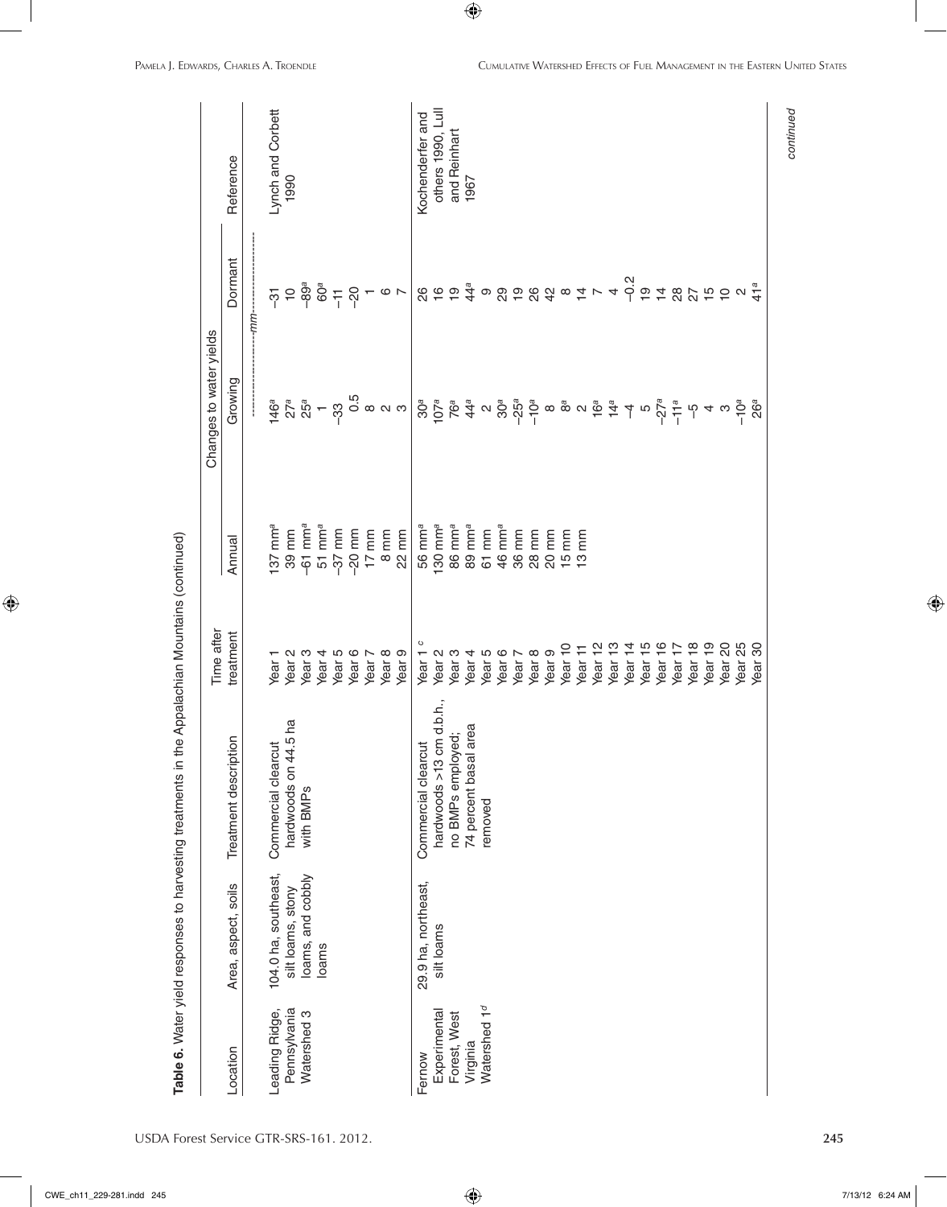**Table 6.** Water yield responses to harvesting treatments in the Appalachian Mountains (continued)

| Location | Area, aspect, soils | Treatment description | Time after treatment | Changes to water yields | | | Reference |
|---|---|---|---|---|---|---|---|
| | | | | Annual | Growing | Dormant | |
| | | | | ----------------------mm---------------------- | | | |
| Leading Ridge, Pennsylvania Watershed 3 | 104.0 ha, southeast, silt loams, stony loams, and cobbly loams | Commercial clearcut hardwoods on 44.5 ha with BMPs | Year 1 | 137 mm[a] | 146[a] | –31 | Lynch and Corbett 1990 |
| | | | Year 2 | 39 mm | 27[a] | 10 | |
| | | | Year 3 | –61 mm[a] | 25[a] | –89[a] | |
| | | | Year 4 | 51 mm[a] | 1 | 60[a] | |
| | | | Year 5 | –37 mm | –33 | –11 | |
| | | | Year 6 | –20 mm | 0.5 | –20 | |
| | | | Year 7 | 17 mm | 8 | 1 | |
| | | | Year 8 | 8 mm | 2 | 6 | |
| | | | Year 9 | 22 mm | 3 | 7 | |
| Fernow Experimental Forest, West Virginia Watershed 1[d] | 29.9 ha, northeast, silt loams | Commercial clearcut hardwoods >13 cm d.b.h., no BMPs employed; 74 percent basal area removed | Year 1 [c] | 56 mm[a] | 30[a] | 26 | Kochenderfer and others 1990, Lull and Reinhart 1967 |
| | | | Year 2 | 130 mm[a] | 107[a] | 16 | |
| | | | Year 3 | 86 mm[a] | 76[a] | 19 | |
| | | | Year 4 | 89 mm[a] | 44[a] | 44[a] | |
| | | | Year 5 | 61 mm | 2 | 9 | |
| | | | Year 6 | 46 mm[a] | 30[a] | 29 | |
| | | | Year 7 | 36 mm | –25[a] | 19 | |
| | | | Year 8 | 28 mm | –10[a] | 26 | |
| | | | Year 9 | 20 mm | 8 | 42 | |
| | | | Year 10 | 15 mm | 8[a] | 8 | |
| | | | Year 11 | 13 mm | 2 | 14 | |
| | | | Year 12 | | 16[a] | 7 | |
| | | | Year 13 | | 14[a] | 4 | |
| | | | Year 14 | | –4 | –0.2 | |
| | | | Year 15 | | 5 | 19 | |
| | | | Year 16 | | –27[a] | 14 | |
| | | | Year 17 | | –11[a] | 28 | |
| | | | Year 18 | | –5 | 27 | |
| | | | Year 19 | | 4 | 15 | |
| | | | Year 20 | | 3 | 10 | |
| | | | Year 25 | | –10[a] | 2 | |
| | | | Year 30 | | 26[a] | 41[a] | |

*continued*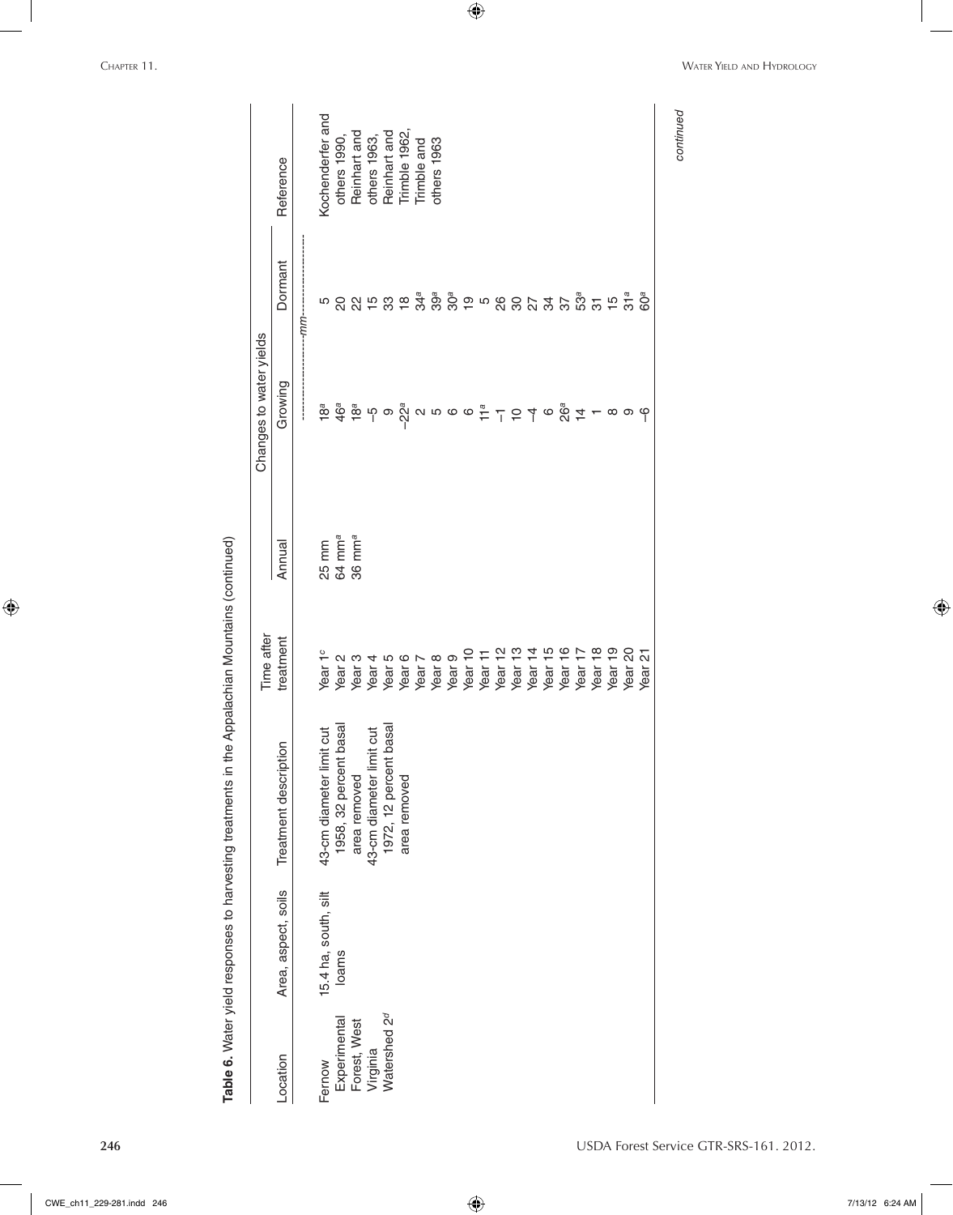**Table 6.** Water yield responses to harvesting treatments in the Appalachian Mountains (continued)

| Location | Area, aspect, soils | Treatment description | Time after treatment | Annual | Changes to water yields Growing | Dormant | Reference |
|---|---|---|---|---|---|---|---|
| | | | | | ---------------mm--------------- | | |
| Fernow Experimental Forest, West Virginia Watershed 2[d] | 15.4 ha, south, silt loams | 43-cm diameter limit cut 1958, 32 percent basal area removed 43-cm diameter limit cut 1972, 12 percent basal area removed | Year 1[c] | 25 mm | 18[a] | 5 | Kochenderfer and others 1990, Reinhart and others 1963, Reinhart and Trimble 1962, Trimble and others 1963 |
| | | | Year 2 | 64 mm[a] | 46[a] | 20 | |
| | | | Year 3 | 36 mm[a] | 18[a] | 22 | |
| | | | Year 4 | | –5 | 15 | |
| | | | Year 5 | | 9 | 33 | |
| | | | Year 6 | | –22[a] | 18 | |
| | | | Year 7 | | 2 | 34[a] | |
| | | | Year 8 | | 5 | 39[a] | |
| | | | Year 9 | | 6 | 30[a] | |
| | | | Year 10 | | 6 | 19 | |
| | | | Year 11 | | 11[a] | 5 | |
| | | | Year 12 | | –1 | 26 | |
| | | | Year 13 | | 10 | 30 | |
| | | | Year 14 | | –4 | 27 | |
| | | | Year 15 | | 6 | 34 | |
| | | | Year 16 | | 26[a] | 37 | |
| | | | Year 17 | | 14 | 53[a] | |
| | | | Year 18 | | 1 | 31 | |
| | | | Year 19 | | 8 | 15 | |
| | | | Year 20 | | 9 | 31[a] | |
| | | | Year 21 | | –6 | 60[a] | |

*continued*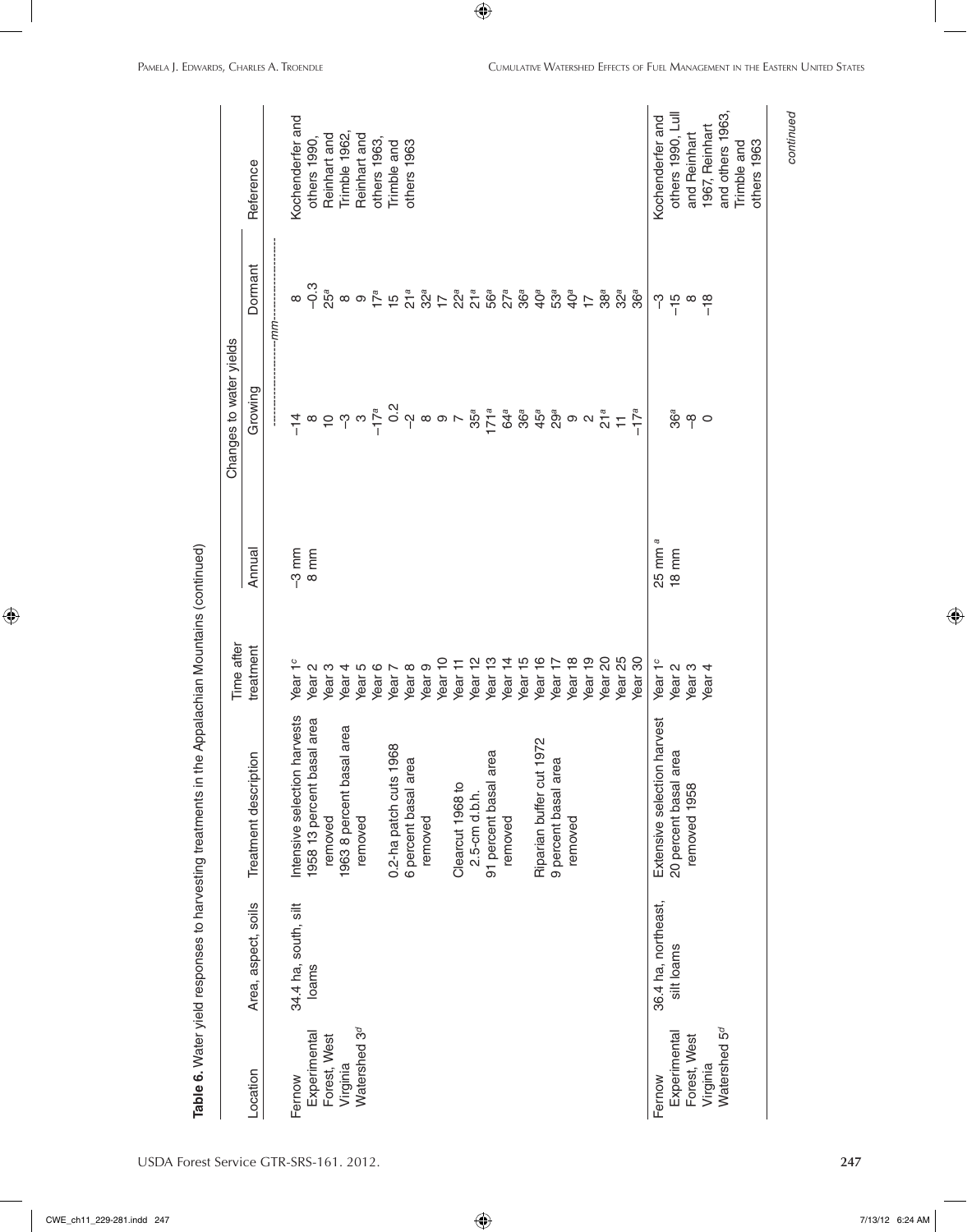**Table 6.** Water yield responses to harvesting treatments in the Appalachian Mountains (continued)

| Location | Area, aspect, soils | Treatment description | Time after treatment | Changes to water yields | | | Reference |
|---|---|---|---|---|---|---|---|
| | | | | Annual | Growing | Dormant | |
| | | | | | ------mm------ | | |
| Fernow Experimental Forest, West Virginia Watershed 3[d] | 34.4 ha, south, silt loams | Intensive selection harvests 1958 13 percent basal area removed 1963 8 percent basal area removed | Year 1[c] | –3 mm | –14 | 8 | Kochenderfer and others 1990, Reinhart and Trimble 1962, Reinhart and others 1963, Trimble and others 1963 |
| | | | Year 2 | 8 mm | 8 | –0.3 | |
| | | | Year 3 | | 10 | 25[a] | |
| | | | Year 4 | | –3 | 8 | |
| | | | Year 5 | | 3 | 9 | |
| | | | Year 6 | | –17[a] | 17[a] | |
| | | 0.2-ha patch cuts 1968 6 percent basal area removed | Year 7 | | 0.2 | 15 | |
| | | | Year 8 | | –2 | 21[a] | |
| | | | Year 9 | | 8 | 32[a] | |
| | | | Year 10 | | 9 | 17 | |
| | | Clearcut 1968 to 2.5-cm d.b.h. 91 percent basal area removed | Year 11 | | 7 | 22[a] | |
| | | | Year 12 | | 35[a] | 21[a] | |
| | | | Year 13 | | 171[a] | 56[a] | |
| | | | Year 14 | | 64[a] | 27[a] | |
| | | | Year 15 | | 36[a] | 36[a] | |
| | | Riparian buffer cut 1972 9 percent basal area removed | Year 16 | | 45[a] | 40[a] | |
| | | | Year 17 | | 29[a] | 53[a] | |
| | | | Year 18 | | 9 | 40[a] | |
| | | | Year 19 | | 2 | 17 | |
| | | | Year 20 | | 21[a] | 38[a] | |
| | | | Year 25 | | 11 | 32[a] | |
| | | | Year 30 | | –17[a] | 36[a] | |
| Fernow Experimental Forest, West Virginia Watershed 5[d] | 36.4 ha, northeast, silt loams | Extensive selection harvest 20 percent basal area removed 1958 | Year 1[c] | 25 mm [a] | | –3 | Kochenderfer and others 1990, Lull and Reinhart 1967, Reinhart and others 1963, Trimble and others 1963 |
| | | | Year 2 | 18 mm | 36[a] | –15 | |
| | | | Year 3 | | –8 | 8 | |
| | | | Year 4 | | 0 | –18 | |

*continued*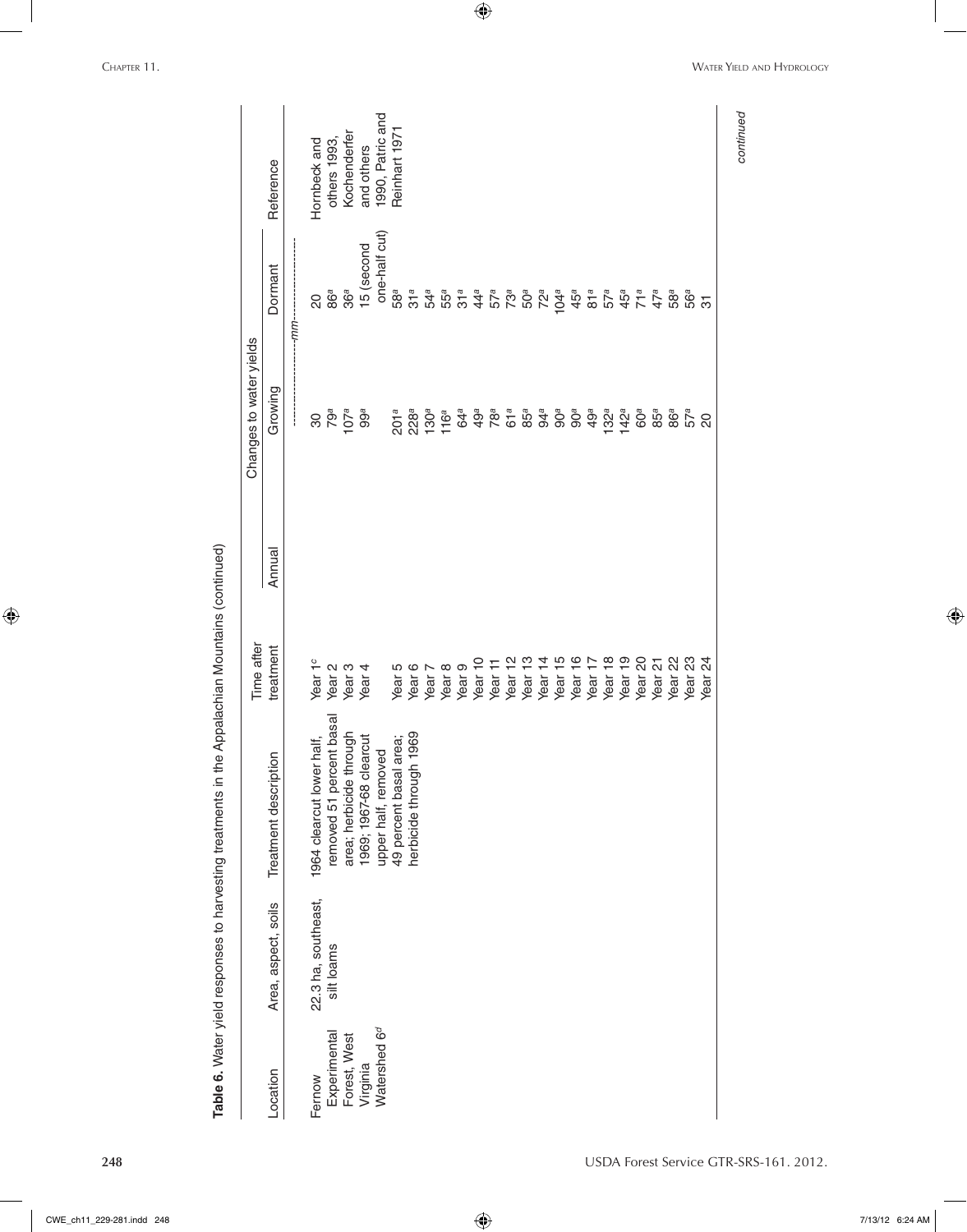**Table 6.** Water yield responses to harvesting treatments in the Appalachian Mountains (continued)

| Location | Area, aspect, soils | Treatment description | Time after treatment | Changes to water yields | | | Reference |
|---|---|---|---|---|---|---|---|
| | | | | Annual | Growing | Dormant | |
| | | | | | ---------------mm--------------- | | |
| Fernow Experimental Forest, West Virginia Watershed 6[d] | 22.3 ha, southeast, silt loams | 1964 clearcut lower half, removed 51 percent basal area; herbicide through 1969; 1967-68 clearcut upper half, removed 49 percent basal area; herbicide through 1969 | Year 1[c] | | 30 | 20 | Hornbeck and others 1993, Kochenderfer and others 1990, Patric and Reinhart 1971 |
| | | | Year 2 | | 79[a] | 86[a] | |
| | | | Year 3 | | 107[a] | 36[a] | |
| | | | Year 4 | | 99[a] | 15 (second one-half cut) | |
| | | | Year 5 | | 201[a] | 58[a] | |
| | | | Year 6 | | 228[a] | 31[a] | |
| | | | Year 7 | | 130[a] | 54[a] | |
| | | | Year 8 | | 116[a] | 55[a] | |
| | | | Year 9 | | 64[a] | 31[a] | |
| | | | Year 10 | | 49[a] | 44[a] | |
| | | | Year 11 | | 78[a] | 57[a] | |
| | | | Year 12 | | 61[a] | 73[a] | |
| | | | Year 13 | | 85[a] | 50[a] | |
| | | | Year 14 | | 94[a] | 72[a] | |
| | | | Year 15 | | 90[a] | 104[a] | |
| | | | Year 16 | | 90[a] | 45[a] | |
| | | | Year 17 | | 49[a] | 81[a] | |
| | | | Year 18 | | 132[a] | 57[a] | |
| | | | Year 19 | | 142[a] | 45[a] | |
| | | | Year 20 | | 60[a] | 71[a] | |
| | | | Year 21 | | 85[a] | 47[a] | |
| | | | Year 22 | | 86[a] | 58[a] | |
| | | | Year 23 | | 57[a] | 56[a] | |
| | | | Year 24 | | 20 | 31 | |

*continued*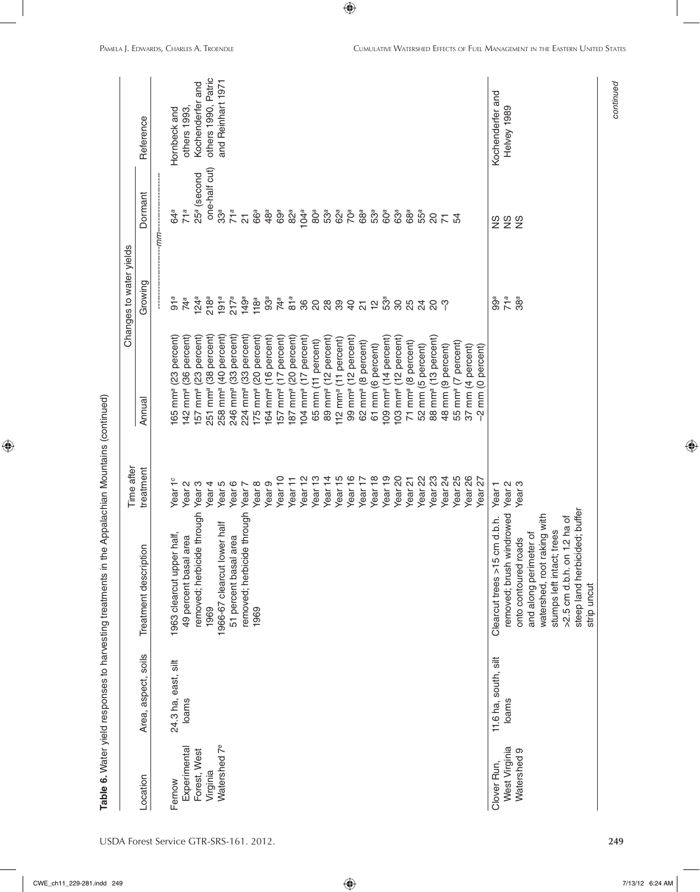**Table 6.** Water yield responses to harvesting treatments in the Appalachian Mountains (continued)

| Location | Area, aspect, soils | Treatment description | Time after treatment | Changes to water yields | | | Reference |
|---|---|---|---|---|---|---|---|
| | | | | Annual | Growing | Dormant | |
| | | | | ----------------------*mm*---------------------- | | | |
| Fernow Experimental Forest, West Virginia Watershed 7[e] | 24.3 ha, east, silt loams | 1963 clearcut upper half, 49 percent basal area removed; herbicide through 1969<br>1966-67 clearcut lower half 51 percent basal area removed; herbicide through 1969 | Year 1[c] | 165 mm[a] (23 percent) | 91[a] | 64[a] | Hornbeck and others 1993, Kochenderfer and others 1990, Patric and Reinhart 1971 |
| | | | Year 2 | 142 mm[a] (36 percent) | 74[a] | 71[a] | |
| | | | Year 3 | 157 mm[a] (23 percent) | 124[a] | 25[a] (second one-half cut) | |
| | | | Year 4 | 251 mm[a] (38 percent) | 218[a] | 33[a] | |
| | | | Year 5 | 258 mm[a] (40 percent) | 191[a] | 71[a] | |
| | | | Year 6 | 246 mm[a] (33 percent) | 217[a] | 21 | |
| | | | Year 7 | 224 mm[a] (33 percent) | 149[a] | 66[a] | |
| | | | Year 8 | 175 mm[a] (20 percent) | 118[a] | 48[a] | |
| | | | Year 9 | 164 mm[a] (16 percent) | 93[a] | 69[a] | |
| | | | Year 10 | 157 mm[a] (17 percent) | 74[a] | 82[a] | |
| | | | Year 11 | 187 mm[a] (20 percent) | 81[a] | 104[a] | |
| | | | Year 12 | 104 mm[a] (17 percent) | 36 | 80[a] | |
| | | | Year 13 | 65 mm (11 percent) | 20 | 53[a] | |
| | | | Year 14 | 89 mm[a] (12 percent) | 28 | 62[a] | |
| | | | Year 15 | 112 mm[a] (11 percent) | 39 | 70[a] | |
| | | | Year 16 | 99 mm[a] (12 percent) | 40 | 68[a] | |
| | | | Year 17 | 62 mm[a] (8 percent) | 21 | 53[a] | |
| | | | Year 18 | 61 mm (6 percent) | 12 | 60[a] | |
| | | | Year 19 | 109 mm[a] (14 percent) | 53[a] | 63[a] | |
| | | | Year 20 | 103 mm[a] (12 percent) | 30 | 68[a] | |
| | | | Year 21 | 71 mm[a] (8 percent) | 25 | 55[a] | |
| | | | Year 22 | 52 mm (5 percent) | 24 | 20 | |
| | | | Year 23 | 88 mm[a] (13 percent) | 20 | 71 | |
| | | | Year 24 | 48 mm (9 percent) | −3 | 54 | |
| | | | Year 25 | 55 mm[a] (7 percent) | | | |
| | | | Year 26 | 37 mm (4 percent) | | | |
| | | | Year 27 | −2 mm (0 percent) | | | |
| Clover Run, West Virginia Watershed 9 | 11.6 ha, south, silt loams | Clearcut trees >15 cm d.b.h. removed; brush windrowed onto contoured roads and along perimeter of watershed, root raking with stumps left intact; trees >2.5 cm d.b.h. on 1.2 ha of steep land herbicided; buffer strip uncut | Year 1 | | 99[a] | NS | Kochenderfer and Helvey 1989 |
| | | | Year 2 | | 71[a] | NS | |
| | | | Year 3 | | 38[a] | NS | |

*continued*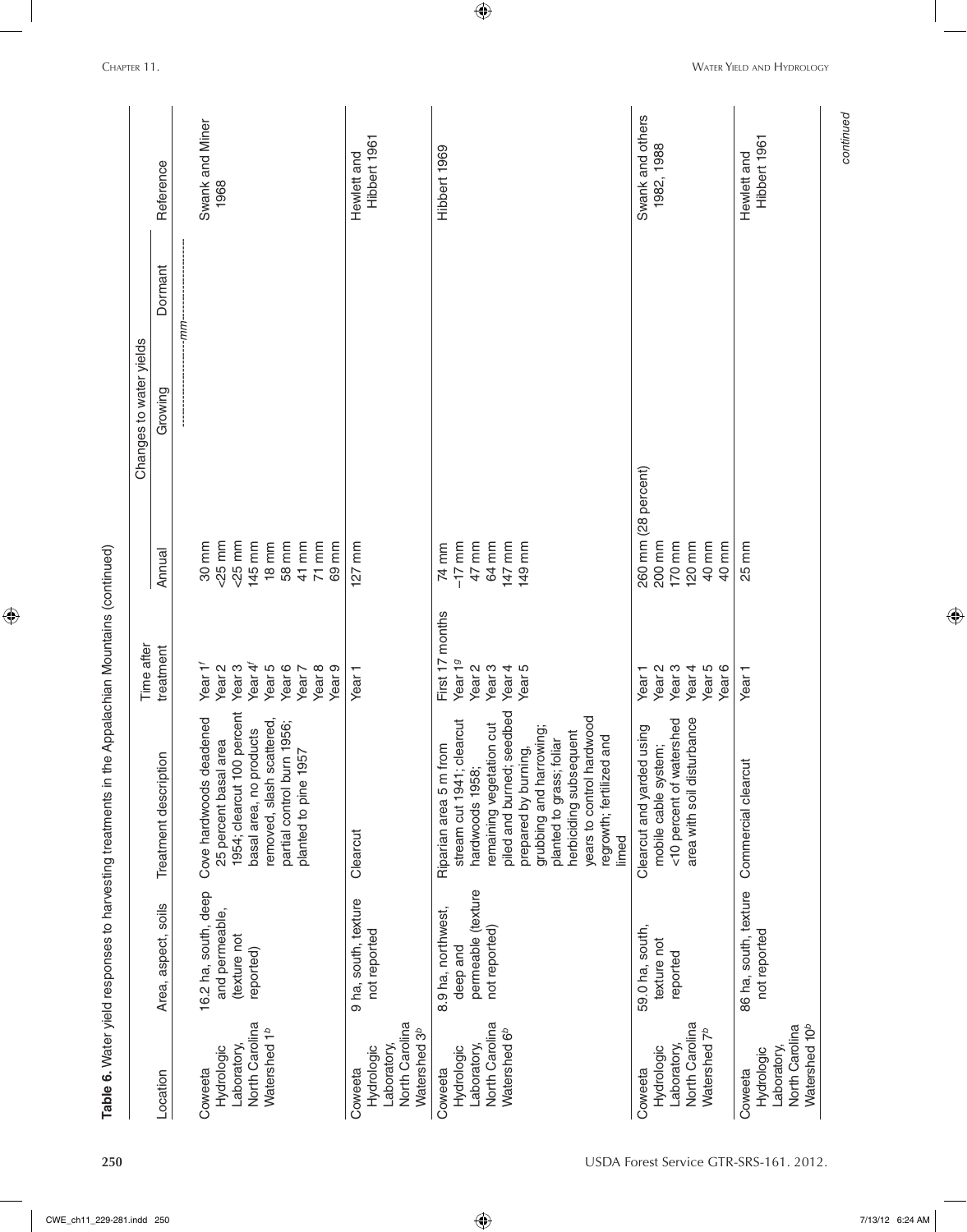**Table 6.** Water yield responses to harvesting treatments in the Appalachian Mountains (continued)

| Location | Area, aspect, soils | Treatment description | Time after treatment | Changes to water yields | | | Reference |
|---|---|---|---|---|---|---|---|
| | | | | Annual | Growing | Dormant | |
| | | | | ----------------------------------mm---------------------------------- | | | |
| Coweeta Hydrologic Laboratory, North Carolina Watershed 1[b] | 16.2 ha, south, deep and permeable, (texture not reported) | Cove hardwoods deadened 25 percent basal area 1954; clearcut 100 percent basal area, no products removed, slash scattered, partial control burn 1956; planted to pine 1957 | Year 1[f]<br>Year 2<br>Year 3<br>Year 4[f]<br>Year 5<br>Year 6<br>Year 7<br>Year 8<br>Year 9 | 30 mm<br><25 mm<br><25 mm<br>145 mm<br>18 mm<br>58 mm<br>41 mm<br>71 mm<br>69 mm | | | Swank and Miner 1968 |
| Coweeta Hydrologic Laboratory, North Carolina Watershed 3[b] | 9 ha, south, texture not reported | Clearcut | Year 1 | 127 mm | | | Hewlett and Hibbert 1961 |
| Coweeta Hydrologic Laboratory, North Carolina Watershed 6[b] | 8.9 ha, northwest, deep and permeable (texture not reported) | Riparian area 5 m from stream cut 1941; clearcut hardwoods 1958; remaining vegetation cut piled and burned; seedbed prepared by burning, grubbing and harrowing; planted to grass; foliar herbiciding subsequent years to control hardwood regrowth; fertilized and limed | First 17 months<br>Year 1[g]<br>Year 2<br>Year 3<br>Year 4<br>Year 5 | 74 mm<br>–17 mm<br>47 mm<br>64 mm<br>147 mm<br>149 mm | | | Hibbert 1969 |
| Coweeta Hydrologic Laboratory, North Carolina Watershed 7[b] | 59.0 ha, south, texture not reported | Clearcut and yarded using mobile cable system; <10 percent of watershed area with soil disturbance | Year 1<br>Year 2<br>Year 3<br>Year 4<br>Year 5<br>Year 6 | 260 mm (28 percent)<br>200 mm<br>170 mm<br>120 mm<br>40 mm<br>40 mm | | | Swank and others 1982, 1988 |
| Coweeta Hydrologic Laboratory, North Carolina Watershed 10[b] | 86 ha, south, texture not reported | Commercial clearcut | Year 1 | 25 mm | | | Hewlett and Hibbert 1961 |

*continued*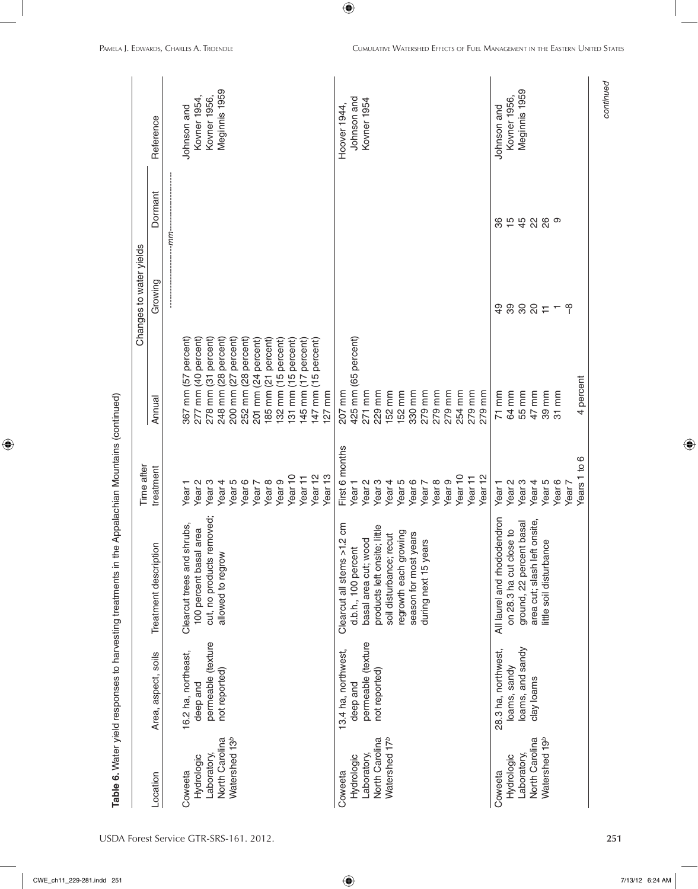**Table 6.** Water yield responses to harvesting treatments in the Appalachian Mountains (continued)

| Location | Area, aspect, soils | Treatment description | Time after treatment | Changes to water yields | | | Reference |
|---|---|---|---|---|---|---|---|
| | | | | Annual | Growing | Dormant | |
| | | | | ----------------------------mm---------------------------- | | | |
| Coweeta Hydrologic Laboratory, North Carolina Watershed 13[b] | 16.2 ha, northeast, deep and permeable (texture not reported) | Clearcut trees and shrubs, 100 percent basal area cut, no products removed; allowed to regrow | Year 1 | 367 mm (57 percent) | | | Johnson and Kovner 1954, Kovner 1956, Meginnis 1959 |
| | | | Year 2 | 277 mm (40 percent) | | | |
| | | | Year 3 | 278 mm (31 percent) | | | |
| | | | Year 4 | 248 mm (28 percent) | | | |
| | | | Year 5 | 200 mm (27 percent) | | | |
| | | | Year 6 | 252 mm (28 percent) | | | |
| | | | Year 7 | 201 mm (24 percent) | | | |
| | | | Year 8 | 185 mm (21 percent) | | | |
| | | | Year 9 | 132 mm (15 percent) | | | |
| | | | Year 10 | 131 mm (15 percent) | | | |
| | | | Year 11 | 145 mm (17 percent) | | | |
| | | | Year 12 | 147 mm (15 percent) | | | |
| | | | Year 13 | 127 mm | | | |
| Coweeta Hydrologic Laboratory, North Carolina Watershed 17[b] | 13.4 ha, northwest, deep and permeable (texture not reported) | Clearcut all stems >1.2 cm d.b.h., 100 percent basal area cut; wood products left onsite; little soil disturbance; recut regrowth each growing season for most years during next 15 years | First 6 months | 207 mm | | | Hoover 1944, Johnson and Kovner 1954 |
| | | | Year 1 | 425 mm (65 percent) | | | |
| | | | Year 2 | 271 mm | | | |
| | | | Year 3 | 229 mm | | | |
| | | | Year 4 | 152 mm | | | |
| | | | Year 5 | 152 mm | | | |
| | | | Year 6 | 330 mm | | | |
| | | | Year 7 | 279 mm | | | |
| | | | Year 8 | 279 mm | | | |
| | | | Year 9 | 279 mm | | | |
| | | | Year 10 | 254 mm | | | |
| | | | Year 11 | 279 mm | | | |
| | | | Year 12 | 279 mm | | | |
| Coweeta Hydrologic Laboratory, North Carolina Watershed 19[b] | 28.3 ha, northwest, loams, sandy loams, and sandy clay loams | All laurel and rhododendron on 28.3 ha cut close to ground, 22 percent basal area cut; slash left onsite, little soil disturbance | Year 1 | 71 mm | 49 | 36 | Johnson and Kovner 1956, Meginnis 1959 |
| | | | Year 2 | 64 mm | 39 | 15 | |
| | | | Year 3 | 55 mm | 30 | 45 | |
| | | | Year 4 | 47 mm | 20 | 22 | |
| | | | Year 5 | 39 mm | 11 | 26 | |
| | | | Year 6 | 31 mm | 1 | 9 | |
| | | | Year 7 | | –8 | | |
| | | | Years 1 to 6 | 4 percent | | | |

*continued*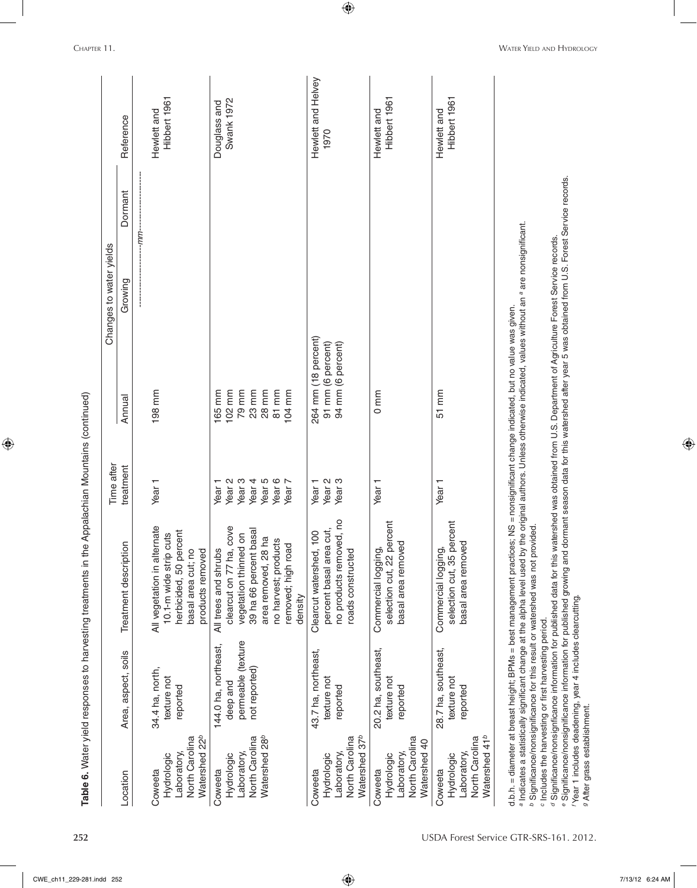**Table 6.** Water yield responses to harvesting treatments in the Appalachian Mountains (continued)

| Location | Area, aspect, soils | Treatment description | Time after treatment | Changes to water yields | | | Reference |
|---|---|---|---|---|---|---|---|
| | | | | Annual | Growing | Dormant | |
| | | | | ---------------------------mm--------------------------- | | | |
| Coweeta Hydrologic Laboratory, North Carolina Watershed 22[b] | 34.4 ha, north, texture not reported | All vegetation in alternate 10.1-m wide strip cuts herbicided, 50 percent basal area cut; no products removed | Year 1 | 198 mm | | | Hewlett and Hibbert 1961 |
| Coweeta Hydrologic Laboratory, North Carolina Watershed 28[b] | 144.0 ha, northeast, deep and permeable (texture not reported) | All trees and shrubs clearcut on 77 ha, cove vegetation thinned on 39 ha 66 percent basal area removed, 28 ha no harvest; products removed; high road density | Year 1 | 165 mm | | | Douglass and Swank 1972 |
| | | | Year 2 | 102 mm | | | |
| | | | Year 3 | 79 mm | | | |
| | | | Year 4 | 23 mm | | | |
| | | | Year 5 | 28 mm | | | |
| | | | Year 6 | 81 mm | | | |
| | | | Year 7 | 104 mm | | | |
| Coweeta Hydrologic Laboratory, North Carolina Watershed 37[b] | 43.7 ha, northeast, texture not reported | Clearcut watershed, 100 percent basal area cut, no products removed, no roads constructed | Year 1 | 264 mm (18 percent) | | | Hewlett and Helvey 1970 |
| | | | Year 2 | 91 mm (6 percent) | | | |
| | | | Year 3 | 94 mm (6 percent) | | | |
| Coweeta Hydrologic Laboratory, North Carolina Watershed 40 | 20.2 ha, southeast, texture not reported | Commercial logging, selection cut, 22 percent basal area removed | Year 1 | 0 mm | | | Hewlett and Hibbert 1961 |
| Coweeta Hydrologic Laboratory, North Carolina Watershed 41[b] | 28.7 ha, southeast, texture not reported | Commercial logging, selection cut, 35 percent basal area removed | Year 1 | 51 mm | | | Hewlett and Hibbert 1961 |

d.b.h. = diameter at breast height; BPMs = best management practices; NS = nonsignificant change indicated, but no value was given.
[a] Indicates a statistically significant change at the alpha level used by the original authors. Unless otherwise indicated, values without an [a] are nonsignificant.
[b] Significance/nonsignificance for this result or watershed was not provided.
[c] Includes the harvesting or first harvesting period.
[d] Significance/nonsignficance information for published data for this watershed was obtained from U.S. Department of Agriculture Forest Service records.
[e] Significance/nonsignificance information for published growing and dormant season data for this watershed after year 5 was obtained from U.S. Forest Service records.
[f] Year 1 includes deadening, year 4 includes clearcutting.
[g] After grass establishment.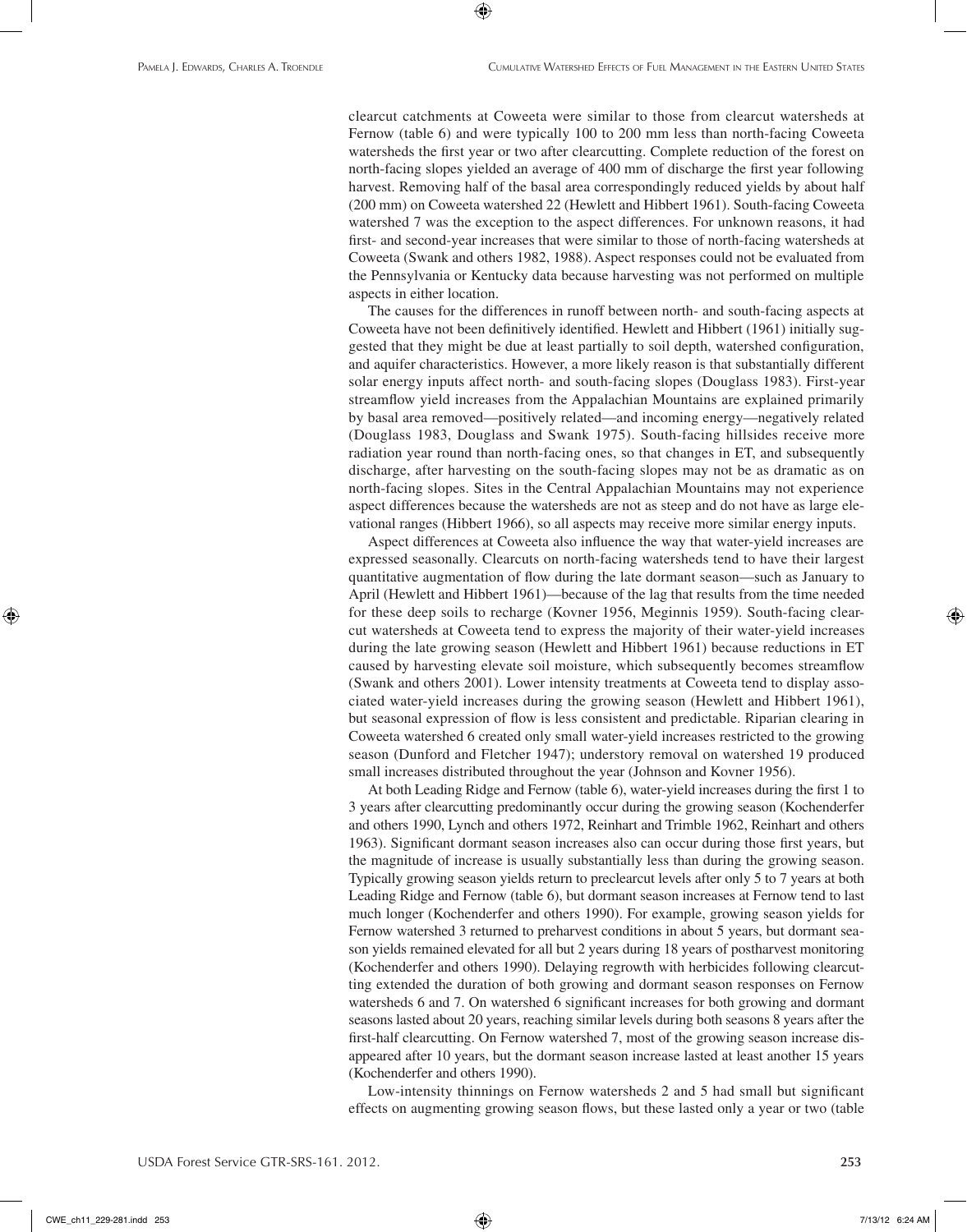clearcut catchments at Coweeta were similar to those from clearcut watersheds at Fernow (table 6) and were typically 100 to 200 mm less than north-facing Coweeta watersheds the first year or two after clearcutting. Complete reduction of the forest on north-facing slopes yielded an average of 400 mm of discharge the first year following harvest. Removing half of the basal area correspondingly reduced yields by about half (200 mm) on Coweeta watershed 22 (Hewlett and Hibbert 1961). South-facing Coweeta watershed 7 was the exception to the aspect differences. For unknown reasons, it had first- and second-year increases that were similar to those of north-facing watersheds at Coweeta (Swank and others 1982, 1988). Aspect responses could not be evaluated from the Pennsylvania or Kentucky data because harvesting was not performed on multiple aspects in either location.

The causes for the differences in runoff between north- and south-facing aspects at Coweeta have not been definitively identified. Hewlett and Hibbert (1961) initially suggested that they might be due at least partially to soil depth, watershed configuration, and aquifer characteristics. However, a more likely reason is that substantially different solar energy inputs affect north- and south-facing slopes (Douglass 1983). First-year streamflow yield increases from the Appalachian Mountains are explained primarily by basal area removed—positively related—and incoming energy—negatively related (Douglass 1983, Douglass and Swank 1975). South-facing hillsides receive more radiation year round than north-facing ones, so that changes in ET, and subsequently discharge, after harvesting on the south-facing slopes may not be as dramatic as on north-facing slopes. Sites in the Central Appalachian Mountains may not experience aspect differences because the watersheds are not as steep and do not have as large elevational ranges (Hibbert 1966), so all aspects may receive more similar energy inputs.

Aspect differences at Coweeta also influence the way that water-yield increases are expressed seasonally. Clearcuts on north-facing watersheds tend to have their largest quantitative augmentation of flow during the late dormant season—such as January to April (Hewlett and Hibbert 1961)—because of the lag that results from the time needed for these deep soils to recharge (Kovner 1956, Meginnis 1959). South-facing clearcut watersheds at Coweeta tend to express the majority of their water-yield increases during the late growing season (Hewlett and Hibbert 1961) because reductions in ET caused by harvesting elevate soil moisture, which subsequently becomes streamflow (Swank and others 2001). Lower intensity treatments at Coweeta tend to display associated water-yield increases during the growing season (Hewlett and Hibbert 1961), but seasonal expression of flow is less consistent and predictable. Riparian clearing in Coweeta watershed 6 created only small water-yield increases restricted to the growing season (Dunford and Fletcher 1947); understory removal on watershed 19 produced small increases distributed throughout the year (Johnson and Kovner 1956).

At both Leading Ridge and Fernow (table 6), water-yield increases during the first 1 to 3 years after clearcutting predominantly occur during the growing season (Kochenderfer and others 1990, Lynch and others 1972, Reinhart and Trimble 1962, Reinhart and others 1963). Significant dormant season increases also can occur during those first years, but the magnitude of increase is usually substantially less than during the growing season. Typically growing season yields return to preclearcut levels after only 5 to 7 years at both Leading Ridge and Fernow (table 6), but dormant season increases at Fernow tend to last much longer (Kochenderfer and others 1990). For example, growing season yields for Fernow watershed 3 returned to preharvest conditions in about 5 years, but dormant season yields remained elevated for all but 2 years during 18 years of postharvest monitoring (Kochenderfer and others 1990). Delaying regrowth with herbicides following clearcutting extended the duration of both growing and dormant season responses on Fernow watersheds 6 and 7. On watershed 6 significant increases for both growing and dormant seasons lasted about 20 years, reaching similar levels during both seasons 8 years after the first-half clearcutting. On Fernow watershed 7, most of the growing season increase disappeared after 10 years, but the dormant season increase lasted at least another 15 years (Kochenderfer and others 1990).

Low-intensity thinnings on Fernow watersheds 2 and 5 had small but significant effects on augmenting growing season flows, but these lasted only a year or two (table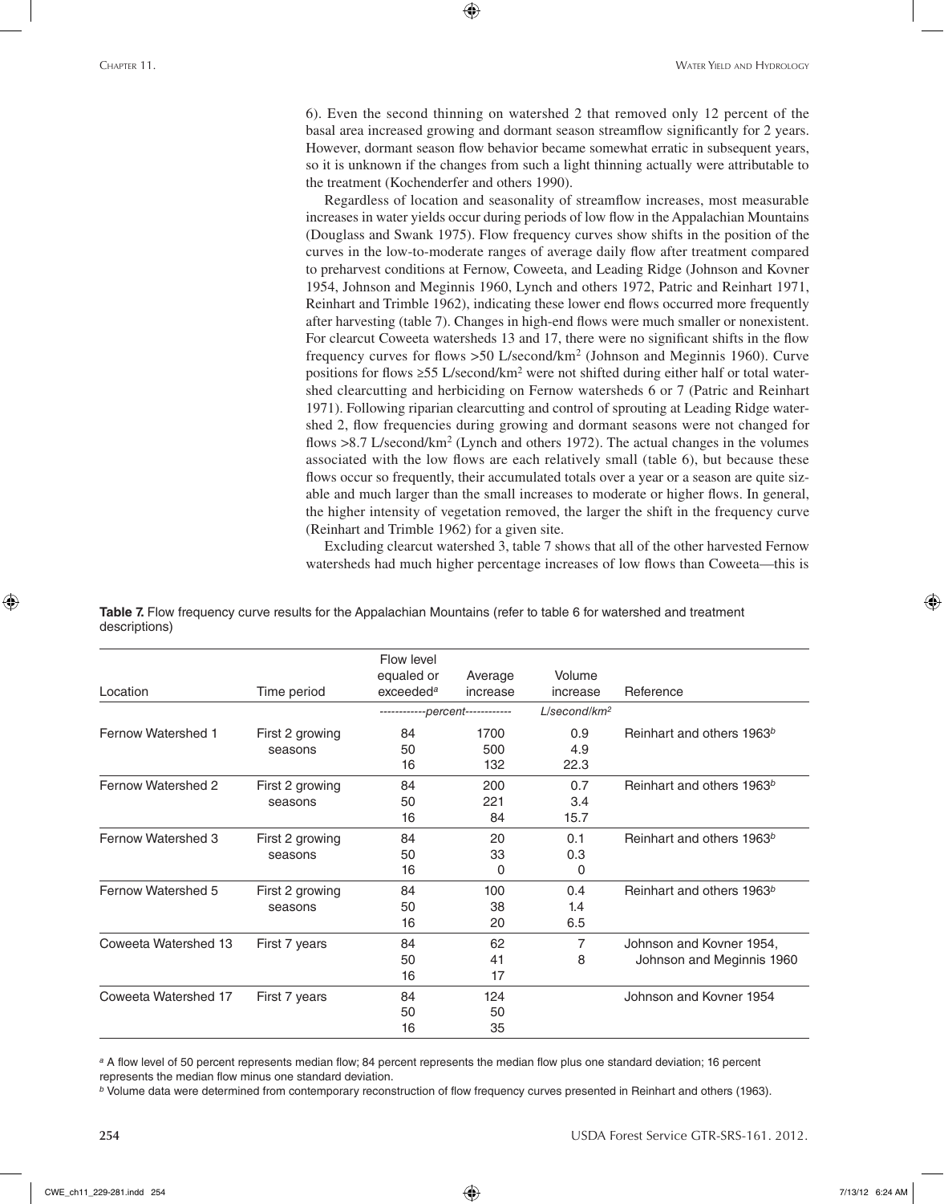6). Even the second thinning on watershed 2 that removed only 12 percent of the basal area increased growing and dormant season streamflow significantly for 2 years. However, dormant season flow behavior became somewhat erratic in subsequent years, so it is unknown if the changes from such a light thinning actually were attributable to the treatment (Kochenderfer and others 1990).

Regardless of location and seasonality of streamflow increases, most measurable increases in water yields occur during periods of low flow in the Appalachian Mountains (Douglass and Swank 1975). Flow frequency curves show shifts in the position of the curves in the low-to-moderate ranges of average daily flow after treatment compared to preharvest conditions at Fernow, Coweeta, and Leading Ridge (Johnson and Kovner 1954, Johnson and Meginnis 1960, Lynch and others 1972, Patric and Reinhart 1971, Reinhart and Trimble 1962), indicating these lower end flows occurred more frequently after harvesting (table 7). Changes in high-end flows were much smaller or nonexistent. For clearcut Coweeta watersheds 13 and 17, there were no significant shifts in the flow frequency curves for flows >50 L/second/km$^2$ (Johnson and Meginnis 1960). Curve positions for flows ≥55 L/second/km$^2$ were not shifted during either half or total watershed clearcutting and herbiciding on Fernow watersheds 6 or 7 (Patric and Reinhart 1971). Following riparian clearcutting and control of sprouting at Leading Ridge watershed 2, flow frequencies during growing and dormant seasons were not changed for flows >8.7 L/second/km$^2$ (Lynch and others 1972). The actual changes in the volumes associated with the low flows are each relatively small (table 6), but because these flows occur so frequently, their accumulated totals over a year or a season are quite sizable and much larger than the small increases to moderate or higher flows. In general, the higher intensity of vegetation removed, the larger the shift in the frequency curve (Reinhart and Trimble 1962) for a given site.

Excluding clearcut watershed 3, table 7 shows that all of the other harvested Fernow watersheds had much higher percentage increases of low flows than Coweeta—this is

**Table 7.** Flow frequency curve results for the Appalachian Mountains (refer to table 6 for watershed and treatment descriptions)

| Location | Time period | Flow level equaled or exceeded[a] | Average increase | Volume increase | Reference |
|---|---|---|---|---|---|
| | | percent | percent | L/second/km$^2$ | |
| Fernow Watershed 1 | First 2 growing seasons | 84 | 1700 | 0.9 | Reinhart and others 1963[b] |
| | | 50 | 500 | 4.9 | |
| | | 16 | 132 | 22.3 | |
| Fernow Watershed 2 | First 2 growing seasons | 84 | 200 | 0.7 | Reinhart and others 1963[b] |
| | | 50 | 221 | 3.4 | |
| | | 16 | 84 | 15.7 | |
| Fernow Watershed 3 | First 2 growing seasons | 84 | 20 | 0.1 | Reinhart and others 1963[b] |
| | | 50 | 33 | 0.3 | |
| | | 16 | 0 | 0 | |
| Fernow Watershed 5 | First 2 growing seasons | 84 | 100 | 0.4 | Reinhart and others 1963[b] |
| | | 50 | 38 | 1.4 | |
| | | 16 | 20 | 6.5 | |
| Coweeta Watershed 13 | First 7 years | 84 | 62 | 7 | Johnson and Kovner 1954, Johnson and Meginnis 1960 |
| | | 50 | 41 | 8 | |
| | | 16 | 17 | | |
| Coweeta Watershed 17 | First 7 years | 84 | 124 | | Johnson and Kovner 1954 |
| | | 50 | 50 | | |
| | | 16 | 35 | | |

[a] A flow level of 50 percent represents median flow; 84 percent represents the median flow plus one standard deviation; 16 percent represents the median flow minus one standard deviation.

[b] Volume data were determined from contemporary reconstruction of flow frequency curves presented in Reinhart and others (1963).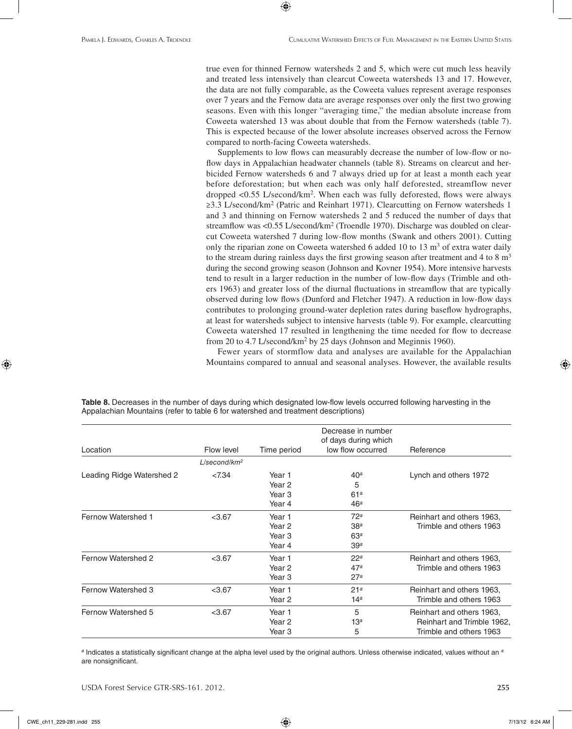true even for thinned Fernow watersheds 2 and 5, which were cut much less heavily and treated less intensively than clearcut Coweeta watersheds 13 and 17. However, the data are not fully comparable, as the Coweeta values represent average responses over 7 years and the Fernow data are average responses over only the first two growing seasons. Even with this longer "averaging time," the median absolute increase from Coweeta watershed 13 was about double that from the Fernow watersheds (table 7). This is expected because of the lower absolute increases observed across the Fernow compared to north-facing Coweeta watersheds.

Supplements to low flows can measurably decrease the number of low-flow or no-flow days in Appalachian headwater channels (table 8). Streams on clearcut and herbicided Fernow watersheds 6 and 7 always dried up for at least a month each year before deforestation; but when each was only half deforested, streamflow never dropped <0.55 L/second/km$^2$. When each was fully deforested, flows were always ≥3.3 L/second/km$^2$ (Patric and Reinhart 1971). Clearcutting on Fernow watersheds 1 and 3 and thinning on Fernow watersheds 2 and 5 reduced the number of days that streamflow was <0.55 L/second/km$^2$ (Troendle 1970). Discharge was doubled on clearcut Coweeta watershed 7 during low-flow months (Swank and others 2001). Cutting only the riparian zone on Coweeta watershed 6 added 10 to 13 m$^3$ of extra water daily to the stream during rainless days the first growing season after treatment and 4 to 8 m$^3$ during the second growing season (Johnson and Kovner 1954). More intensive harvests tend to result in a larger reduction in the number of low-flow days (Trimble and others 1963) and greater loss of the diurnal fluctuations in streamflow that are typically observed during low flows (Dunford and Fletcher 1947). A reduction in low-flow days contributes to prolonging ground-water depletion rates during baseflow hydrographs, at least for watersheds subject to intensive harvests (table 9). For example, clearcutting Coweeta watershed 17 resulted in lengthening the time needed for flow to decrease from 20 to 4.7 L/second/km$^2$ by 25 days (Johnson and Meginnis 1960).

Fewer years of stormflow data and analyses are available for the Appalachian Mountains compared to annual and seasonal analyses. However, the available results

**Table 8.** Decreases in the number of days during which designated low-flow levels occurred following harvesting in the Appalachian Mountains (refer to table 6 for watershed and treatment descriptions)

| Location | Flow level | Time period | Decrease in number of days during which low flow occurred | Reference |
|---|---|---|---|---|
| | *L/second/km$^2$* | | | |
| Leading Ridge Watershed 2 | <7.34 | Year 1 | 40[a] | Lynch and others 1972 |
| | | Year 2 | 5 | |
| | | Year 3 | 61[a] | |
| | | Year 4 | 46[a] | |
| Fernow Watershed 1 | <3.67 | Year 1 | 72[a] | Reinhart and others 1963, Trimble and others 1963 |
| | | Year 2 | 38[a] | |
| | | Year 3 | 63[a] | |
| | | Year 4 | 39[a] | |
| Fernow Watershed 2 | <3.67 | Year 1 | 22[a] | Reinhart and others 1963, Trimble and others 1963 |
| | | Year 2 | 47[a] | |
| | | Year 3 | 27[a] | |
| Fernow Watershed 3 | <3.67 | Year 1 | 21[a] | Reinhart and others 1963, Trimble and others 1963 |
| | | Year 2 | 14[a] | |
| Fernow Watershed 5 | <3.67 | Year 1 | 5 | Reinhart and others 1963, Reinhart and Trimble 1962, Trimble and others 1963 |
| | | Year 2 | 13[a] | |
| | | Year 3 | 5 | |

[a] Indicates a statistically significant change at the alpha level used by the original authors. Unless otherwise indicated, values without an [a] are nonsignificant.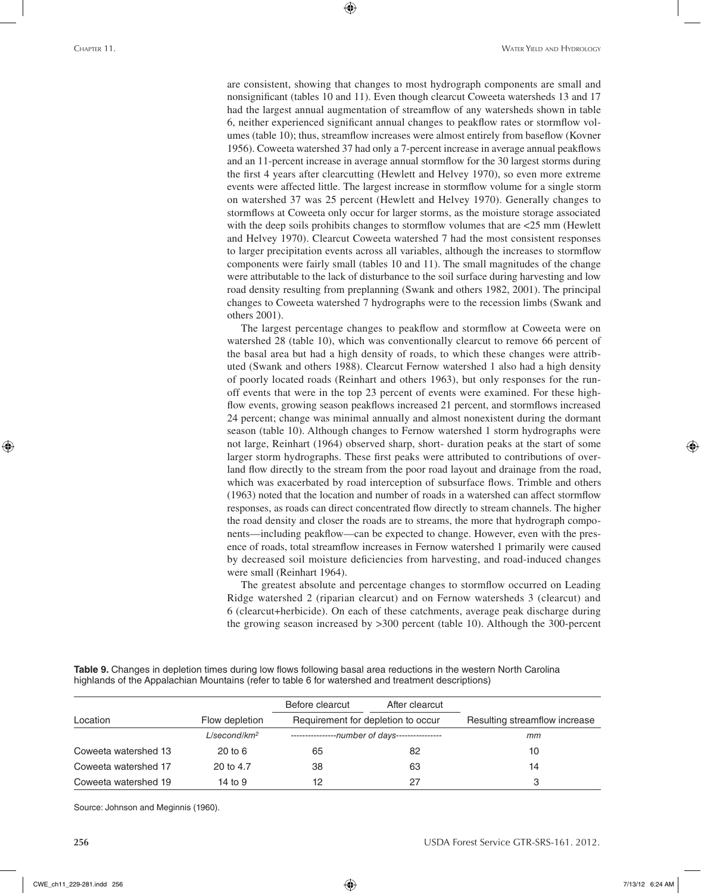are consistent, showing that changes to most hydrograph components are small and nonsignificant (tables 10 and 11). Even though clearcut Coweeta watersheds 13 and 17 had the largest annual augmentation of streamflow of any watersheds shown in table 6, neither experienced significant annual changes to peakflow rates or stormflow volumes (table 10); thus, streamflow increases were almost entirely from baseflow (Kovner 1956). Coweeta watershed 37 had only a 7-percent increase in average annual peakflows and an 11-percent increase in average annual stormflow for the 30 largest storms during the first 4 years after clearcutting (Hewlett and Helvey 1970), so even more extreme events were affected little. The largest increase in stormflow volume for a single storm on watershed 37 was 25 percent (Hewlett and Helvey 1970). Generally changes to stormflows at Coweeta only occur for larger storms, as the moisture storage associated with the deep soils prohibits changes to stormflow volumes that are <25 mm (Hewlett and Helvey 1970). Clearcut Coweeta watershed 7 had the most consistent responses to larger precipitation events across all variables, although the increases to stormflow components were fairly small (tables 10 and 11). The small magnitudes of the change were attributable to the lack of disturbance to the soil surface during harvesting and low road density resulting from preplanning (Swank and others 1982, 2001). The principal changes to Coweeta watershed 7 hydrographs were to the recession limbs (Swank and others 2001).

The largest percentage changes to peakflow and stormflow at Coweeta were on watershed 28 (table 10), which was conventionally clearcut to remove 66 percent of the basal area but had a high density of roads, to which these changes were attributed (Swank and others 1988). Clearcut Fernow watershed 1 also had a high density of poorly located roads (Reinhart and others 1963), but only responses for the runoff events that were in the top 23 percent of events were examined. For these high-flow events, growing season peakflows increased 21 percent, and stormflows increased 24 percent; change was minimal annually and almost nonexistent during the dormant season (table 10). Although changes to Fernow watershed 1 storm hydrographs were not large, Reinhart (1964) observed sharp, short- duration peaks at the start of some larger storm hydrographs. These first peaks were attributed to contributions of overland flow directly to the stream from the poor road layout and drainage from the road, which was exacerbated by road interception of subsurface flows. Trimble and others (1963) noted that the location and number of roads in a watershed can affect stormflow responses, as roads can direct concentrated flow directly to stream channels. The higher the road density and closer the roads are to streams, the more that hydrograph components—including peakflow—can be expected to change. However, even with the presence of roads, total streamflow increases in Fernow watershed 1 primarily were caused by decreased soil moisture deficiencies from harvesting, and road-induced changes were small (Reinhart 1964).

The greatest absolute and percentage changes to stormflow occurred on Leading Ridge watershed 2 (riparian clearcut) and on Fernow watersheds 3 (clearcut) and 6 (clearcut+herbicide). On each of these catchments, average peak discharge during the growing season increased by >300 percent (table 10). Although the 300-percent

**Table 9.** Changes in depletion times during low flows following basal area reductions in the western North Carolina highlands of the Appalachian Mountains (refer to table 6 for watershed and treatment descriptions)

| Location | Flow depletion | Before clearcut | After clearcut | Resulting streamflow increase |
|---|---|---|---|---|
| | | Requirement for depletion to occur | | |
| | *L/second/km²* | *number of days* | | *mm* |
| Coweeta watershed 13 | 20 to 6 | 65 | 82 | 10 |
| Coweeta watershed 17 | 20 to 4.7 | 38 | 63 | 14 |
| Coweeta watershed 19 | 14 to 9 | 12 | 27 | 3 |

Source: Johnson and Meginnis (1960).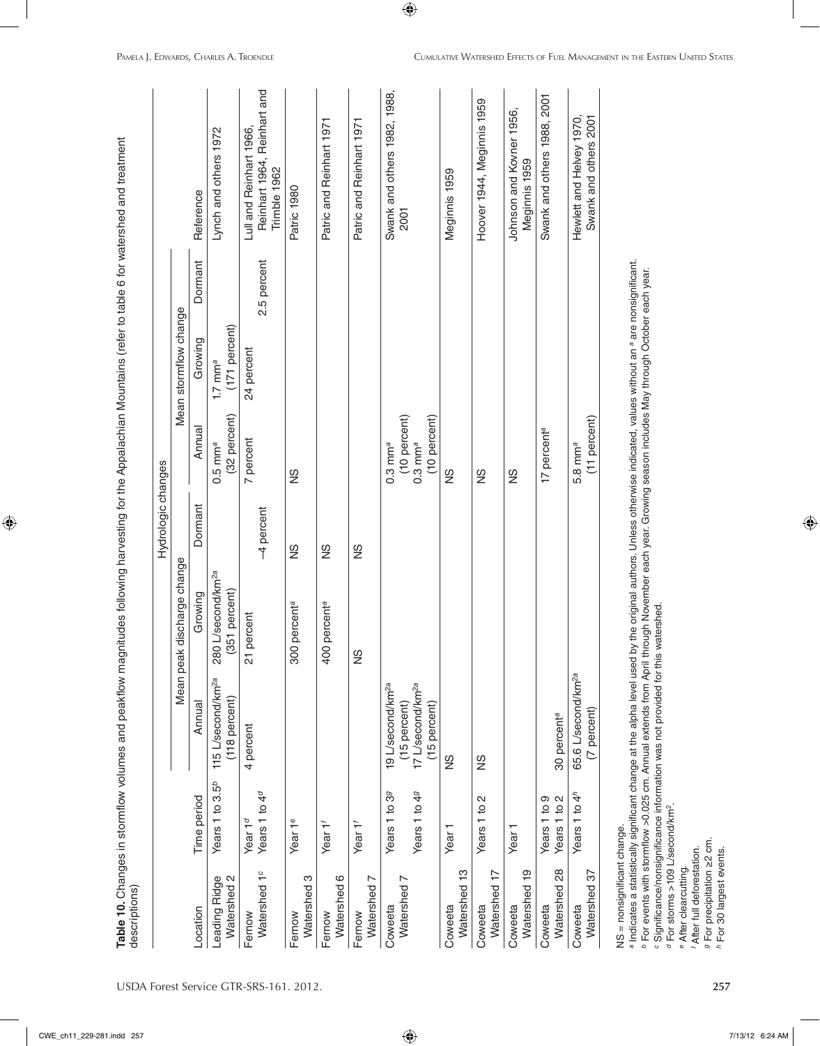**Table 10.** Changes in stormflow volumes and peakflow magnitudes following harvesting for the Appalachian Mountains (refer to table 6 for watershed and treatment descriptions)

| | | Hydrologic changes | | | | | | |
|---|---|---|---|---|---|---|---|---|
| | | Mean peak discharge change | | | Mean stormflow change | | | |
| Location | Time period | Annual | Growing | Dormant | Annual | Growing | Dormant | Reference |
| Leading Ridge Watershed 2 | Years 1 to 3.5[b] | 115 L/second/km[2a] (118 percent) | 280 L/second/km[2a] (351 percent) | | 0.5 mm[a] (32 percent) | 1.7 mm[a] (171 percent) | | Lynch and others 1972 |
| Fernow Watershed 1[c] | Year 1[d] Years 1 to 4[d] | 4 percent | 21 percent | –4 percent | 7 percent | 24 percent | 2.5 percent | Lull and Reinhart 1966, Reinhart 1964, Reinhart and Trimble 1962 |
| Fernow Watershed 3 | Year 1[e] | | 300 percent[a] | NS | NS | | | Patric 1980 |
| Fernow Watershed 6 | Year 1[f] | | 400 percent[a] | NS | | | | Patric and Reinhart 1971 |
| Fernow Watershed 7 | Year 1[f] | | NS | NS | | | | Patric and Reinhart 1971 |
| Coweeta Watershed 7 | Years 1 to 3[g] Years 1 to 4[g] | 19 L/second/km[2a] (15 percent) 17 L/second/km[2a] (15 percent) | | | 0.3 mm[a] (10 percent) 0.3 mm[a] (10 percent) | | | Swank and others 1982, 1988, 2001 |
| Coweeta Watershed 13 | Year 1 | NS | | | NS | | | Meginnis 1959 |
| Coweeta Watershed 17 | Years 1 to 2 | NS | | | NS | | | Hoover 1944, Meginnis 1959 |
| Coweeta Watershed 19 | Year 1 | | | | NS | | | Johnson and Kovner 1956, Meginnis 1959 |
| Coweeta Watershed 28 | Years 1 to 9 Years 1 to 2 | 30 percent[a] | | | 17 percent[a] | | | Swank and others 1988, 2001 |
| Coweeta Watershed 37 | Years 1 to 4[h] | 65.6 L/second/km[2a] (7 percent) | | | 5.8 mm[a] (11 percent) | | | Hewlett and Helvey 1970, Swank and others 2001 |

NS = nonsignificant change.
[a] Indicates a statistically significant change at the alpha level used by the original authors. Unless otherwise indicated, values without an [a] are nonsignificant.
[b] For events with stormflow >0.025 cm. Annual extends from April through November each year. Growing season includes May through October each year.
[c] Significance/nonsignificance information was not provided for this watershed.
[d] For storms >109 L/second/km².
[e] After clearcutting.
[f] After full deforestation.
[g] For precipitation ≥2 cm.
[h] For 30 largest events.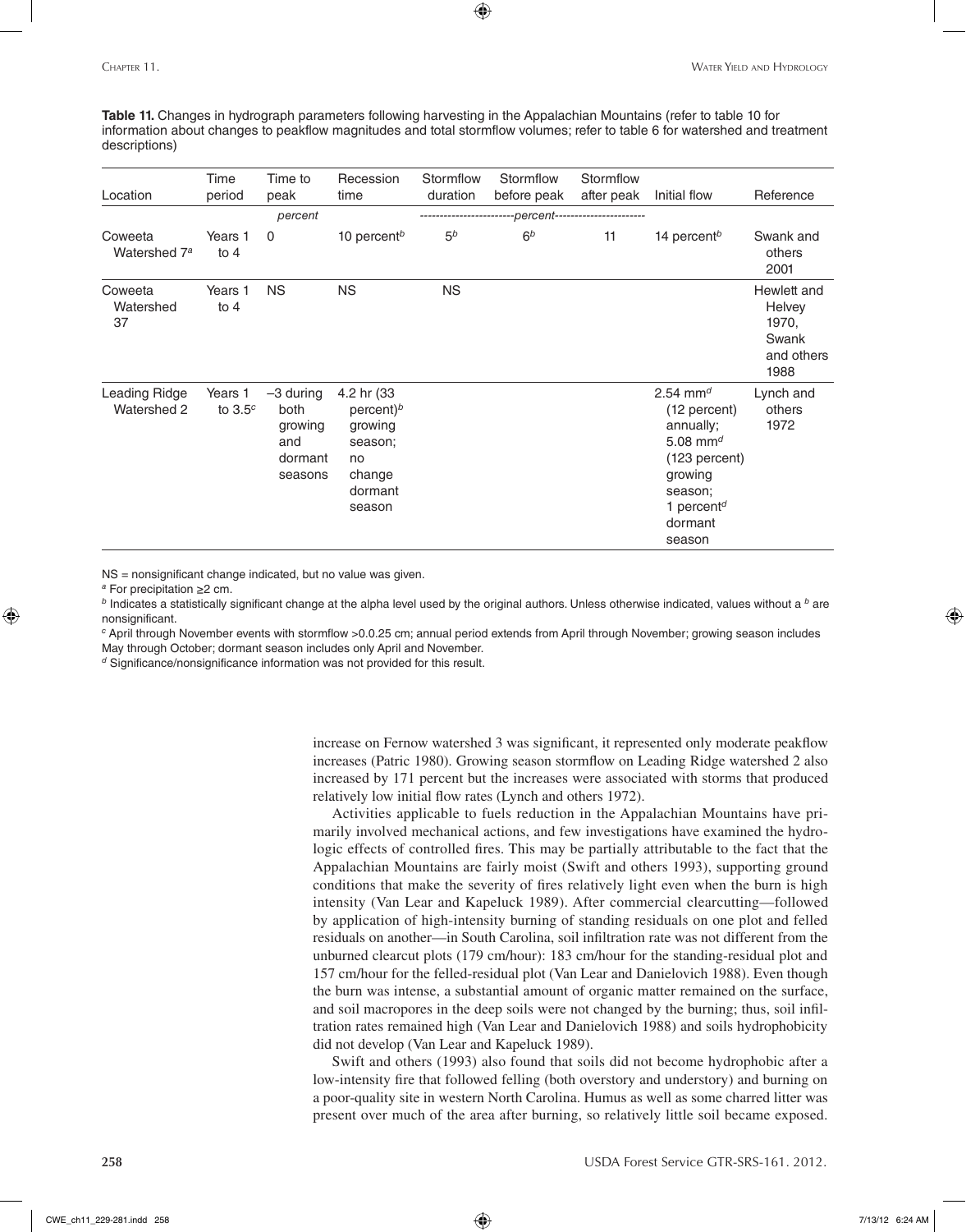**Table 11.** Changes in hydrograph parameters following harvesting in the Appalachian Mountains (refer to table 10 for information about changes to peakflow magnitudes and total stormflow volumes; refer to table 6 for watershed and treatment descriptions)

| Location | Time period | Time to peak | Recession time | Stormflow duration | Stormflow before peak | Stormflow after peak | Initial flow | Reference |
|---|---|---|---|---|---|---|---|---|
| | | *percent* | | ------------------------*percent*---------------------- | | | | |
| Coweeta Watershed 7[a] | Years 1 to 4 | 0 | 10 percent[b] | 5[b] | 6[b] | 11 | 14 percent[b] | Swank and others 2001 |
| Coweeta Watershed 37 | Years 1 to 4 | NS | NS | NS | | | | Hewlett and Helvey 1970, Swank and others 1988 |
| Leading Ridge Watershed 2 | Years 1 to 3.5[c] | –3 during both growing and dormant seasons | 4.2 hr (33 percent)[b] growing season; no change dormant season | | | | 2.54 mm[d] (12 percent) annually; 5.08 mm[d] (123 percent) growing season; 1 percent[d] dormant season | Lynch and others 1972 |

NS = nonsignificant change indicated, but no value was given.

[a] For precipitation ≥2 cm.

[b] Indicates a statistically significant change at the alpha level used by the original authors. Unless otherwise indicated, values without a [b] are nonsignificant.

[c] April through November events with stormflow >0.0.25 cm; annual period extends from April through November; growing season includes May through October; dormant season includes only April and November.

[d] Significance/nonsignificance information was not provided for this result.

increase on Fernow watershed 3 was significant, it represented only moderate peakflow increases (Patric 1980). Growing season stormflow on Leading Ridge watershed 2 also increased by 171 percent but the increases were associated with storms that produced relatively low initial flow rates (Lynch and others 1972).

Activities applicable to fuels reduction in the Appalachian Mountains have primarily involved mechanical actions, and few investigations have examined the hydrologic effects of controlled fires. This may be partially attributable to the fact that the Appalachian Mountains are fairly moist (Swift and others 1993), supporting ground conditions that make the severity of fires relatively light even when the burn is high intensity (Van Lear and Kapeluck 1989). After commercial clearcutting—followed by application of high-intensity burning of standing residuals on one plot and felled residuals on another—in South Carolina, soil infiltration rate was not different from the unburned clearcut plots (179 cm/hour): 183 cm/hour for the standing-residual plot and 157 cm/hour for the felled-residual plot (Van Lear and Danielovich 1988). Even though the burn was intense, a substantial amount of organic matter remained on the surface, and soil macropores in the deep soils were not changed by the burning; thus, soil infiltration rates remained high (Van Lear and Danielovich 1988) and soils hydrophobicity did not develop (Van Lear and Kapeluck 1989).

Swift and others (1993) also found that soils did not become hydrophobic after a low-intensity fire that followed felling (both overstory and understory) and burning on a poor-quality site in western North Carolina. Humus as well as some charred litter was present over much of the area after burning, so relatively little soil became exposed.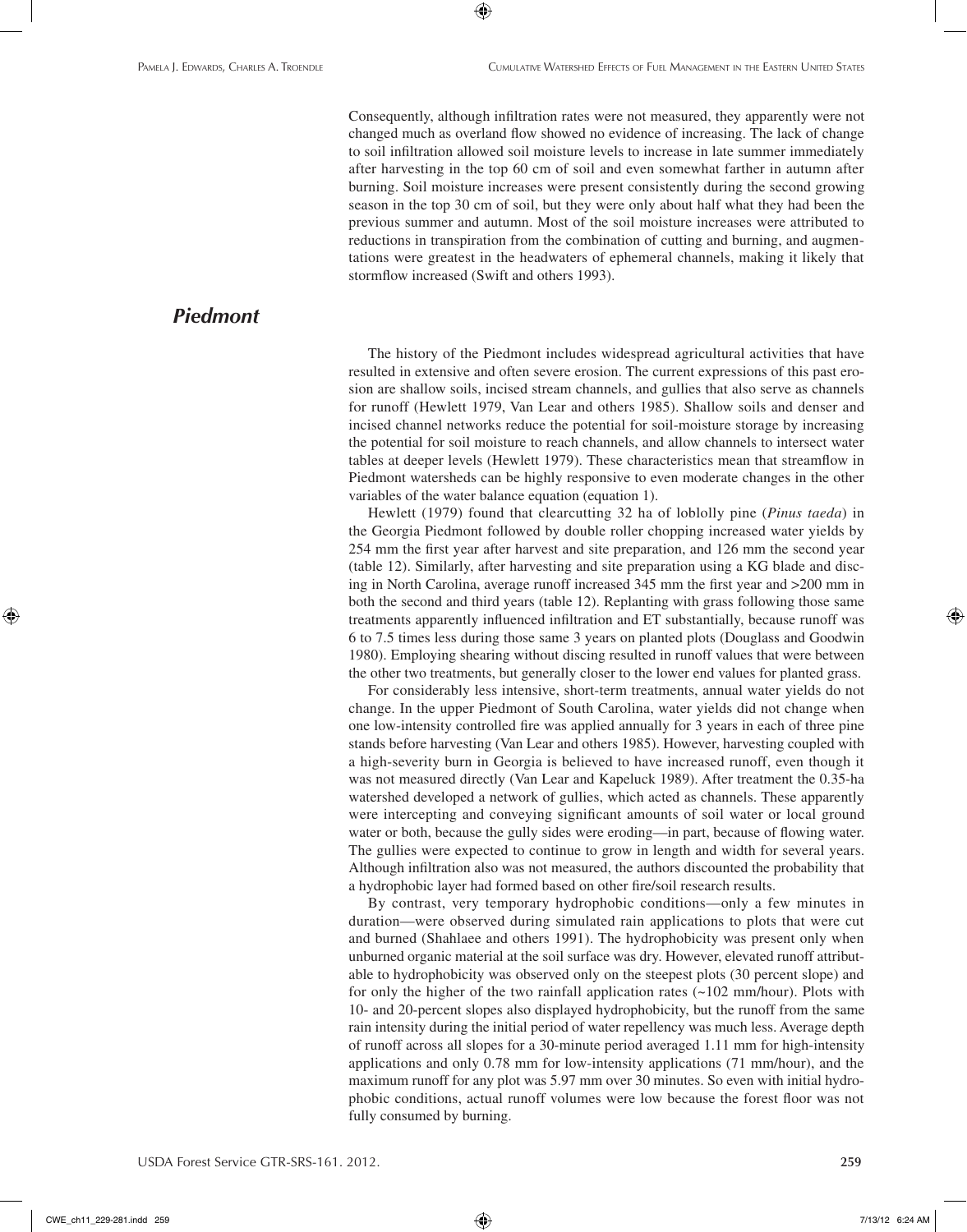Consequently, although infiltration rates were not measured, they apparently were not changed much as overland flow showed no evidence of increasing. The lack of change to soil infiltration allowed soil moisture levels to increase in late summer immediately after harvesting in the top 60 cm of soil and even somewhat farther in autumn after burning. Soil moisture increases were present consistently during the second growing season in the top 30 cm of soil, but they were only about half what they had been the previous summer and autumn. Most of the soil moisture increases were attributed to reductions in transpiration from the combination of cutting and burning, and augmentations were greatest in the headwaters of ephemeral channels, making it likely that stormflow increased (Swift and others 1993).

## *Piedmont*

The history of the Piedmont includes widespread agricultural activities that have resulted in extensive and often severe erosion. The current expressions of this past erosion are shallow soils, incised stream channels, and gullies that also serve as channels for runoff (Hewlett 1979, Van Lear and others 1985). Shallow soils and denser and incised channel networks reduce the potential for soil-moisture storage by increasing the potential for soil moisture to reach channels, and allow channels to intersect water tables at deeper levels (Hewlett 1979). These characteristics mean that streamflow in Piedmont watersheds can be highly responsive to even moderate changes in the other variables of the water balance equation (equation 1).

Hewlett (1979) found that clearcutting 32 ha of loblolly pine (*Pinus taeda*) in the Georgia Piedmont followed by double roller chopping increased water yields by 254 mm the first year after harvest and site preparation, and 126 mm the second year (table 12). Similarly, after harvesting and site preparation using a KG blade and discing in North Carolina, average runoff increased 345 mm the first year and >200 mm in both the second and third years (table 12). Replanting with grass following those same treatments apparently influenced infiltration and ET substantially, because runoff was 6 to 7.5 times less during those same 3 years on planted plots (Douglass and Goodwin 1980). Employing shearing without discing resulted in runoff values that were between the other two treatments, but generally closer to the lower end values for planted grass.

For considerably less intensive, short-term treatments, annual water yields do not change. In the upper Piedmont of South Carolina, water yields did not change when one low-intensity controlled fire was applied annually for 3 years in each of three pine stands before harvesting (Van Lear and others 1985). However, harvesting coupled with a high-severity burn in Georgia is believed to have increased runoff, even though it was not measured directly (Van Lear and Kapeluck 1989). After treatment the 0.35-ha watershed developed a network of gullies, which acted as channels. These apparently were intercepting and conveying significant amounts of soil water or local ground water or both, because the gully sides were eroding—in part, because of flowing water. The gullies were expected to continue to grow in length and width for several years. Although infiltration also was not measured, the authors discounted the probability that a hydrophobic layer had formed based on other fire/soil research results.

By contrast, very temporary hydrophobic conditions—only a few minutes in duration—were observed during simulated rain applications to plots that were cut and burned (Shahlaee and others 1991). The hydrophobicity was present only when unburned organic material at the soil surface was dry. However, elevated runoff attributable to hydrophobicity was observed only on the steepest plots (30 percent slope) and for only the higher of the two rainfall application rates (~102 mm/hour). Plots with 10- and 20-percent slopes also displayed hydrophobicity, but the runoff from the same rain intensity during the initial period of water repellency was much less. Average depth of runoff across all slopes for a 30-minute period averaged 1.11 mm for high-intensity applications and only 0.78 mm for low-intensity applications (71 mm/hour), and the maximum runoff for any plot was 5.97 mm over 30 minutes. So even with initial hydrophobic conditions, actual runoff volumes were low because the forest floor was not fully consumed by burning.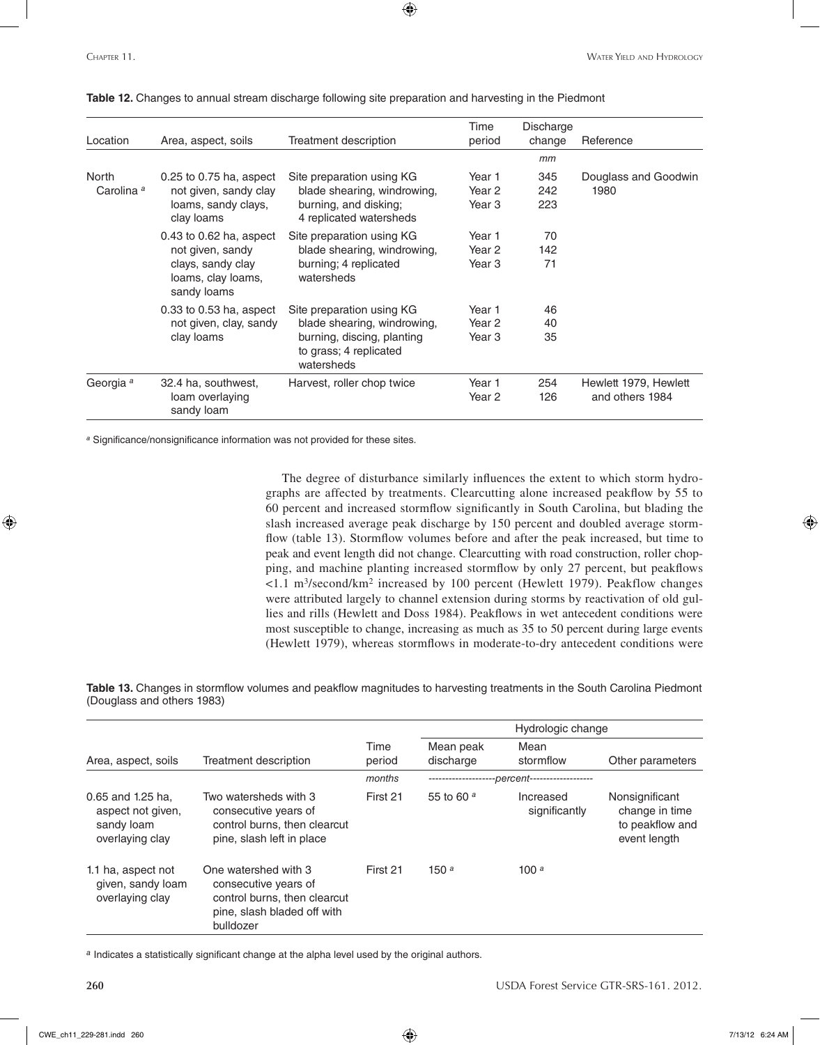**Table 12.** Changes to annual stream discharge following site preparation and harvesting in the Piedmont

| Location | Area, aspect, soils | Treatment description | Time period | Discharge change | Reference |
|---|---|---|---|---|---|
| | | | | *mm* | |
| North Carolina [a] | 0.25 to 0.75 ha, aspect not given, sandy clay loams, sandy clays, clay loams | Site preparation using KG blade shearing, windrowing, burning, and disking; 4 replicated watersheds | Year 1<br>Year 2<br>Year 3 | 345<br>242<br>223 | Douglass and Goodwin 1980 |
| | 0.43 to 0.62 ha, aspect not given, sandy clays, sandy clay loams, clay loams, sandy loams | Site preparation using KG blade shearing, windrowing, burning; 4 replicated watersheds | Year 1<br>Year 2<br>Year 3 | 70<br>142<br>71 | |
| | 0.33 to 0.53 ha, aspect not given, clay, sandy clay loams | Site preparation using KG blade shearing, windrowing, burning, discing, planting to grass; 4 replicated watersheds | Year 1<br>Year 2<br>Year 3 | 46<br>40<br>35 | |
| Georgia [a] | 32.4 ha, southwest, loam overlaying sandy loam | Harvest, roller chop twice | Year 1<br>Year 2 | 254<br>126 | Hewlett 1979, Hewlett and others 1984 |

[a] Significance/nonsignificance information was not provided for these sites.

The degree of disturbance similarly influences the extent to which storm hydrographs are affected by treatments. Clearcutting alone increased peakflow by 55 to 60 percent and increased stormflow significantly in South Carolina, but blading the slash increased average peak discharge by 150 percent and doubled average stormflow (table 13). Stormflow volumes before and after the peak increased, but time to peak and event length did not change. Clearcutting with road construction, roller chopping, and machine planting increased stormflow by only 27 percent, but peakflows <1.1 $m^3$/second/$km^2$ increased by 100 percent (Hewlett 1979). Peakflow changes were attributed largely to channel extension during storms by reactivation of old gullies and rills (Hewlett and Doss 1984). Peakflows in wet antecedent conditions were most susceptible to change, increasing as much as 35 to 50 percent during large events (Hewlett 1979), whereas stormflows in moderate-to-dry antecedent conditions were

**Table 13.** Changes in stormflow volumes and peakflow magnitudes to harvesting treatments in the South Carolina Piedmont (Douglass and others 1983)

| Area, aspect, soils | Treatment description | Time period | Hydrologic change | | |
|---|---|---|---|---|---|
| | | | Mean peak discharge | Mean stormflow | Other parameters |
| | | *months* | *percent* | | |
| 0.65 and 1.25 ha, aspect not given, sandy loam overlaying clay | Two watersheds with 3 consecutive years of control burns, then clearcut pine, slash left in place | First 21 | 55 to 60 [a] | Increased significantly | Nonsignificant change in time to peakflow and event length |
| 1.1 ha, aspect not given, sandy loam overlaying clay | One watershed with 3 consecutive years of control burns, then clearcut pine, slash bladed off with bulldozer | First 21 | 150 [a] | 100 [a] | |

[a] Indicates a statistically significant change at the alpha level used by the original authors.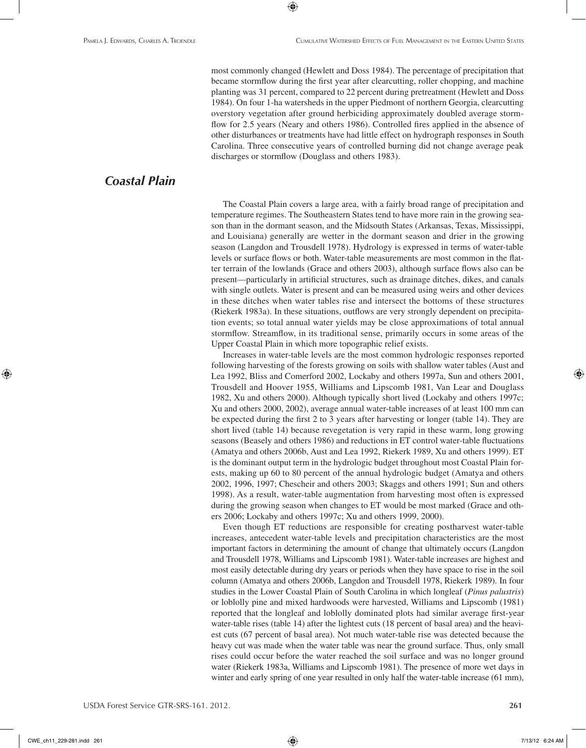most commonly changed (Hewlett and Doss 1984). The percentage of precipitation that became stormflow during the first year after clearcutting, roller chopping, and machine planting was 31 percent, compared to 22 percent during pretreatment (Hewlett and Doss 1984). On four 1-ha watersheds in the upper Piedmont of northern Georgia, clearcutting overstory vegetation after ground herbiciding approximately doubled average stormflow for 2.5 years (Neary and others 1986). Controlled fires applied in the absence of other disturbances or treatments have had little effect on hydrograph responses in South Carolina. Three consecutive years of controlled burning did not change average peak discharges or stormflow (Douglass and others 1983).

## *Coastal Plain*

The Coastal Plain covers a large area, with a fairly broad range of precipitation and temperature regimes. The Southeastern States tend to have more rain in the growing season than in the dormant season, and the Midsouth States (Arkansas, Texas, Mississippi, and Louisiana) generally are wetter in the dormant season and drier in the growing season (Langdon and Trousdell 1978). Hydrology is expressed in terms of water-table levels or surface flows or both. Water-table measurements are most common in the flatter terrain of the lowlands (Grace and others 2003), although surface flows also can be present—particularly in artificial structures, such as drainage ditches, dikes, and canals with single outlets. Water is present and can be measured using weirs and other devices in these ditches when water tables rise and intersect the bottoms of these structures (Riekerk 1983a). In these situations, outflows are very strongly dependent on precipitation events; so total annual water yields may be close approximations of total annual stormflow. Streamflow, in its traditional sense, primarily occurs in some areas of the Upper Coastal Plain in which more topographic relief exists.

Increases in water-table levels are the most common hydrologic responses reported following harvesting of the forests growing on soils with shallow water tables (Aust and Lea 1992, Bliss and Comerford 2002, Lockaby and others 1997a, Sun and others 2001, Trousdell and Hoover 1955, Williams and Lipscomb 1981, Van Lear and Douglass 1982, Xu and others 2000). Although typically short lived (Lockaby and others 1997c; Xu and others 2000, 2002), average annual water-table increases of at least 100 mm can be expected during the first 2 to 3 years after harvesting or longer (table 14). They are short lived (table 14) because revegetation is very rapid in these warm, long growing seasons (Beasely and others 1986) and reductions in ET control water-table fluctuations (Amatya and others 2006b, Aust and Lea 1992, Riekerk 1989, Xu and others 1999). ET is the dominant output term in the hydrologic budget throughout most Coastal Plain forests, making up 60 to 80 percent of the annual hydrologic budget (Amatya and others 2002, 1996, 1997; Chescheir and others 2003; Skaggs and others 1991; Sun and others 1998). As a result, water-table augmentation from harvesting most often is expressed during the growing season when changes to ET would be most marked (Grace and others 2006; Lockaby and others 1997c; Xu and others 1999, 2000).

Even though ET reductions are responsible for creating postharvest water-table increases, antecedent water-table levels and precipitation characteristics are the most important factors in determining the amount of change that ultimately occurs (Langdon and Trousdell 1978, Williams and Lipscomb 1981). Water-table increases are highest and most easily detectable during dry years or periods when they have space to rise in the soil column (Amatya and others 2006b, Langdon and Trousdell 1978, Riekerk 1989). In four studies in the Lower Coastal Plain of South Carolina in which longleaf (*Pinus palustris*) or loblolly pine and mixed hardwoods were harvested, Williams and Lipscomb (1981) reported that the longleaf and loblolly dominated plots had similar average first-year water-table rises (table 14) after the lightest cuts (18 percent of basal area) and the heaviest cuts (67 percent of basal area). Not much water-table rise was detected because the heavy cut was made when the water table was near the ground surface. Thus, only small rises could occur before the water reached the soil surface and was no longer ground water (Riekerk 1983a, Williams and Lipscomb 1981). The presence of more wet days in winter and early spring of one year resulted in only half the water-table increase (61 mm),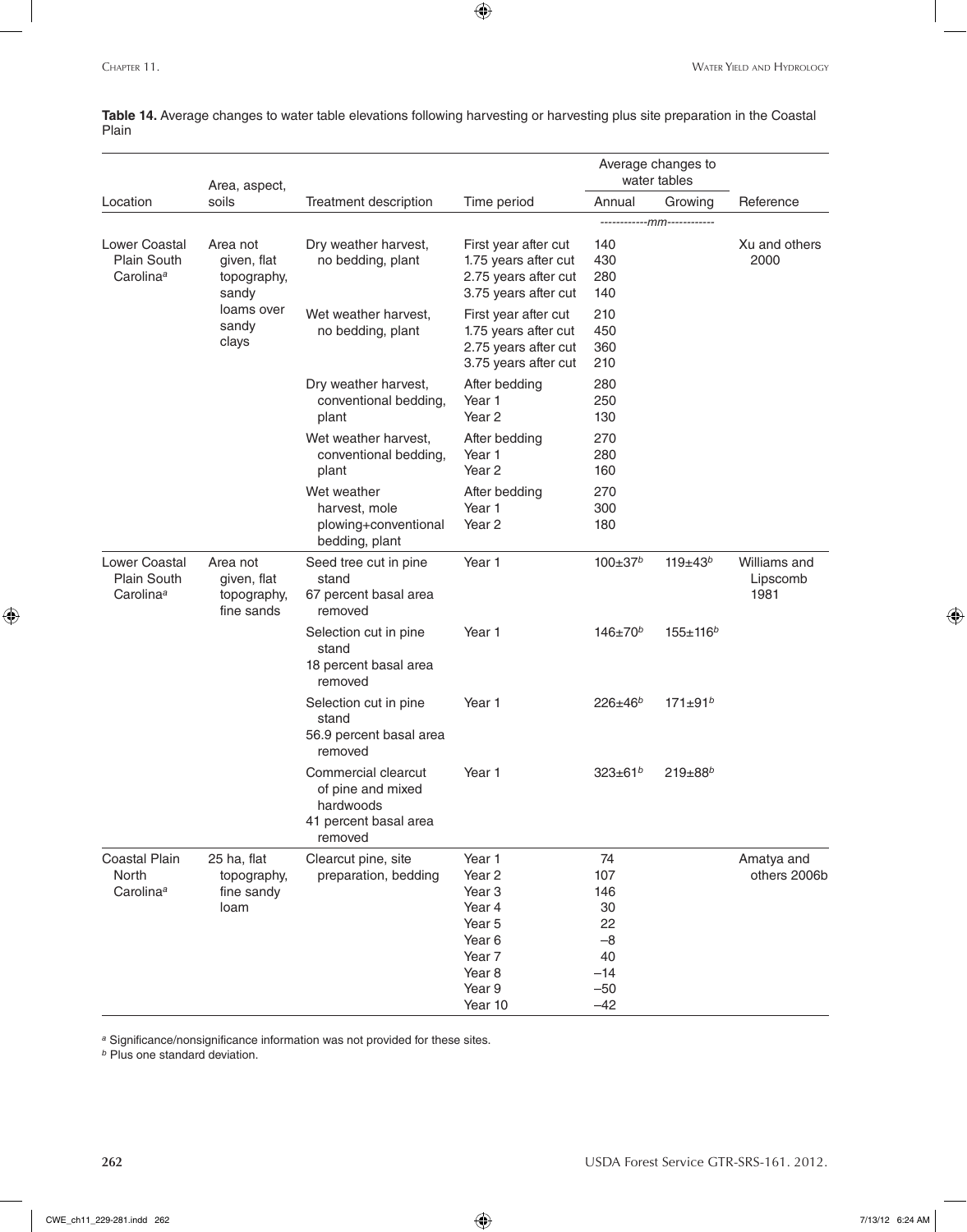**Table 14.** Average changes to water table elevations following harvesting or harvesting plus site preparation in the Coastal Plain

| Location | Area, aspect, soils | Treatment description | Time period | Average changes to water tables | | Reference |
|---|---|---|---|---|---|---|
| | | | | Annual | Growing | |
| | | | | ------------*mm*------------ | | |
| Lower Coastal Plain South Carolina[a] | Area not given, flat topography, sandy loams over sandy clays | Dry weather harvest, no bedding, plant | First year after cut<br>1.75 years after cut<br>2.75 years after cut<br>3.75 years after cut | 140<br>430<br>280<br>140 | | Xu and others 2000 |
| | | Wet weather harvest, no bedding, plant | First year after cut<br>1.75 years after cut<br>2.75 years after cut<br>3.75 years after cut | 210<br>450<br>360<br>210 | | |
| | | Dry weather harvest, conventional bedding, plant | After bedding<br>Year 1<br>Year 2 | 280<br>250<br>130 | | |
| | | Wet weather harvest, conventional bedding, plant | After bedding<br>Year 1<br>Year 2 | 270<br>280<br>160 | | |
| | | Wet weather harvest, mole plowing+conventional bedding, plant | After bedding<br>Year 1<br>Year 2 | 270<br>300<br>180 | | |
| Lower Coastal Plain South Carolina[a] | Area not given, flat topography, fine sands | Seed tree cut in pine stand<br>67 percent basal area removed | Year 1 | 100±37[b] | 119±43[b] | Williams and Lipscomb 1981 |
| | | Selection cut in pine stand<br>18 percent basal area removed | Year 1 | 146±70[b] | 155±116[b] | |
| | | Selection cut in pine stand<br>56.9 percent basal area removed | Year 1 | 226±46[b] | 171±91[b] | |
| | | Commercial clearcut of pine and mixed hardwoods<br>41 percent basal area removed | Year 1 | 323±61[b] | 219±88[b] | |
| Coastal Plain North Carolina[a] | 25 ha, flat topography, fine sandy loam | Clearcut pine, site preparation, bedding | Year 1<br>Year 2<br>Year 3<br>Year 4<br>Year 5<br>Year 6<br>Year 7<br>Year 8<br>Year 9<br>Year 10 | 74<br>107<br>146<br>30<br>22<br>–8<br>40<br>–14<br>–50<br>–42 | | Amatya and others 2006b |

[a] Significance/nonsignificance information was not provided for these sites.

[b] Plus one standard deviation.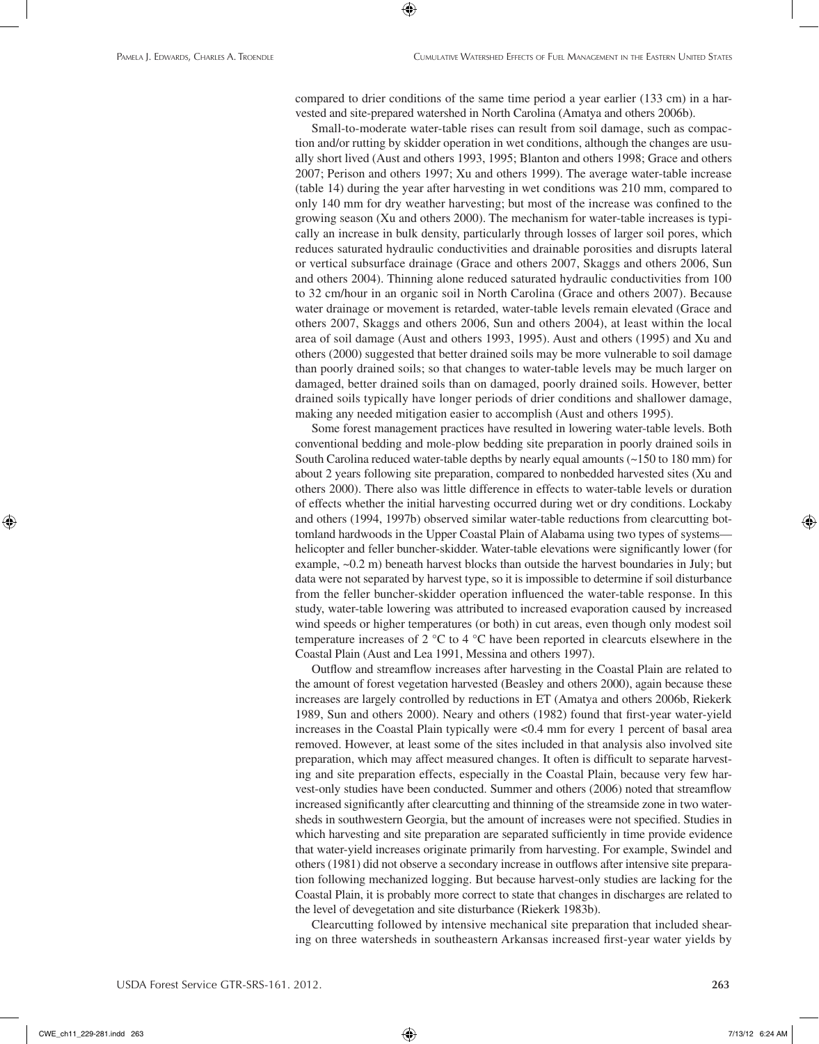compared to drier conditions of the same time period a year earlier (133 cm) in a harvested and site-prepared watershed in North Carolina (Amatya and others 2006b).

Small-to-moderate water-table rises can result from soil damage, such as compaction and/or rutting by skidder operation in wet conditions, although the changes are usually short lived (Aust and others 1993, 1995; Blanton and others 1998; Grace and others 2007; Perison and others 1997; Xu and others 1999). The average water-table increase (table 14) during the year after harvesting in wet conditions was 210 mm, compared to only 140 mm for dry weather harvesting; but most of the increase was confined to the growing season (Xu and others 2000). The mechanism for water-table increases is typically an increase in bulk density, particularly through losses of larger soil pores, which reduces saturated hydraulic conductivities and drainable porosities and disrupts lateral or vertical subsurface drainage (Grace and others 2007, Skaggs and others 2006, Sun and others 2004). Thinning alone reduced saturated hydraulic conductivities from 100 to 32 cm/hour in an organic soil in North Carolina (Grace and others 2007). Because water drainage or movement is retarded, water-table levels remain elevated (Grace and others 2007, Skaggs and others 2006, Sun and others 2004), at least within the local area of soil damage (Aust and others 1993, 1995). Aust and others (1995) and Xu and others (2000) suggested that better drained soils may be more vulnerable to soil damage than poorly drained soils; so that changes to water-table levels may be much larger on damaged, better drained soils than on damaged, poorly drained soils. However, better drained soils typically have longer periods of drier conditions and shallower damage, making any needed mitigation easier to accomplish (Aust and others 1995).

Some forest management practices have resulted in lowering water-table levels. Both conventional bedding and mole-plow bedding site preparation in poorly drained soils in South Carolina reduced water-table depths by nearly equal amounts (~150 to 180 mm) for about 2 years following site preparation, compared to nonbedded harvested sites (Xu and others 2000). There also was little difference in effects to water-table levels or duration of effects whether the initial harvesting occurred during wet or dry conditions. Lockaby and others (1994, 1997b) observed similar water-table reductions from clearcutting bottomland hardwoods in the Upper Coastal Plain of Alabama using two types of systems—helicopter and feller buncher-skidder. Water-table elevations were significantly lower (for example, ~0.2 m) beneath harvest blocks than outside the harvest boundaries in July; but data were not separated by harvest type, so it is impossible to determine if soil disturbance from the feller buncher-skidder operation influenced the water-table response. In this study, water-table lowering was attributed to increased evaporation caused by increased wind speeds or higher temperatures (or both) in cut areas, even though only modest soil temperature increases of 2 °C to 4 °C have been reported in clearcuts elsewhere in the Coastal Plain (Aust and Lea 1991, Messina and others 1997).

Outflow and streamflow increases after harvesting in the Coastal Plain are related to the amount of forest vegetation harvested (Beasley and others 2000), again because these increases are largely controlled by reductions in ET (Amatya and others 2006b, Riekerk 1989, Sun and others 2000). Neary and others (1982) found that first-year water-yield increases in the Coastal Plain typically were <0.4 mm for every 1 percent of basal area removed. However, at least some of the sites included in that analysis also involved site preparation, which may affect measured changes. It often is difficult to separate harvesting and site preparation effects, especially in the Coastal Plain, because very few harvest-only studies have been conducted. Summer and others (2006) noted that streamflow increased significantly after clearcutting and thinning of the streamside zone in two watersheds in southwestern Georgia, but the amount of increases were not specified. Studies in which harvesting and site preparation are separated sufficiently in time provide evidence that water-yield increases originate primarily from harvesting. For example, Swindel and others (1981) did not observe a secondary increase in outflows after intensive site preparation following mechanized logging. But because harvest-only studies are lacking for the Coastal Plain, it is probably more correct to state that changes in discharges are related to the level of devegetation and site disturbance (Riekerk 1983b).

Clearcutting followed by intensive mechanical site preparation that included shearing on three watersheds in southeastern Arkansas increased first-year water yields by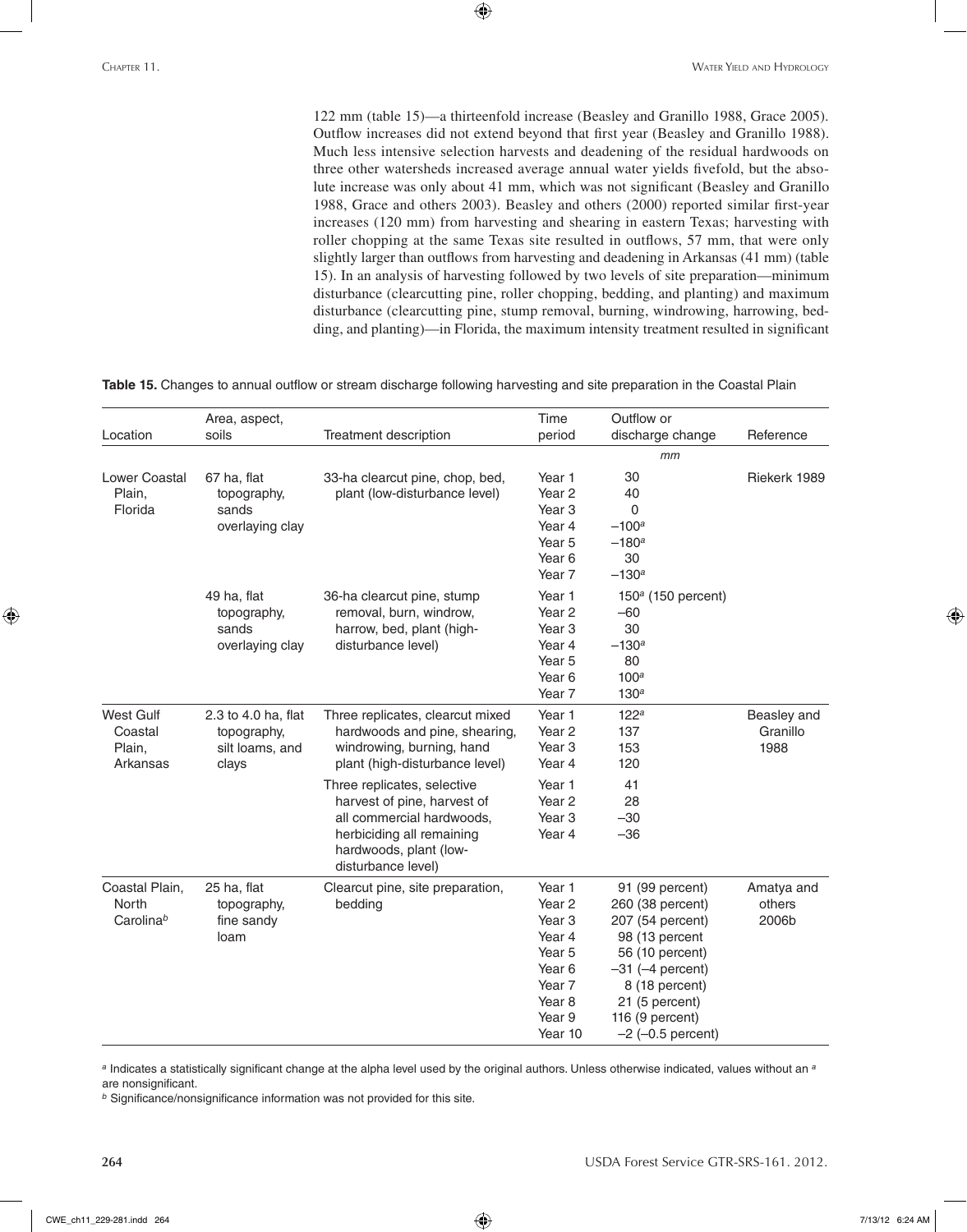122 mm (table 15)—a thirteenfold increase (Beasley and Granillo 1988, Grace 2005). Outflow increases did not extend beyond that first year (Beasley and Granillo 1988). Much less intensive selection harvests and deadening of the residual hardwoods on three other watersheds increased average annual water yields fivefold, but the absolute increase was only about 41 mm, which was not significant (Beasley and Granillo 1988, Grace and others 2003). Beasley and others (2000) reported similar first-year increases (120 mm) from harvesting and shearing in eastern Texas; harvesting with roller chopping at the same Texas site resulted in outflows, 57 mm, that were only slightly larger than outflows from harvesting and deadening in Arkansas (41 mm) (table 15). In an analysis of harvesting followed by two levels of site preparation—minimum disturbance (clearcutting pine, roller chopping, bedding, and planting) and maximum disturbance (clearcutting pine, stump removal, burning, windrowing, harrowing, bedding, and planting)—in Florida, the maximum intensity treatment resulted in significant

**Table 15.** Changes to annual outflow or stream discharge following harvesting and site preparation in the Coastal Plain

| Location | Area, aspect, soils | Treatment description | Time period | Outflow or discharge change | Reference |
|---|---|---|---|---|---|
| | | | | *mm* | |
| Lower Coastal Plain, Florida | 67 ha, flat topography, sands overlaying clay | 33-ha clearcut pine, chop, bed, plant (low-disturbance level) | Year 1 | 30 | Riekerk 1989 |
| | | | Year 2 | 40 | |
| | | | Year 3 | 0 | |
| | | | Year 4 | –100[a] | |
| | | | Year 5 | –180[a] | |
| | | | Year 6 | 30 | |
| | | | Year 7 | –130[a] | |
| | 49 ha, flat topography, sands overlaying clay | 36-ha clearcut pine, stump removal, burn, windrow, harrow, bed, plant (high-disturbance level) | Year 1 | 150[a] (150 percent) | |
| | | | Year 2 | –60 | |
| | | | Year 3 | 30 | |
| | | | Year 4 | –130[a] | |
| | | | Year 5 | 80 | |
| | | | Year 6 | 100[a] | |
| | | | Year 7 | 130[a] | |
| West Gulf Coastal Plain, Arkansas | 2.3 to 4.0 ha, flat topography, silt loams, and clays | Three replicates, clearcut mixed hardwoods and pine, shearing, windrowing, burning, hand plant (high-disturbance level) | Year 1 | 122[a] | Beasley and Granillo 1988 |
| | | | Year 2 | 137 | |
| | | | Year 3 | 153 | |
| | | | Year 4 | 120 | |
| | | Three replicates, selective harvest of pine, harvest of all commercial hardwoods, herbiciding all remaining hardwoods, plant (low-disturbance level) | Year 1 | 41 | |
| | | | Year 2 | 28 | |
| | | | Year 3 | –30 | |
| | | | Year 4 | –36 | |
| Coastal Plain, North Carolina[b] | 25 ha, flat topography, fine sandy loam | Clearcut pine, site preparation, bedding | Year 1 | 91 (99 percent) | Amatya and others 2006b |
| | | | Year 2 | 260 (38 percent) | |
| | | | Year 3 | 207 (54 percent) | |
| | | | Year 4 | 98 (13 percent | |
| | | | Year 5 | 56 (10 percent) | |
| | | | Year 6 | –31 (–4 percent) | |
| | | | Year 7 | 8 (18 percent) | |
| | | | Year 8 | 21 (5 percent) | |
| | | | Year 9 | 116 (9 percent) | |
| | | | Year 10 | –2 (–0.5 percent) | |

[a] Indicates a statistically significant change at the alpha level used by the original authors. Unless otherwise indicated, values without an [a] are nonsignificant.

[b] Significance/nonsignificance information was not provided for this site.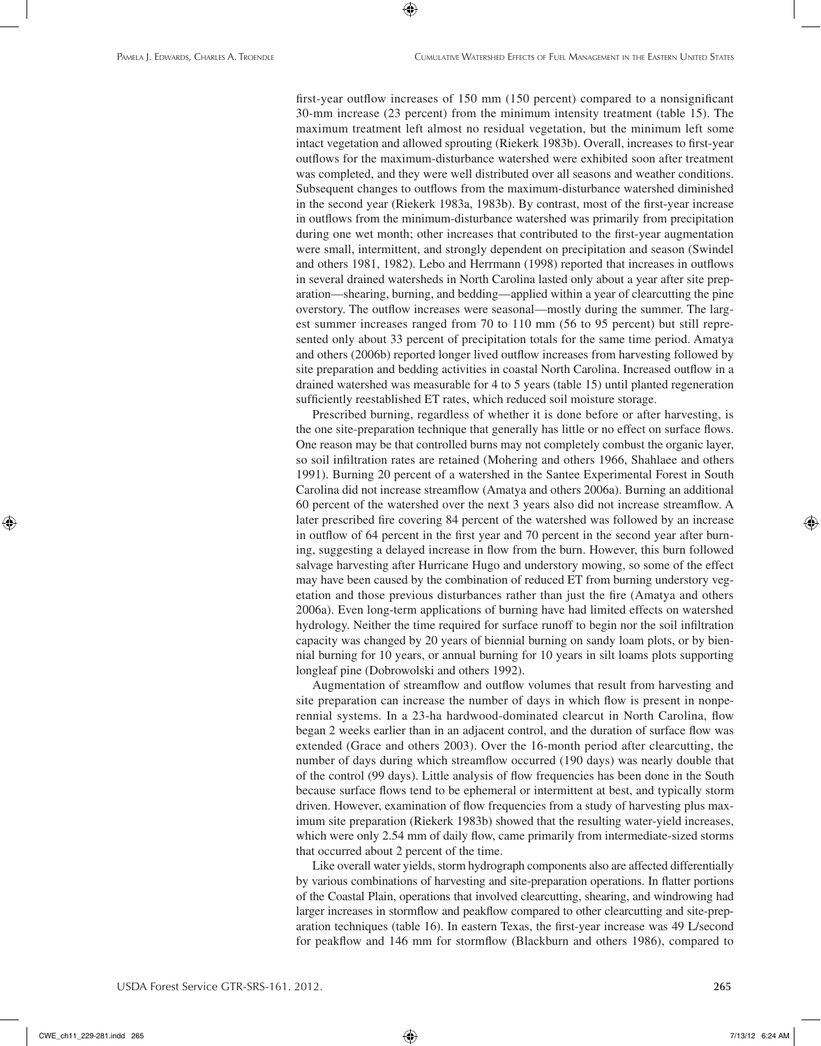first-year outflow increases of 150 mm (150 percent) compared to a nonsignificant 30-mm increase (23 percent) from the minimum intensity treatment (table 15). The maximum treatment left almost no residual vegetation, but the minimum left some intact vegetation and allowed sprouting (Riekerk 1983b). Overall, increases to first-year outflows for the maximum-disturbance watershed were exhibited soon after treatment was completed, and they were well distributed over all seasons and weather conditions. Subsequent changes to outflows from the maximum-disturbance watershed diminished in the second year (Riekerk 1983a, 1983b). By contrast, most of the first-year increase in outflows from the minimum-disturbance watershed was primarily from precipitation during one wet month; other increases that contributed to the first-year augmentation were small, intermittent, and strongly dependent on precipitation and season (Swindel and others 1981, 1982). Lebo and Herrmann (1998) reported that increases in outflows in several drained watersheds in North Carolina lasted only about a year after site preparation—shearing, burning, and bedding—applied within a year of clearcutting the pine overstory. The outflow increases were seasonal—mostly during the summer. The largest summer increases ranged from 70 to 110 mm (56 to 95 percent) but still represented only about 33 percent of precipitation totals for the same time period. Amatya and others (2006b) reported longer lived outflow increases from harvesting followed by site preparation and bedding activities in coastal North Carolina. Increased outflow in a drained watershed was measurable for 4 to 5 years (table 15) until planted regeneration sufficiently reestablished ET rates, which reduced soil moisture storage.

Prescribed burning, regardless of whether it is done before or after harvesting, is the one site-preparation technique that generally has little or no effect on surface flows. One reason may be that controlled burns may not completely combust the organic layer, so soil infiltration rates are retained (Mohering and others 1966, Shahlaee and others 1991). Burning 20 percent of a watershed in the Santee Experimental Forest in South Carolina did not increase streamflow (Amatya and others 2006a). Burning an additional 60 percent of the watershed over the next 3 years also did not increase streamflow. A later prescribed fire covering 84 percent of the watershed was followed by an increase in outflow of 64 percent in the first year and 70 percent in the second year after burning, suggesting a delayed increase in flow from the burn. However, this burn followed salvage harvesting after Hurricane Hugo and understory mowing, so some of the effect may have been caused by the combination of reduced ET from burning understory vegetation and those previous disturbances rather than just the fire (Amatya and others 2006a). Even long-term applications of burning have had limited effects on watershed hydrology. Neither the time required for surface runoff to begin nor the soil infiltration capacity was changed by 20 years of biennial burning on sandy loam plots, or by biennial burning for 10 years, or annual burning for 10 years in silt loams plots supporting longleaf pine (Dobrowolski and others 1992).

Augmentation of streamflow and outflow volumes that result from harvesting and site preparation can increase the number of days in which flow is present in nonperennial systems. In a 23-ha hardwood-dominated clearcut in North Carolina, flow began 2 weeks earlier than in an adjacent control, and the duration of surface flow was extended (Grace and others 2003). Over the 16-month period after clearcutting, the number of days during which streamflow occurred (190 days) was nearly double that of the control (99 days). Little analysis of flow frequencies has been done in the South because surface flows tend to be ephemeral or intermittent at best, and typically storm driven. However, examination of flow frequencies from a study of harvesting plus maximum site preparation (Riekerk 1983b) showed that the resulting water-yield increases, which were only 2.54 mm of daily flow, came primarily from intermediate-sized storms that occurred about 2 percent of the time.

Like overall water yields, storm hydrograph components also are affected differentially by various combinations of harvesting and site-preparation operations. In flatter portions of the Coastal Plain, operations that involved clearcutting, shearing, and windrowing had larger increases in stormflow and peakflow compared to other clearcutting and site-preparation techniques (table 16). In eastern Texas, the first-year increase was 49 L/second for peakflow and 146 mm for stormflow (Blackburn and others 1986), compared to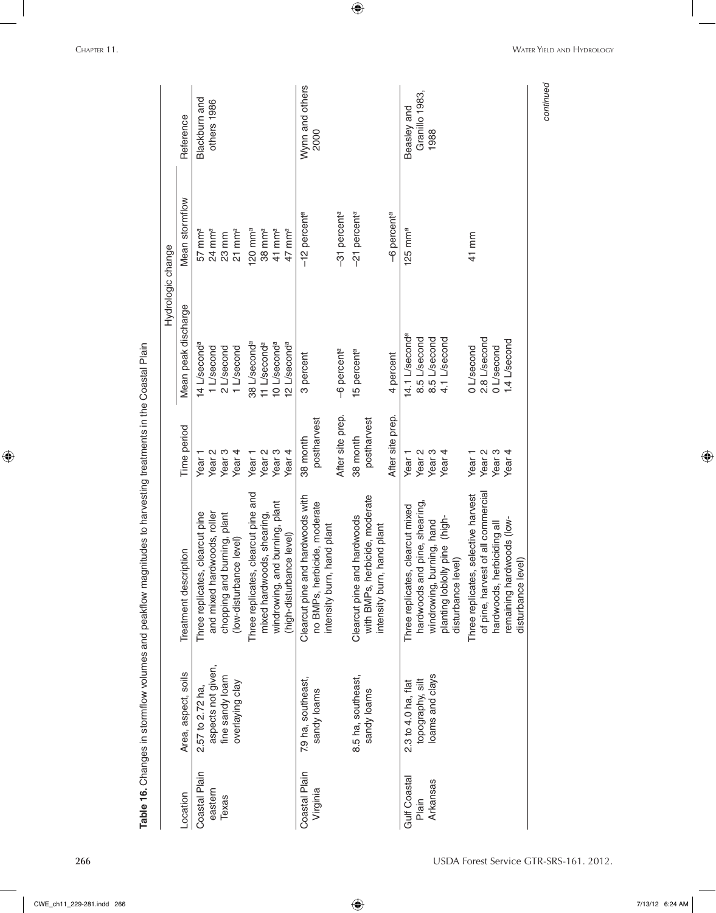**Table 16.** Changes in stormflow volumes and peakflow magnitudes to harvesting treatments in the Coastal Plain

| Location | Area, aspect, soils | Treatment description | Time period | Hydrologic change | | Reference |
|---|---|---|---|---|---|---|
| | | | | Mean peak discharge | Mean stormflow | |
| Coastal Plain eastern Texas | 2.57 to 2.72 ha, aspects not given, fine sandy loam overlaying clay | Three replicates, clearcut pine and mixed hardwoods, roller chopping and burning, plant (low-disturbance level) | Year 1 | 14 L/second[a] | 57 mm[a] | Blackburn and others 1986 |
| | | | Year 2 | 1 L/second | 24 mm[a] | |
| | | | Year 3 | 2 L/second | 23 mm | |
| | | | Year 4 | 1 L/second | 21 mm[a] | |
| | | Three replicates, clearcut pine and mixed hardwoods, shearing, windrowing, and burning, plant (high-disturbance level) | Year 1 | 38 L/second[a] | 120 mm[a] | |
| | | | Year 2 | 11 L/second[a] | 38 mm[a] | |
| | | | Year 3 | 10 L/second[a] | 41 mm[a] | |
| | | | Year 4 | 12 L/second[a] | 47 mm[a] | |
| Coastal Plain Virginia | 7.9 ha, southeast, sandy loams | Clearcut pine and hardwoods with no BMPs, herbicide, moderate intensity burn, hand plant | 38 month postharvest | 3 percent | −12 percent[a] | Wynn and others 2000 |
| | | | After site prep. | −6 percent[a] | −31 percent[a] | |
| | 8.5 ha, southeast, sandy loams | Clearcut pine and hardwoods with BMPs, herbicide, moderate intensity burn, hand plant | 38 month postharvest | 15 percent[a] | −21 percent[a] | |
| | | | After site prep. | 4 percent | −6 percent[a] | |
| Gulf Coastal Plain Arkansas | 2.3 to 4.0 ha, flat topography, silt loams and clays | Three replicates, clearcut mixed hardwoods and pine, shearing, windrowing, burning, hand planting loblolly pine (high-disturbance level) | Year 1 | 14.1 L/second[a] | 125 mm[a] | Beasley and Granillo 1983, 1988 |
| | | | Year 2 | 8.5 L/second | | |
| | | | Year 3 | 8.5 L/second | | |
| | | | Year 4 | 4.1 L/second | | |
| | | Three replicates, selective harvest of pine, harvest of all commercial hardwoods, herbiciding all remaining hardwoods (low-disturbance level) | Year 1 | 0 L/second | 41 mm | |
| | | | Year 2 | 2.8 L/second | | |
| | | | Year 3 | 0 L/second | | |
| | | | Year 4 | 1.4 L/second | | |

*continued*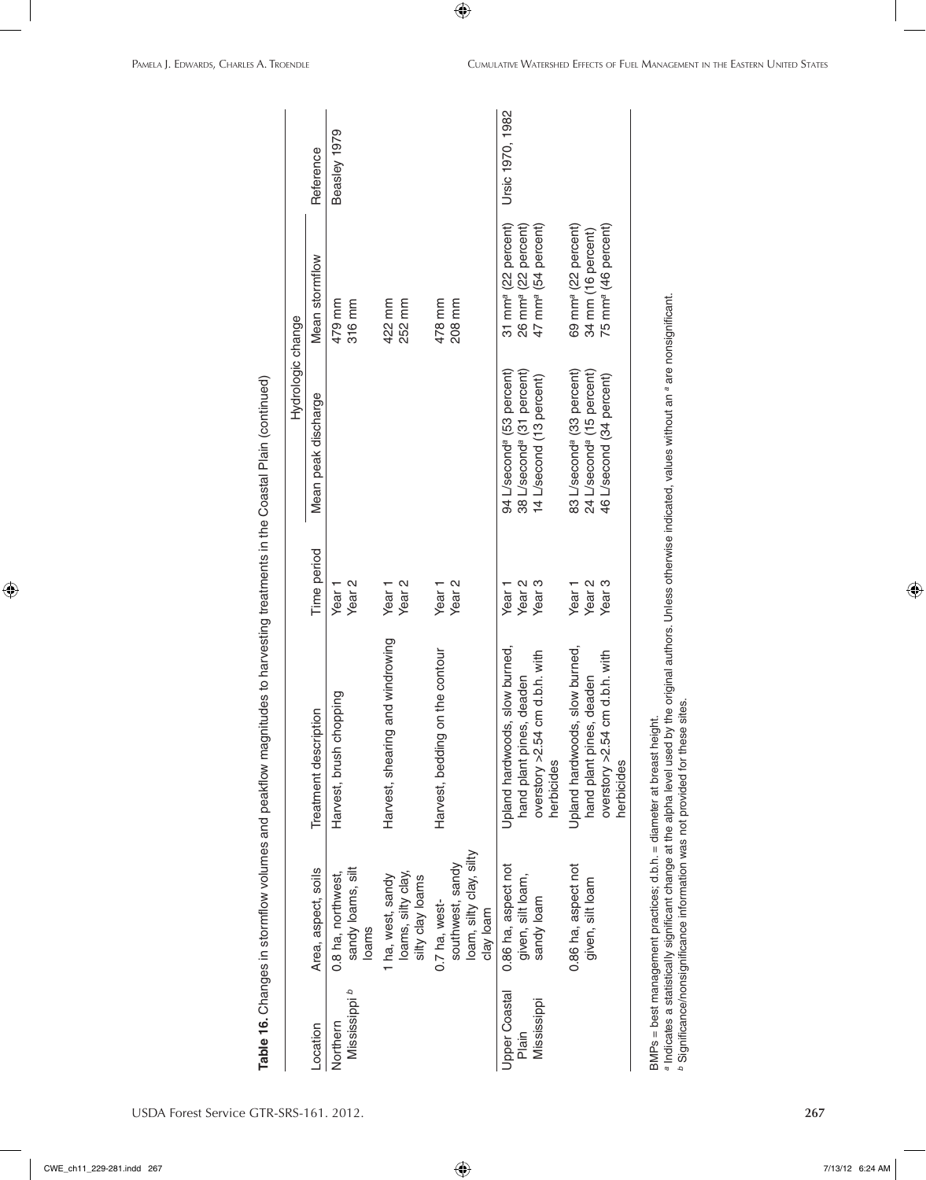**Table 16.** Changes in stormflow volumes and peakflow magnitudes to harvesting treatments in the Coastal Plain (continued)

| Location | Area, aspect, soils | Treatment description | Time period | Hydrologic change | | Reference |
|---|---|---|---|---|---|---|
| | | | | Mean peak discharge | Mean stormflow | |
| Northern Mississippi [b] | 0.8 ha, northwest, sandy loams, silt loams | Harvest, brush chopping | Year 1 | | 479 mm | Beasley 1979 |
| | | | Year 2 | | 316 mm | |
| | 1 ha, west, sandy loams, silty clay, silty clay loams | Harvest, shearing and windrowing | Year 1 | | 422 mm | |
| | | | Year 2 | | 252 mm | |
| | 0.7 ha, west-southwest, sandy loam, silty clay, silty clay loam | Harvest, bedding on the contour | Year 1 | | 478 mm | |
| | | | Year 2 | | 208 mm | |
| Upper Coastal Plain Mississippi | 0.86 ha, aspect not given, silt loam, sandy loam | Upland hardwoods, slow burned, hand plant pines, deaden overstory >2.54 cm d.b.h. with herbicides | Year 1 | 94 L/second[a] (53 percent) | 31 mm[a] (22 percent) | Ursic 1970, 1982 |
| | | | Year 2 | 38 L/second[a] (31 percent) | 26 mm[a] (22 percent) | |
| | | | Year 3 | 14 L/second (13 percent) | 47 mm[a] (54 percent) | |
| | 0.86 ha, aspect not given, silt loam | Upland hardwoods, slow burned, hand plant pines, deaden overstory >2.54 cm d.b.h. with herbicides | Year 1 | 83 L/second[a] (33 percent) | 69 mm[a] (22 percent) | |
| | | | Year 2 | 24 L/second[a] (15 percent) | 34 mm (16 percent) | |
| | | | Year 3 | 46 L/second (34 percent) | 75 mm[a] (46 percent) | |

BMPs = best management practices; d.b.h. = diameter at breast height.
[a] Indicates a statistically significant change at the alpha level used by the original authors. Unless otherwise indicated, values without an [a] are nonsignificant.
[b] Significance/nonsignificance information was not provided for these sites.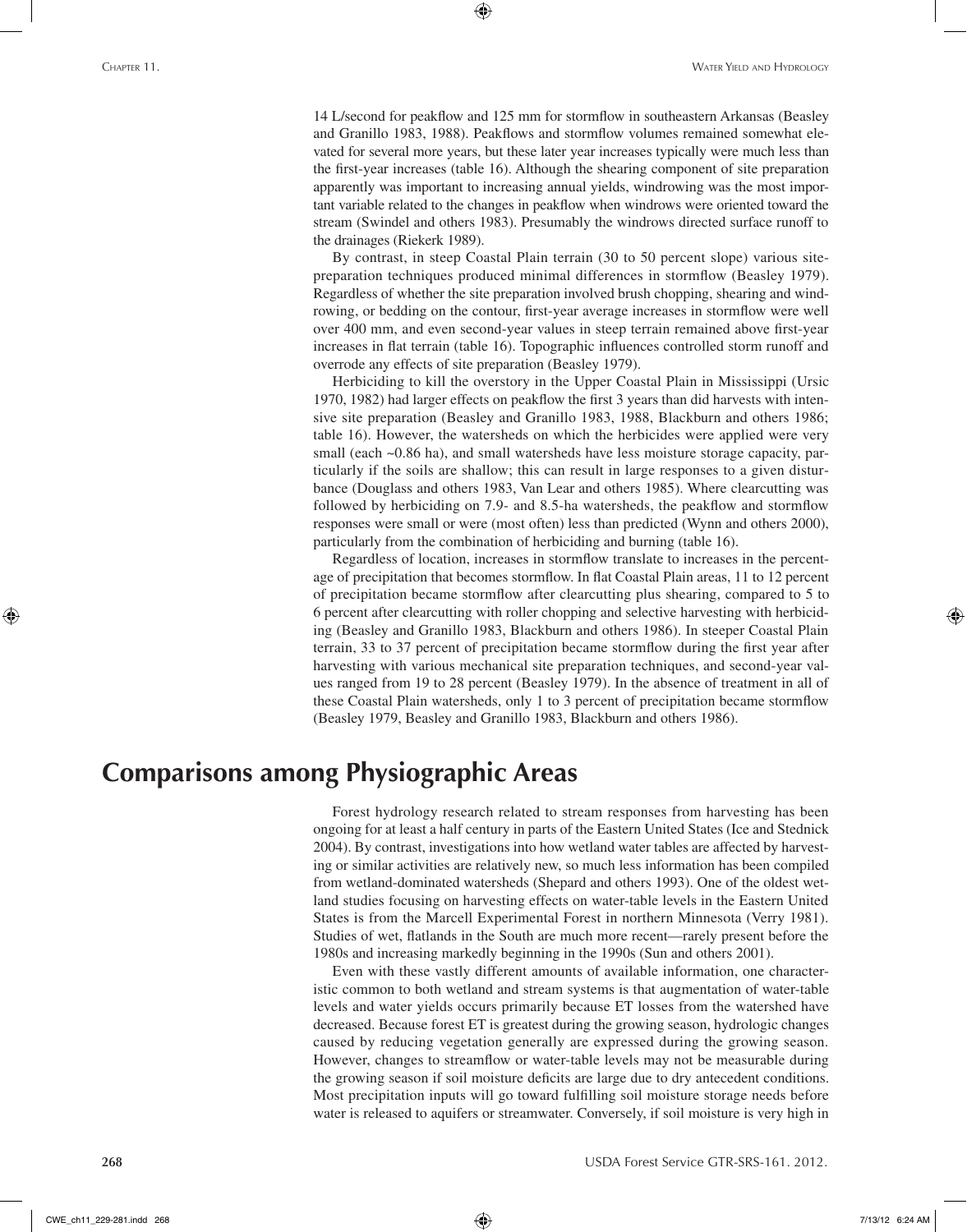14 L/second for peakflow and 125 mm for stormflow in southeastern Arkansas (Beasley and Granillo 1983, 1988). Peakflows and stormflow volumes remained somewhat elevated for several more years, but these later year increases typically were much less than the first-year increases (table 16). Although the shearing component of site preparation apparently was important to increasing annual yields, windrowing was the most important variable related to the changes in peakflow when windrows were oriented toward the stream (Swindel and others 1983). Presumably the windrows directed surface runoff to the drainages (Riekerk 1989).

By contrast, in steep Coastal Plain terrain (30 to 50 percent slope) various site-preparation techniques produced minimal differences in stormflow (Beasley 1979). Regardless of whether the site preparation involved brush chopping, shearing and windrowing, or bedding on the contour, first-year average increases in stormflow were well over 400 mm, and even second-year values in steep terrain remained above first-year increases in flat terrain (table 16). Topographic influences controlled storm runoff and overrode any effects of site preparation (Beasley 1979).

Herbiciding to kill the overstory in the Upper Coastal Plain in Mississippi (Ursic 1970, 1982) had larger effects on peakflow the first 3 years than did harvests with intensive site preparation (Beasley and Granillo 1983, 1988, Blackburn and others 1986; table 16). However, the watersheds on which the herbicides were applied were very small (each ~0.86 ha), and small watersheds have less moisture storage capacity, particularly if the soils are shallow; this can result in large responses to a given disturbance (Douglass and others 1983, Van Lear and others 1985). Where clearcutting was followed by herbiciding on 7.9- and 8.5-ha watersheds, the peakflow and stormflow responses were small or were (most often) less than predicted (Wynn and others 2000), particularly from the combination of herbiciding and burning (table 16).

Regardless of location, increases in stormflow translate to increases in the percentage of precipitation that becomes stormflow. In flat Coastal Plain areas, 11 to 12 percent of precipitation became stormflow after clearcutting plus shearing, compared to 5 to 6 percent after clearcutting with roller chopping and selective harvesting with herbiciding (Beasley and Granillo 1983, Blackburn and others 1986). In steeper Coastal Plain terrain, 33 to 37 percent of precipitation became stormflow during the first year after harvesting with various mechanical site preparation techniques, and second-year values ranged from 19 to 28 percent (Beasley 1979). In the absence of treatment in all of these Coastal Plain watersheds, only 1 to 3 percent of precipitation became stormflow (Beasley 1979, Beasley and Granillo 1983, Blackburn and others 1986).

# Comparisons among Physiographic Areas

Forest hydrology research related to stream responses from harvesting has been ongoing for at least a half century in parts of the Eastern United States (Ice and Stednick 2004). By contrast, investigations into how wetland water tables are affected by harvesting or similar activities are relatively new, so much less information has been compiled from wetland-dominated watersheds (Shepard and others 1993). One of the oldest wetland studies focusing on harvesting effects on water-table levels in the Eastern United States is from the Marcell Experimental Forest in northern Minnesota (Verry 1981). Studies of wet, flatlands in the South are much more recent—rarely present before the 1980s and increasing markedly beginning in the 1990s (Sun and others 2001).

Even with these vastly different amounts of available information, one characteristic common to both wetland and stream systems is that augmentation of water-table levels and water yields occurs primarily because ET losses from the watershed have decreased. Because forest ET is greatest during the growing season, hydrologic changes caused by reducing vegetation generally are expressed during the growing season. However, changes to streamflow or water-table levels may not be measurable during the growing season if soil moisture deficits are large due to dry antecedent conditions. Most precipitation inputs will go toward fulfilling soil moisture storage needs before water is released to aquifers or streamwater. Conversely, if soil moisture is very high in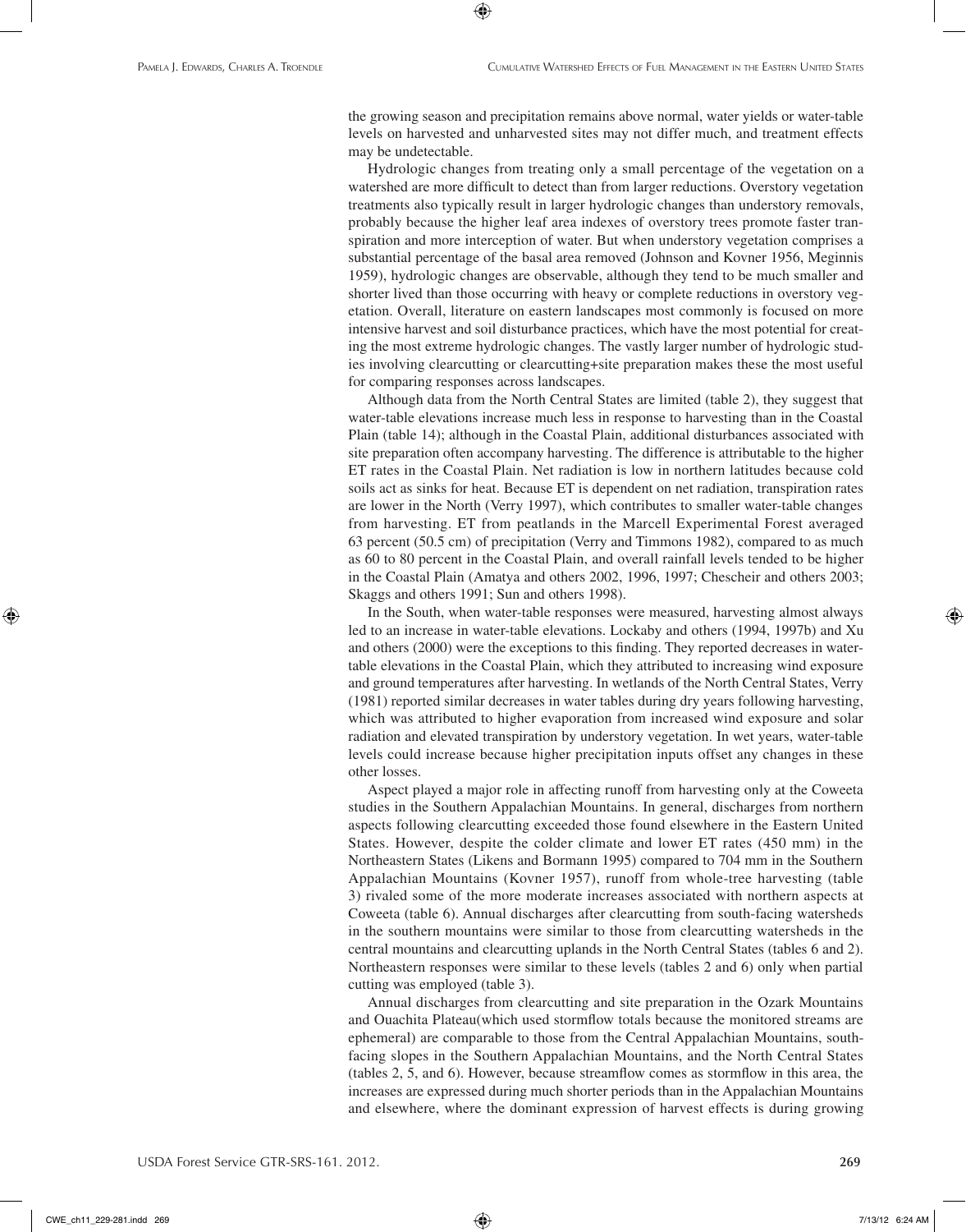the growing season and precipitation remains above normal, water yields or water-table levels on harvested and unharvested sites may not differ much, and treatment effects may be undetectable.

Hydrologic changes from treating only a small percentage of the vegetation on a watershed are more difficult to detect than from larger reductions. Overstory vegetation treatments also typically result in larger hydrologic changes than understory removals, probably because the higher leaf area indexes of overstory trees promote faster transpiration and more interception of water. But when understory vegetation comprises a substantial percentage of the basal area removed (Johnson and Kovner 1956, Meginnis 1959), hydrologic changes are observable, although they tend to be much smaller and shorter lived than those occurring with heavy or complete reductions in overstory vegetation. Overall, literature on eastern landscapes most commonly is focused on more intensive harvest and soil disturbance practices, which have the most potential for creating the most extreme hydrologic changes. The vastly larger number of hydrologic studies involving clearcutting or clearcutting+site preparation makes these the most useful for comparing responses across landscapes.

Although data from the North Central States are limited (table 2), they suggest that water-table elevations increase much less in response to harvesting than in the Coastal Plain (table 14); although in the Coastal Plain, additional disturbances associated with site preparation often accompany harvesting. The difference is attributable to the higher ET rates in the Coastal Plain. Net radiation is low in northern latitudes because cold soils act as sinks for heat. Because ET is dependent on net radiation, transpiration rates are lower in the North (Verry 1997), which contributes to smaller water-table changes from harvesting. ET from peatlands in the Marcell Experimental Forest averaged 63 percent (50.5 cm) of precipitation (Verry and Timmons 1982), compared to as much as 60 to 80 percent in the Coastal Plain, and overall rainfall levels tended to be higher in the Coastal Plain (Amatya and others 2002, 1996, 1997; Chescheir and others 2003; Skaggs and others 1991; Sun and others 1998).

In the South, when water-table responses were measured, harvesting almost always led to an increase in water-table elevations. Lockaby and others (1994, 1997b) and Xu and others (2000) were the exceptions to this finding. They reported decreases in water-table elevations in the Coastal Plain, which they attributed to increasing wind exposure and ground temperatures after harvesting. In wetlands of the North Central States, Verry (1981) reported similar decreases in water tables during dry years following harvesting, which was attributed to higher evaporation from increased wind exposure and solar radiation and elevated transpiration by understory vegetation. In wet years, water-table levels could increase because higher precipitation inputs offset any changes in these other losses.

Aspect played a major role in affecting runoff from harvesting only at the Coweeta studies in the Southern Appalachian Mountains. In general, discharges from northern aspects following clearcutting exceeded those found elsewhere in the Eastern United States. However, despite the colder climate and lower ET rates (450 mm) in the Northeastern States (Likens and Bormann 1995) compared to 704 mm in the Southern Appalachian Mountains (Kovner 1957), runoff from whole-tree harvesting (table 3) rivaled some of the more moderate increases associated with northern aspects at Coweeta (table 6). Annual discharges after clearcutting from south-facing watersheds in the southern mountains were similar to those from clearcutting watersheds in the central mountains and clearcutting uplands in the North Central States (tables 6 and 2). Northeastern responses were similar to these levels (tables 2 and 6) only when partial cutting was employed (table 3).

Annual discharges from clearcutting and site preparation in the Ozark Mountains and Ouachita Plateau(which used stormflow totals because the monitored streams are ephemeral) are comparable to those from the Central Appalachian Mountains, south-facing slopes in the Southern Appalachian Mountains, and the North Central States (tables 2, 5, and 6). However, because streamflow comes as stormflow in this area, the increases are expressed during much shorter periods than in the Appalachian Mountains and elsewhere, where the dominant expression of harvest effects is during growing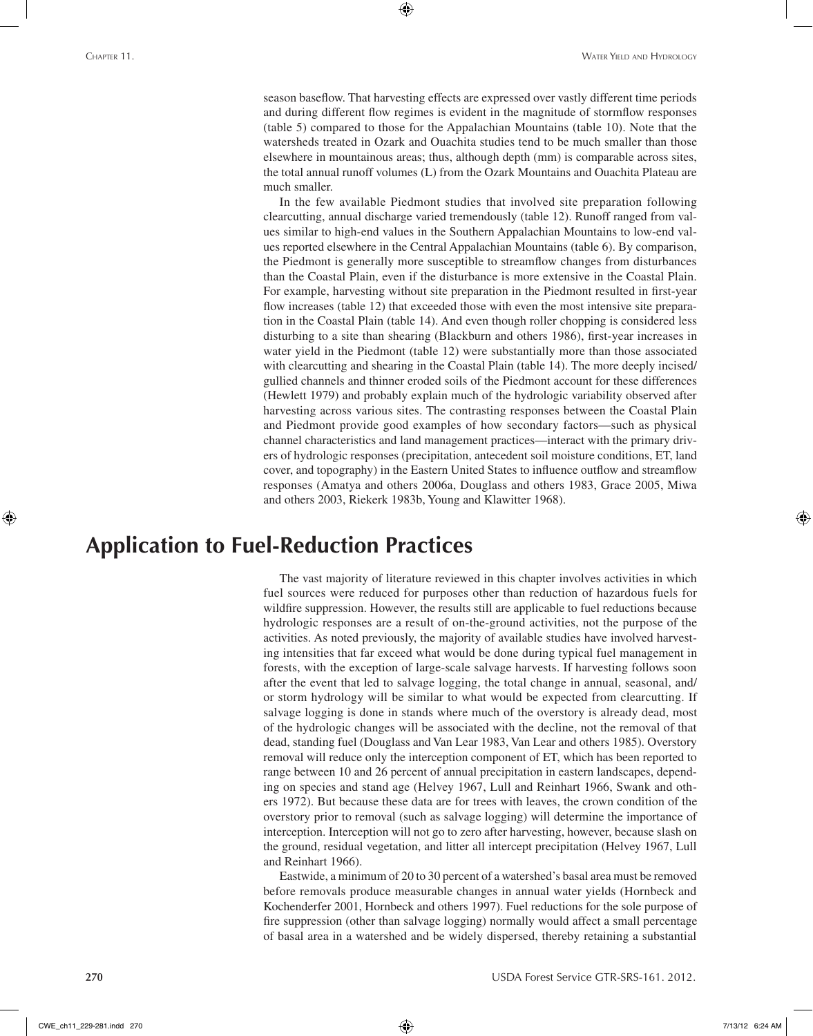season baseflow. That harvesting effects are expressed over vastly different time periods and during different flow regimes is evident in the magnitude of stormflow responses (table 5) compared to those for the Appalachian Mountains (table 10). Note that the watersheds treated in Ozark and Ouachita studies tend to be much smaller than those elsewhere in mountainous areas; thus, although depth (mm) is comparable across sites, the total annual runoff volumes (L) from the Ozark Mountains and Ouachita Plateau are much smaller.

In the few available Piedmont studies that involved site preparation following clearcutting, annual discharge varied tremendously (table 12). Runoff ranged from values similar to high-end values in the Southern Appalachian Mountains to low-end values reported elsewhere in the Central Appalachian Mountains (table 6). By comparison, the Piedmont is generally more susceptible to streamflow changes from disturbances than the Coastal Plain, even if the disturbance is more extensive in the Coastal Plain. For example, harvesting without site preparation in the Piedmont resulted in first-year flow increases (table 12) that exceeded those with even the most intensive site preparation in the Coastal Plain (table 14). And even though roller chopping is considered less disturbing to a site than shearing (Blackburn and others 1986), first-year increases in water yield in the Piedmont (table 12) were substantially more than those associated with clearcutting and shearing in the Coastal Plain (table 14). The more deeply incised/gullied channels and thinner eroded soils of the Piedmont account for these differences (Hewlett 1979) and probably explain much of the hydrologic variability observed after harvesting across various sites. The contrasting responses between the Coastal Plain and Piedmont provide good examples of how secondary factors—such as physical channel characteristics and land management practices—interact with the primary drivers of hydrologic responses (precipitation, antecedent soil moisture conditions, ET, land cover, and topography) in the Eastern United States to influence outflow and streamflow responses (Amatya and others 2006a, Douglass and others 1983, Grace 2005, Miwa and others 2003, Riekerk 1983b, Young and Klawitter 1968).

# Application to Fuel-Reduction Practices

The vast majority of literature reviewed in this chapter involves activities in which fuel sources were reduced for purposes other than reduction of hazardous fuels for wildfire suppression. However, the results still are applicable to fuel reductions because hydrologic responses are a result of on-the-ground activities, not the purpose of the activities. As noted previously, the majority of available studies have involved harvesting intensities that far exceed what would be done during typical fuel management in forests, with the exception of large-scale salvage harvests. If harvesting follows soon after the event that led to salvage logging, the total change in annual, seasonal, and/or storm hydrology will be similar to what would be expected from clearcutting. If salvage logging is done in stands where much of the overstory is already dead, most of the hydrologic changes will be associated with the decline, not the removal of that dead, standing fuel (Douglass and Van Lear 1983, Van Lear and others 1985). Overstory removal will reduce only the interception component of ET, which has been reported to range between 10 and 26 percent of annual precipitation in eastern landscapes, depending on species and stand age (Helvey 1967, Lull and Reinhart 1966, Swank and others 1972). But because these data are for trees with leaves, the crown condition of the overstory prior to removal (such as salvage logging) will determine the importance of interception. Interception will not go to zero after harvesting, however, because slash on the ground, residual vegetation, and litter all intercept precipitation (Helvey 1967, Lull and Reinhart 1966).

Eastwide, a minimum of 20 to 30 percent of a watershed's basal area must be removed before removals produce measurable changes in annual water yields (Hornbeck and Kochenderfer 2001, Hornbeck and others 1997). Fuel reductions for the sole purpose of fire suppression (other than salvage logging) normally would affect a small percentage of basal area in a watershed and be widely dispersed, thereby retaining a substantial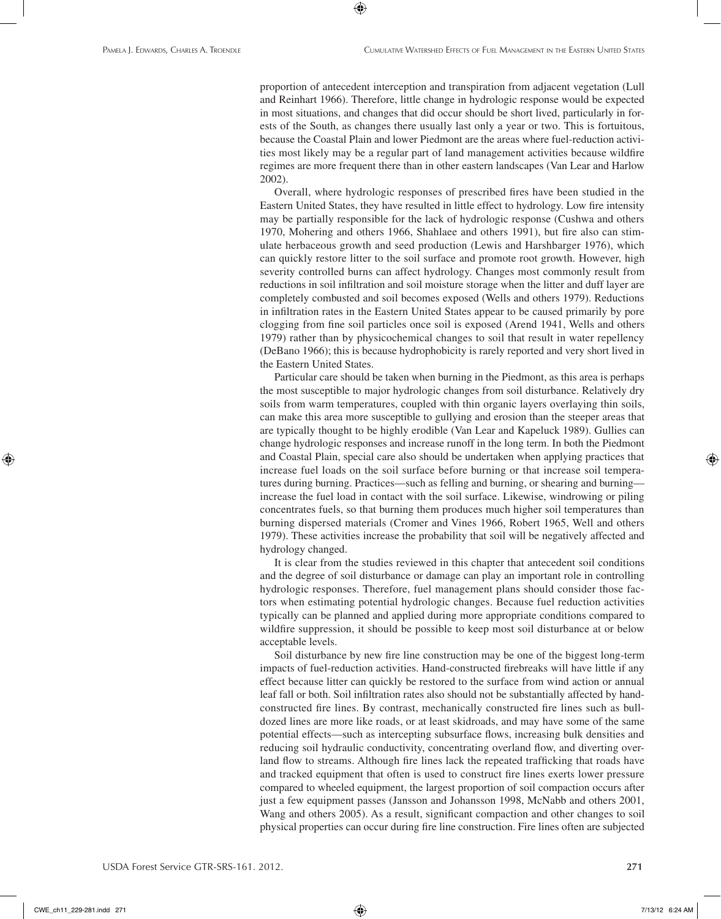proportion of antecedent interception and transpiration from adjacent vegetation (Lull and Reinhart 1966). Therefore, little change in hydrologic response would be expected in most situations, and changes that did occur should be short lived, particularly in forests of the South, as changes there usually last only a year or two. This is fortuitous, because the Coastal Plain and lower Piedmont are the areas where fuel-reduction activities most likely may be a regular part of land management activities because wildfire regimes are more frequent there than in other eastern landscapes (Van Lear and Harlow 2002).

Overall, where hydrologic responses of prescribed fires have been studied in the Eastern United States, they have resulted in little effect to hydrology. Low fire intensity may be partially responsible for the lack of hydrologic response (Cushwa and others 1970, Mohering and others 1966, Shahlaee and others 1991), but fire also can stimulate herbaceous growth and seed production (Lewis and Harshbarger 1976), which can quickly restore litter to the soil surface and promote root growth. However, high severity controlled burns can affect hydrology. Changes most commonly result from reductions in soil infiltration and soil moisture storage when the litter and duff layer are completely combusted and soil becomes exposed (Wells and others 1979). Reductions in infiltration rates in the Eastern United States appear to be caused primarily by pore clogging from fine soil particles once soil is exposed (Arend 1941, Wells and others 1979) rather than by physicochemical changes to soil that result in water repellency (DeBano 1966); this is because hydrophobicity is rarely reported and very short lived in the Eastern United States.

Particular care should be taken when burning in the Piedmont, as this area is perhaps the most susceptible to major hydrologic changes from soil disturbance. Relatively dry soils from warm temperatures, coupled with thin organic layers overlaying thin soils, can make this area more susceptible to gullying and erosion than the steeper areas that are typically thought to be highly erodible (Van Lear and Kapeluck 1989). Gullies can change hydrologic responses and increase runoff in the long term. In both the Piedmont and Coastal Plain, special care also should be undertaken when applying practices that increase fuel loads on the soil surface before burning or that increase soil temperatures during burning. Practices—such as felling and burning, or shearing and burning—increase the fuel load in contact with the soil surface. Likewise, windrowing or piling concentrates fuels, so that burning them produces much higher soil temperatures than burning dispersed materials (Cromer and Vines 1966, Robert 1965, Well and others 1979). These activities increase the probability that soil will be negatively affected and hydrology changed.

It is clear from the studies reviewed in this chapter that antecedent soil conditions and the degree of soil disturbance or damage can play an important role in controlling hydrologic responses. Therefore, fuel management plans should consider those factors when estimating potential hydrologic changes. Because fuel reduction activities typically can be planned and applied during more appropriate conditions compared to wildfire suppression, it should be possible to keep most soil disturbance at or below acceptable levels.

Soil disturbance by new fire line construction may be one of the biggest long-term impacts of fuel-reduction activities. Hand-constructed firebreaks will have little if any effect because litter can quickly be restored to the surface from wind action or annual leaf fall or both. Soil infiltration rates also should not be substantially affected by hand-constructed fire lines. By contrast, mechanically constructed fire lines such as bulldozed lines are more like roads, or at least skidroads, and may have some of the same potential effects—such as intercepting subsurface flows, increasing bulk densities and reducing soil hydraulic conductivity, concentrating overland flow, and diverting overland flow to streams. Although fire lines lack the repeated trafficking that roads have and tracked equipment that often is used to construct fire lines exerts lower pressure compared to wheeled equipment, the largest proportion of soil compaction occurs after just a few equipment passes (Jansson and Johansson 1998, McNabb and others 2001, Wang and others 2005). As a result, significant compaction and other changes to soil physical properties can occur during fire line construction. Fire lines often are subjected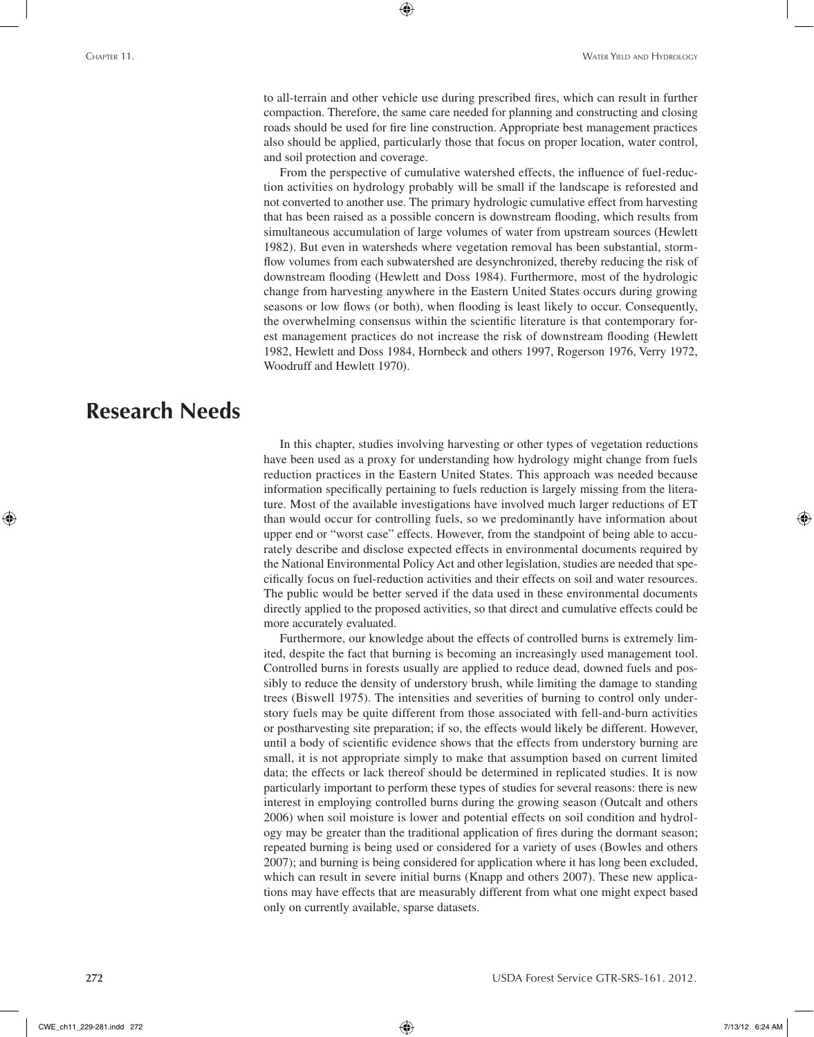to all-terrain and other vehicle use during prescribed fires, which can result in further compaction. Therefore, the same care needed for planning and constructing and closing roads should be used for fire line construction. Appropriate best management practices also should be applied, particularly those that focus on proper location, water control, and soil protection and coverage.

From the perspective of cumulative watershed effects, the influence of fuel-reduction activities on hydrology probably will be small if the landscape is reforested and not converted to another use. The primary hydrologic cumulative effect from harvesting that has been raised as a possible concern is downstream flooding, which results from simultaneous accumulation of large volumes of water from upstream sources (Hewlett 1982). But even in watersheds where vegetation removal has been substantial, stormflow volumes from each subwatershed are desynchronized, thereby reducing the risk of downstream flooding (Hewlett and Doss 1984). Furthermore, most of the hydrologic change from harvesting anywhere in the Eastern United States occurs during growing seasons or low flows (or both), when flooding is least likely to occur. Consequently, the overwhelming consensus within the scientific literature is that contemporary forest management practices do not increase the risk of downstream flooding (Hewlett 1982, Hewlett and Doss 1984, Hornbeck and others 1997, Rogerson 1976, Verry 1972, Woodruff and Hewlett 1970).

# Research Needs

In this chapter, studies involving harvesting or other types of vegetation reductions have been used as a proxy for understanding how hydrology might change from fuels reduction practices in the Eastern United States. This approach was needed because information specifically pertaining to fuels reduction is largely missing from the literature. Most of the available investigations have involved much larger reductions of ET than would occur for controlling fuels, so we predominantly have information about upper end or "worst case" effects. However, from the standpoint of being able to accurately describe and disclose expected effects in environmental documents required by the National Environmental Policy Act and other legislation, studies are needed that specifically focus on fuel-reduction activities and their effects on soil and water resources. The public would be better served if the data used in these environmental documents directly applied to the proposed activities, so that direct and cumulative effects could be more accurately evaluated.

Furthermore, our knowledge about the effects of controlled burns is extremely limited, despite the fact that burning is becoming an increasingly used management tool. Controlled burns in forests usually are applied to reduce dead, downed fuels and possibly to reduce the density of understory brush, while limiting the damage to standing trees (Biswell 1975). The intensities and severities of burning to control only understory fuels may be quite different from those associated with fell-and-burn activities or postharvesting site preparation; if so, the effects would likely be different. However, until a body of scientific evidence shows that the effects from understory burning are small, it is not appropriate simply to make that assumption based on current limited data; the effects or lack thereof should be determined in replicated studies. It is now particularly important to perform these types of studies for several reasons: there is new interest in employing controlled burns during the growing season (Outcalt and others 2006) when soil moisture is lower and potential effects on soil condition and hydrology may be greater than the traditional application of fires during the dormant season; repeated burning is being used or considered for a variety of uses (Bowles and others 2007); and burning is being considered for application where it has long been excluded, which can result in severe initial burns (Knapp and others 2007). These new applications may have effects that are measurably different from what one might expect based only on currently available, sparse datasets.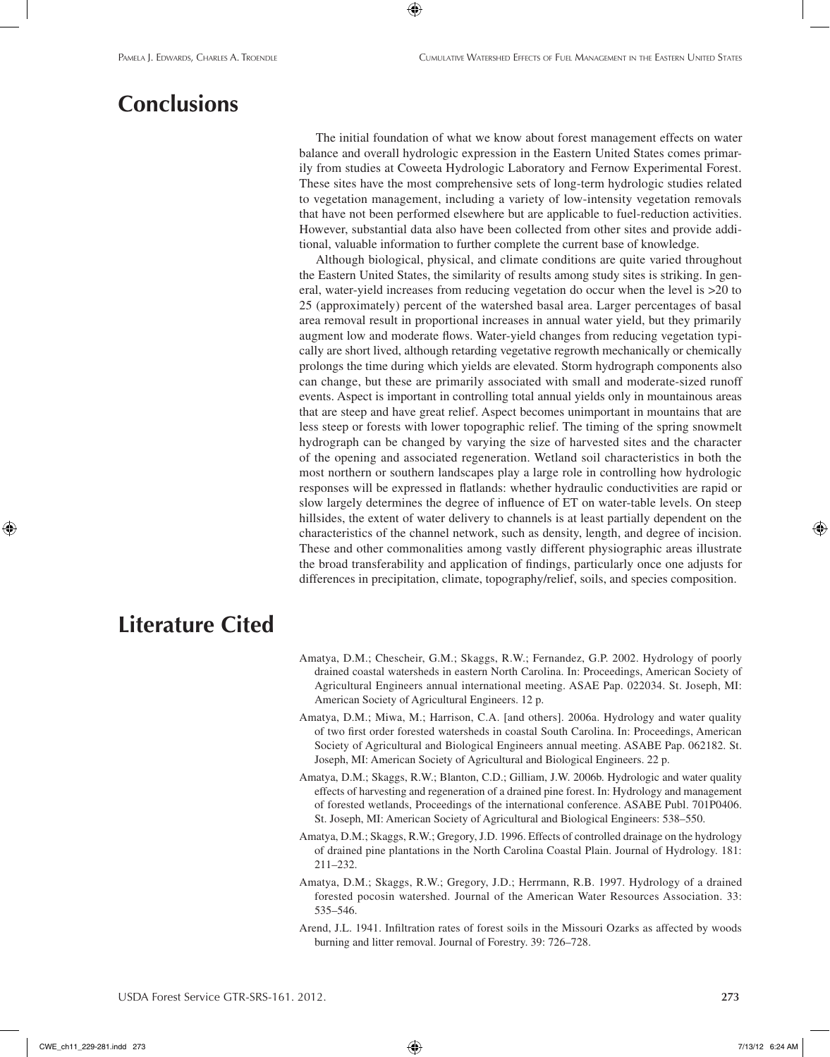## Conclusions

The initial foundation of what we know about forest management effects on water balance and overall hydrologic expression in the Eastern United States comes primarily from studies at Coweeta Hydrologic Laboratory and Fernow Experimental Forest. These sites have the most comprehensive sets of long-term hydrologic studies related to vegetation management, including a variety of low-intensity vegetation removals that have not been performed elsewhere but are applicable to fuel-reduction activities. However, substantial data also have been collected from other sites and provide additional, valuable information to further complete the current base of knowledge.

Although biological, physical, and climate conditions are quite varied throughout the Eastern United States, the similarity of results among study sites is striking. In general, water-yield increases from reducing vegetation do occur when the level is >20 to 25 (approximately) percent of the watershed basal area. Larger percentages of basal area removal result in proportional increases in annual water yield, but they primarily augment low and moderate flows. Water-yield changes from reducing vegetation typically are short lived, although retarding vegetative regrowth mechanically or chemically prolongs the time during which yields are elevated. Storm hydrograph components also can change, but these are primarily associated with small and moderate-sized runoff events. Aspect is important in controlling total annual yields only in mountainous areas that are steep and have great relief. Aspect becomes unimportant in mountains that are less steep or forests with lower topographic relief. The timing of the spring snowmelt hydrograph can be changed by varying the size of harvested sites and the character of the opening and associated regeneration. Wetland soil characteristics in both the most northern or southern landscapes play a large role in controlling how hydrologic responses will be expressed in flatlands: whether hydraulic conductivities are rapid or slow largely determines the degree of influence of ET on water-table levels. On steep hillsides, the extent of water delivery to channels is at least partially dependent on the characteristics of the channel network, such as density, length, and degree of incision. These and other commonalities among vastly different physiographic areas illustrate the broad transferability and application of findings, particularly once one adjusts for differences in precipitation, climate, topography/relief, soils, and species composition.

## Literature Cited

Amatya, D.M.; Chescheir, G.M.; Skaggs, R.W.; Fernandez, G.P. 2002. Hydrology of poorly drained coastal watersheds in eastern North Carolina. In: Proceedings, American Society of Agricultural Engineers annual international meeting. ASAE Pap. 022034. St. Joseph, MI: American Society of Agricultural Engineers. 12 p.

Amatya, D.M.; Miwa, M.; Harrison, C.A. [and others]. 2006a. Hydrology and water quality of two first order forested watersheds in coastal South Carolina. In: Proceedings, American Society of Agricultural and Biological Engineers annual meeting. ASABE Pap. 062182. St. Joseph, MI: American Society of Agricultural and Biological Engineers. 22 p.

Amatya, D.M.; Skaggs, R.W.; Blanton, C.D.; Gilliam, J.W. 2006b. Hydrologic and water quality effects of harvesting and regeneration of a drained pine forest. In: Hydrology and management of forested wetlands, Proceedings of the international conference. ASABE Publ. 701P0406. St. Joseph, MI: American Society of Agricultural and Biological Engineers: 538–550.

Amatya, D.M.; Skaggs, R.W.; Gregory, J.D. 1996. Effects of controlled drainage on the hydrology of drained pine plantations in the North Carolina Coastal Plain. Journal of Hydrology. 181: 211–232.

Amatya, D.M.; Skaggs, R.W.; Gregory, J.D.; Herrmann, R.B. 1997. Hydrology of a drained forested pocosin watershed. Journal of the American Water Resources Association. 33: 535–546.

Arend, J.L. 1941. Infiltration rates of forest soils in the Missouri Ozarks as affected by woods burning and litter removal. Journal of Forestry. 39: 726–728.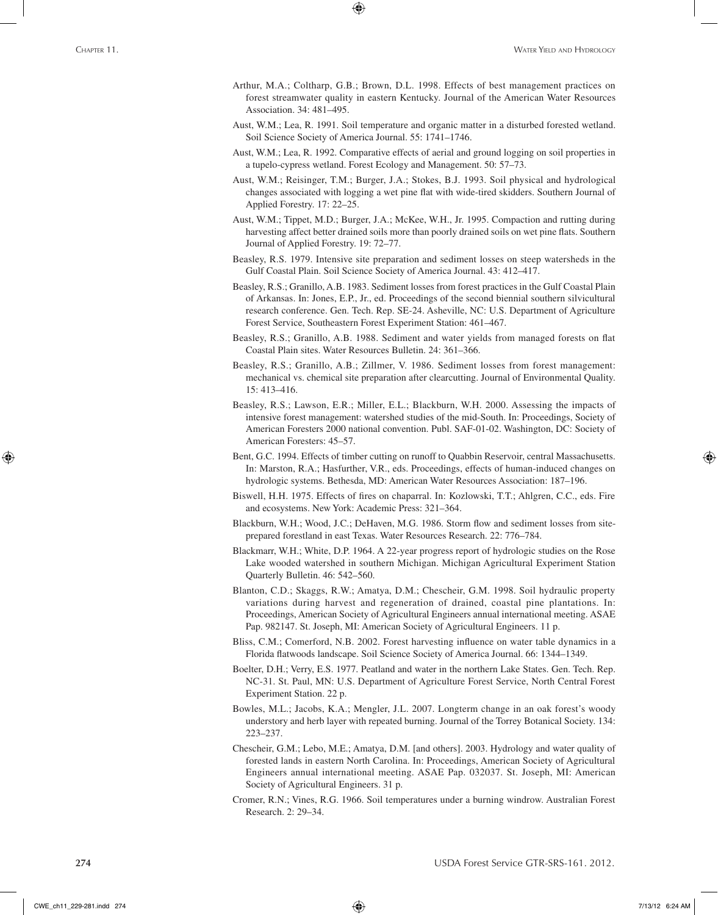Arthur, M.A.; Coltharp, G.B.; Brown, D.L. 1998. Effects of best management practices on forest streamwater quality in eastern Kentucky. Journal of the American Water Resources Association. 34: 481–495.

Aust, W.M.; Lea, R. 1991. Soil temperature and organic matter in a disturbed forested wetland. Soil Science Society of America Journal. 55: 1741–1746.

Aust, W.M.; Lea, R. 1992. Comparative effects of aerial and ground logging on soil properties in a tupelo-cypress wetland. Forest Ecology and Management. 50: 57–73.

Aust, W.M.; Reisinger, T.M.; Burger, J.A.; Stokes, B.J. 1993. Soil physical and hydrological changes associated with logging a wet pine flat with wide-tired skidders. Southern Journal of Applied Forestry. 17: 22–25.

Aust, W.M.; Tippet, M.D.; Burger, J.A.; McKee, W.H., Jr. 1995. Compaction and rutting during harvesting affect better drained soils more than poorly drained soils on wet pine flats. Southern Journal of Applied Forestry. 19: 72–77.

Beasley, R.S. 1979. Intensive site preparation and sediment losses on steep watersheds in the Gulf Coastal Plain. Soil Science Society of America Journal. 43: 412–417.

Beasley, R.S.; Granillo, A.B. 1983. Sediment losses from forest practices in the Gulf Coastal Plain of Arkansas. In: Jones, E.P., Jr., ed. Proceedings of the second biennial southern silvicultural research conference. Gen. Tech. Rep. SE-24. Asheville, NC: U.S. Department of Agriculture Forest Service, Southeastern Forest Experiment Station: 461–467.

Beasley, R.S.; Granillo, A.B. 1988. Sediment and water yields from managed forests on flat Coastal Plain sites. Water Resources Bulletin. 24: 361–366.

Beasley, R.S.; Granillo, A.B.; Zillmer, V. 1986. Sediment losses from forest management: mechanical vs. chemical site preparation after clearcutting. Journal of Environmental Quality. 15: 413–416.

Beasley, R.S.; Lawson, E.R.; Miller, E.L.; Blackburn, W.H. 2000. Assessing the impacts of intensive forest management: watershed studies of the mid-South. In: Proceedings, Society of American Foresters 2000 national convention. Publ. SAF-01-02. Washington, DC: Society of American Foresters: 45–57.

Bent, G.C. 1994. Effects of timber cutting on runoff to Quabbin Reservoir, central Massachusetts. In: Marston, R.A.; Hasfurther, V.R., eds. Proceedings, effects of human-induced changes on hydrologic systems. Bethesda, MD: American Water Resources Association: 187–196.

Biswell, H.H. 1975. Effects of fires on chaparral. In: Kozlowski, T.T.; Ahlgren, C.C., eds. Fire and ecosystems. New York: Academic Press: 321–364.

Blackburn, W.H.; Wood, J.C.; DeHaven, M.G. 1986. Storm flow and sediment losses from site-prepared forestland in east Texas. Water Resources Research. 22: 776–784.

Blackmarr, W.H.; White, D.P. 1964. A 22-year progress report of hydrologic studies on the Rose Lake wooded watershed in southern Michigan. Michigan Agricultural Experiment Station Quarterly Bulletin. 46: 542–560.

Blanton, C.D.; Skaggs, R.W.; Amatya, D.M.; Chescheir, G.M. 1998. Soil hydraulic property variations during harvest and regeneration of drained, coastal pine plantations. In: Proceedings, American Society of Agricultural Engineers annual international meeting. ASAE Pap. 982147. St. Joseph, MI: American Society of Agricultural Engineers. 11 p.

Bliss, C.M.; Comerford, N.B. 2002. Forest harvesting influence on water table dynamics in a Florida flatwoods landscape. Soil Science Society of America Journal. 66: 1344–1349.

Boelter, D.H.; Verry, E.S. 1977. Peatland and water in the northern Lake States. Gen. Tech. Rep. NC-31. St. Paul, MN: U.S. Department of Agriculture Forest Service, North Central Forest Experiment Station. 22 p.

Bowles, M.L.; Jacobs, K.A.; Mengler, J.L. 2007. Longterm change in an oak forest's woody understory and herb layer with repeated burning. Journal of the Torrey Botanical Society. 134: 223–237.

Chescheir, G.M.; Lebo, M.E.; Amatya, D.M. [and others]. 2003. Hydrology and water quality of forested lands in eastern North Carolina. In: Proceedings, American Society of Agricultural Engineers annual international meeting. ASAE Pap. 032037. St. Joseph, MI: American Society of Agricultural Engineers. 31 p.

Cromer, R.N.; Vines, R.G. 1966. Soil temperatures under a burning windrow. Australian Forest Research. 2: 29–34.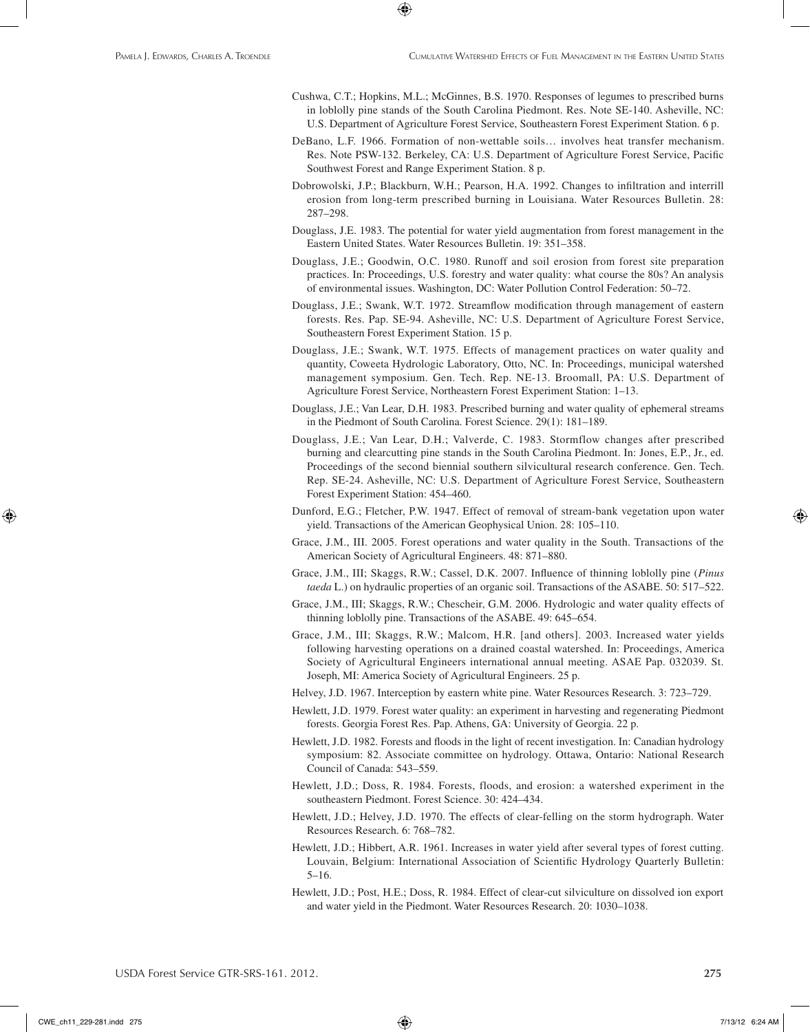Cushwa, C.T.; Hopkins, M.L.; McGinnes, B.S. 1970. Responses of legumes to prescribed burns in loblolly pine stands of the South Carolina Piedmont. Res. Note SE-140. Asheville, NC: U.S. Department of Agriculture Forest Service, Southeastern Forest Experiment Station. 6 p.

DeBano, L.F. 1966. Formation of non-wettable soils… involves heat transfer mechanism. Res. Note PSW-132. Berkeley, CA: U.S. Department of Agriculture Forest Service, Pacific Southwest Forest and Range Experiment Station. 8 p.

Dobrowolski, J.P.; Blackburn, W.H.; Pearson, H.A. 1992. Changes to infiltration and interrill erosion from long-term prescribed burning in Louisiana. Water Resources Bulletin. 28: 287–298.

Douglass, J.E. 1983. The potential for water yield augmentation from forest management in the Eastern United States. Water Resources Bulletin. 19: 351–358.

Douglass, J.E.; Goodwin, O.C. 1980. Runoff and soil erosion from forest site preparation practices. In: Proceedings, U.S. forestry and water quality: what course the 80s? An analysis of environmental issues. Washington, DC: Water Pollution Control Federation: 50–72.

Douglass, J.E.; Swank, W.T. 1972. Streamflow modification through management of eastern forests. Res. Pap. SE-94. Asheville, NC: U.S. Department of Agriculture Forest Service, Southeastern Forest Experiment Station. 15 p.

Douglass, J.E.; Swank, W.T. 1975. Effects of management practices on water quality and quantity, Coweeta Hydrologic Laboratory, Otto, NC. In: Proceedings, municipal watershed management symposium. Gen. Tech. Rep. NE-13. Broomall, PA: U.S. Department of Agriculture Forest Service, Northeastern Forest Experiment Station: 1–13.

Douglass, J.E.; Van Lear, D.H. 1983. Prescribed burning and water quality of ephemeral streams in the Piedmont of South Carolina. Forest Science. 29(1): 181–189.

Douglass, J.E.; Van Lear, D.H.; Valverde, C. 1983. Stormflow changes after prescribed burning and clearcutting pine stands in the South Carolina Piedmont. In: Jones, E.P., Jr., ed. Proceedings of the second biennial southern silvicultural research conference. Gen. Tech. Rep. SE-24. Asheville, NC: U.S. Department of Agriculture Forest Service, Southeastern Forest Experiment Station: 454–460.

Dunford, E.G.; Fletcher, P.W. 1947. Effect of removal of stream-bank vegetation upon water yield. Transactions of the American Geophysical Union. 28: 105–110.

Grace, J.M., III. 2005. Forest operations and water quality in the South. Transactions of the American Society of Agricultural Engineers. 48: 871–880.

Grace, J.M., III; Skaggs, R.W.; Cassel, D.K. 2007. Influence of thinning loblolly pine (*Pinus taeda* L.) on hydraulic properties of an organic soil. Transactions of the ASABE. 50: 517–522.

Grace, J.M., III; Skaggs, R.W.; Chescheir, G.M. 2006. Hydrologic and water quality effects of thinning loblolly pine. Transactions of the ASABE. 49: 645–654.

Grace, J.M., III; Skaggs, R.W.; Malcom, H.R. [and others]. 2003. Increased water yields following harvesting operations on a drained coastal watershed. In: Proceedings, America Society of Agricultural Engineers international annual meeting. ASAE Pap. 032039. St. Joseph, MI: America Society of Agricultural Engineers. 25 p.

Helvey, J.D. 1967. Interception by eastern white pine. Water Resources Research. 3: 723–729.

Hewlett, J.D. 1979. Forest water quality: an experiment in harvesting and regenerating Piedmont forests. Georgia Forest Res. Pap. Athens, GA: University of Georgia. 22 p.

Hewlett, J.D. 1982. Forests and floods in the light of recent investigation. In: Canadian hydrology symposium: 82. Associate committee on hydrology. Ottawa, Ontario: National Research Council of Canada: 543–559.

Hewlett, J.D.; Doss, R. 1984. Forests, floods, and erosion: a watershed experiment in the southeastern Piedmont. Forest Science. 30: 424–434.

Hewlett, J.D.; Helvey, J.D. 1970. The effects of clear-felling on the storm hydrograph. Water Resources Research. 6: 768–782.

Hewlett, J.D.; Hibbert, A.R. 1961. Increases in water yield after several types of forest cutting. Louvain, Belgium: International Association of Scientific Hydrology Quarterly Bulletin: 5–16.

Hewlett, J.D.; Post, H.E.; Doss, R. 1984. Effect of clear-cut silviculture on dissolved ion export and water yield in the Piedmont. Water Resources Research. 20: 1030–1038.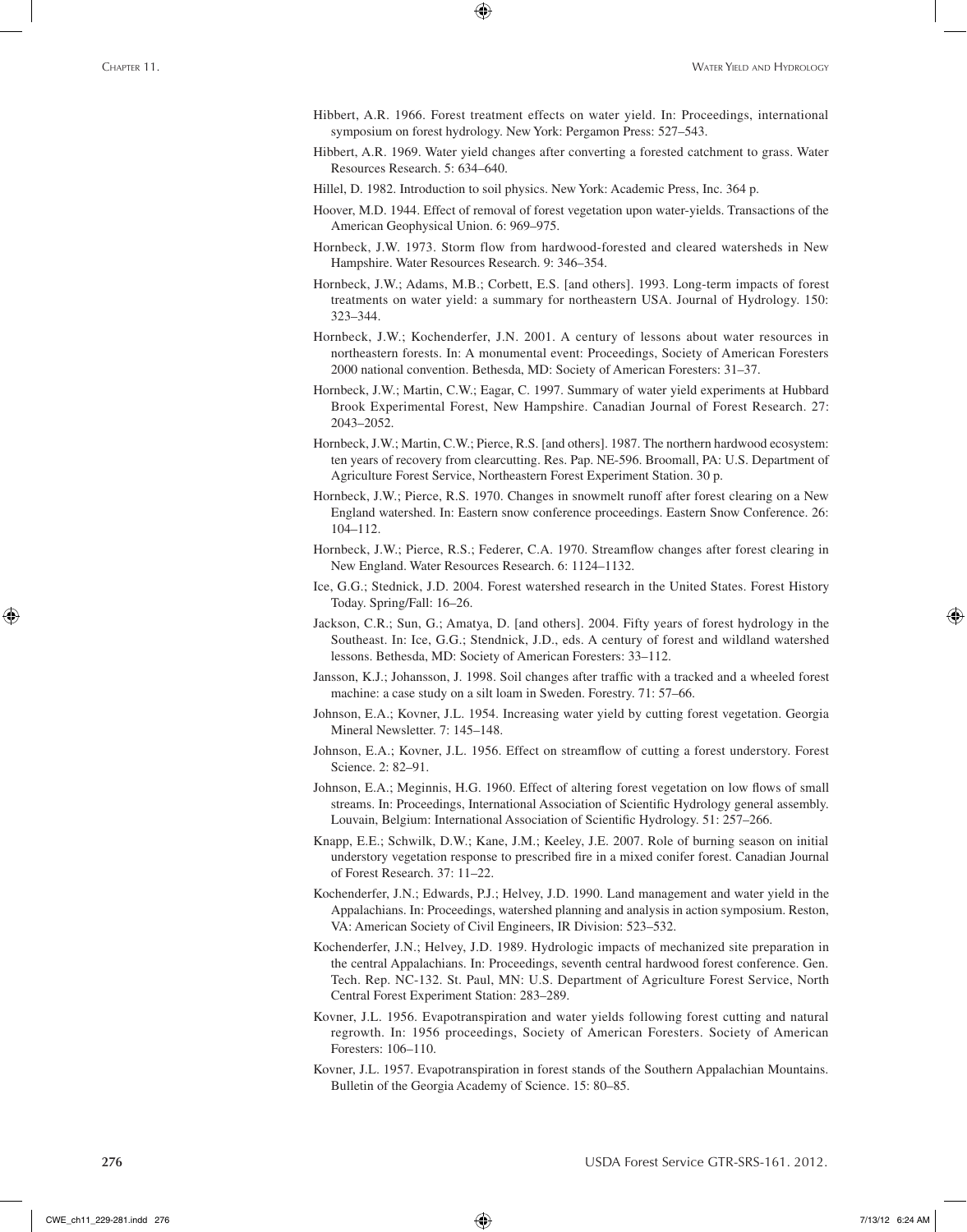Hibbert, A.R. 1966. Forest treatment effects on water yield. In: Proceedings, international symposium on forest hydrology. New York: Pergamon Press: 527–543.

Hibbert, A.R. 1969. Water yield changes after converting a forested catchment to grass. Water Resources Research. 5: 634–640.

Hillel, D. 1982. Introduction to soil physics. New York: Academic Press, Inc. 364 p.

Hoover, M.D. 1944. Effect of removal of forest vegetation upon water-yields. Transactions of the American Geophysical Union. 6: 969–975.

Hornbeck, J.W. 1973. Storm flow from hardwood-forested and cleared watersheds in New Hampshire. Water Resources Research. 9: 346–354.

Hornbeck, J.W.; Adams, M.B.; Corbett, E.S. [and others]. 1993. Long-term impacts of forest treatments on water yield: a summary for northeastern USA. Journal of Hydrology. 150: 323–344.

Hornbeck, J.W.; Kochenderfer, J.N. 2001. A century of lessons about water resources in northeastern forests. In: A monumental event: Proceedings, Society of American Foresters 2000 national convention. Bethesda, MD: Society of American Foresters: 31–37.

Hornbeck, J.W.; Martin, C.W.; Eagar, C. 1997. Summary of water yield experiments at Hubbard Brook Experimental Forest, New Hampshire. Canadian Journal of Forest Research. 27: 2043–2052.

Hornbeck, J.W.; Martin, C.W.; Pierce, R.S. [and others]. 1987. The northern hardwood ecosystem: ten years of recovery from clearcutting. Res. Pap. NE-596. Broomall, PA: U.S. Department of Agriculture Forest Service, Northeastern Forest Experiment Station. 30 p.

Hornbeck, J.W.; Pierce, R.S. 1970. Changes in snowmelt runoff after forest clearing on a New England watershed. In: Eastern snow conference proceedings. Eastern Snow Conference. 26: 104–112.

Hornbeck, J.W.; Pierce, R.S.; Federer, C.A. 1970. Streamflow changes after forest clearing in New England. Water Resources Research. 6: 1124–1132.

Ice, G.G.; Stednick, J.D. 2004. Forest watershed research in the United States. Forest History Today. Spring/Fall: 16–26.

Jackson, C.R.; Sun, G.; Amatya, D. [and others]. 2004. Fifty years of forest hydrology in the Southeast. In: Ice, G.G.; Stendnick, J.D., eds. A century of forest and wildland watershed lessons. Bethesda, MD: Society of American Foresters: 33–112.

Jansson, K.J.; Johansson, J. 1998. Soil changes after traffic with a tracked and a wheeled forest machine: a case study on a silt loam in Sweden. Forestry. 71: 57–66.

Johnson, E.A.; Kovner, J.L. 1954. Increasing water yield by cutting forest vegetation. Georgia Mineral Newsletter. 7: 145–148.

Johnson, E.A.; Kovner, J.L. 1956. Effect on streamflow of cutting a forest understory. Forest Science. 2: 82–91.

Johnson, E.A.; Meginnis, H.G. 1960. Effect of altering forest vegetation on low flows of small streams. In: Proceedings, International Association of Scientific Hydrology general assembly. Louvain, Belgium: International Association of Scientific Hydrology. 51: 257–266.

Knapp, E.E.; Schwilk, D.W.; Kane, J.M.; Keeley, J.E. 2007. Role of burning season on initial understory vegetation response to prescribed fire in a mixed conifer forest. Canadian Journal of Forest Research. 37: 11–22.

Kochenderfer, J.N.; Edwards, P.J.; Helvey, J.D. 1990. Land management and water yield in the Appalachians. In: Proceedings, watershed planning and analysis in action symposium. Reston, VA: American Society of Civil Engineers, IR Division: 523–532.

Kochenderfer, J.N.; Helvey, J.D. 1989. Hydrologic impacts of mechanized site preparation in the central Appalachians. In: Proceedings, seventh central hardwood forest conference. Gen. Tech. Rep. NC-132. St. Paul, MN: U.S. Department of Agriculture Forest Service, North Central Forest Experiment Station: 283–289.

Kovner, J.L. 1956. Evapotranspiration and water yields following forest cutting and natural regrowth. In: 1956 proceedings, Society of American Foresters. Society of American Foresters: 106–110.

Kovner, J.L. 1957. Evapotranspiration in forest stands of the Southern Appalachian Mountains. Bulletin of the Georgia Academy of Science. 15: 80–85.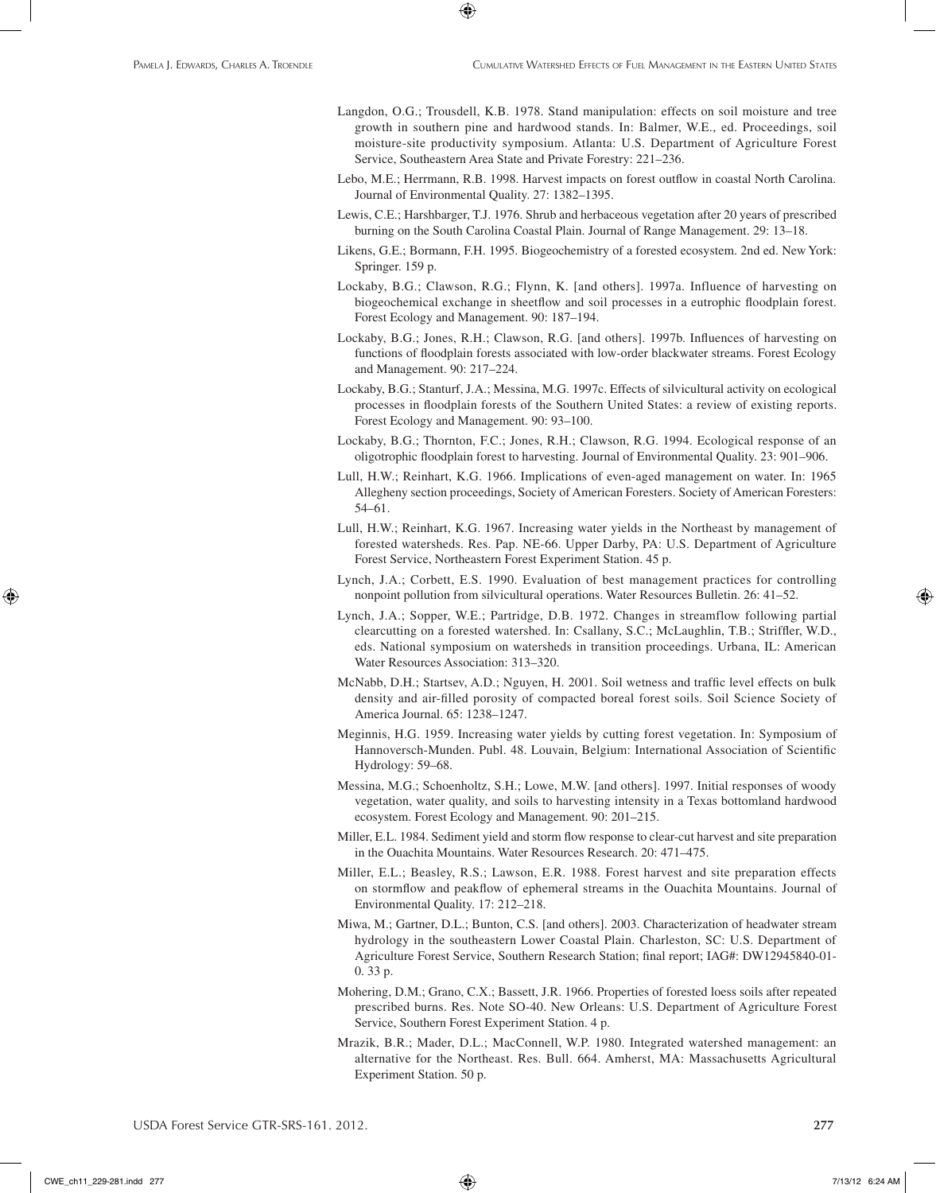Langdon, O.G.; Trousdell, K.B. 1978. Stand manipulation: effects on soil moisture and tree growth in southern pine and hardwood stands. In: Balmer, W.E., ed. Proceedings, soil moisture-site productivity symposium. Atlanta: U.S. Department of Agriculture Forest Service, Southeastern Area State and Private Forestry: 221–236.

Lebo, M.E.; Herrmann, R.B. 1998. Harvest impacts on forest outflow in coastal North Carolina. Journal of Environmental Quality. 27: 1382–1395.

Lewis, C.E.; Harshbarger, T.J. 1976. Shrub and herbaceous vegetation after 20 years of prescribed burning on the South Carolina Coastal Plain. Journal of Range Management. 29: 13–18.

Likens, G.E.; Bormann, F.H. 1995. Biogeochemistry of a forested ecosystem. 2nd ed. New York: Springer. 159 p.

Lockaby, B.G.; Clawson, R.G.; Flynn, K. [and others]. 1997a. Influence of harvesting on biogeochemical exchange in sheetflow and soil processes in a eutrophic floodplain forest. Forest Ecology and Management. 90: 187–194.

Lockaby, B.G.; Jones, R.H.; Clawson, R.G. [and others]. 1997b. Influences of harvesting on functions of floodplain forests associated with low-order blackwater streams. Forest Ecology and Management. 90: 217–224.

Lockaby, B.G.; Stanturf, J.A.; Messina, M.G. 1997c. Effects of silvicultural activity on ecological processes in floodplain forests of the Southern United States: a review of existing reports. Forest Ecology and Management. 90: 93–100.

Lockaby, B.G.; Thornton, F.C.; Jones, R.H.; Clawson, R.G. 1994. Ecological response of an oligotrophic floodplain forest to harvesting. Journal of Environmental Quality. 23: 901–906.

Lull, H.W.; Reinhart, K.G. 1966. Implications of even-aged management on water. In: 1965 Allegheny section proceedings, Society of American Foresters. Society of American Foresters: 54–61.

Lull, H.W.; Reinhart, K.G. 1967. Increasing water yields in the Northeast by management of forested watersheds. Res. Pap. NE-66. Upper Darby, PA: U.S. Department of Agriculture Forest Service, Northeastern Forest Experiment Station. 45 p.

Lynch, J.A.; Corbett, E.S. 1990. Evaluation of best management practices for controlling nonpoint pollution from silvicultural operations. Water Resources Bulletin. 26: 41–52.

Lynch, J.A.; Sopper, W.E.; Partridge, D.B. 1972. Changes in streamflow following partial clearcutting on a forested watershed. In: Csallany, S.C.; McLaughlin, T.B.; Striffler, W.D., eds. National symposium on watersheds in transition proceedings. Urbana, IL: American Water Resources Association: 313–320.

McNabb, D.H.; Startsev, A.D.; Nguyen, H. 2001. Soil wetness and traffic level effects on bulk density and air-filled porosity of compacted boreal forest soils. Soil Science Society of America Journal. 65: 1238–1247.

Meginnis, H.G. 1959. Increasing water yields by cutting forest vegetation. In: Symposium of Hannoversch-Munden. Publ. 48. Louvain, Belgium: International Association of Scientific Hydrology: 59–68.

Messina, M.G.; Schoenholtz, S.H.; Lowe, M.W. [and others]. 1997. Initial responses of woody vegetation, water quality, and soils to harvesting intensity in a Texas bottomland hardwood ecosystem. Forest Ecology and Management. 90: 201–215.

Miller, E.L. 1984. Sediment yield and storm flow response to clear-cut harvest and site preparation in the Ouachita Mountains. Water Resources Research. 20: 471–475.

Miller, E.L.; Beasley, R.S.; Lawson, E.R. 1988. Forest harvest and site preparation effects on stormflow and peakflow of ephemeral streams in the Ouachita Mountains. Journal of Environmental Quality. 17: 212–218.

Miwa, M.; Gartner, D.L.; Bunton, C.S. [and others]. 2003. Characterization of headwater stream hydrology in the southeastern Lower Coastal Plain. Charleston, SC: U.S. Department of Agriculture Forest Service, Southern Research Station; final report; IAG#: DW12945840-01-0. 33 p.

Mohering, D.M.; Grano, C.X.; Bassett, J.R. 1966. Properties of forested loess soils after repeated prescribed burns. Res. Note SO-40. New Orleans: U.S. Department of Agriculture Forest Service, Southern Forest Experiment Station. 4 p.

Mrazik, B.R.; Mader, D.L.; MacConnell, W.P. 1980. Integrated watershed management: an alternative for the Northeast. Res. Bull. 664. Amherst, MA: Massachusetts Agricultural Experiment Station. 50 p.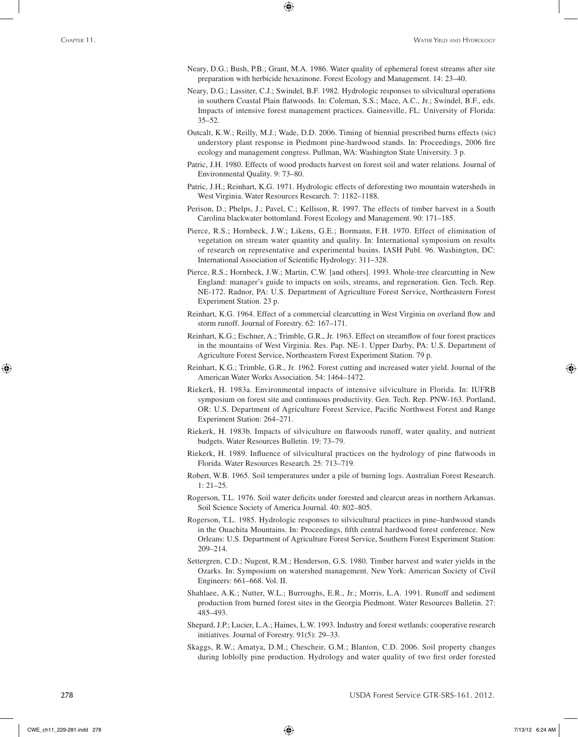Neary, D.G.; Bush, P.B.; Grant, M.A. 1986. Water quality of ephemeral forest streams after site preparation with herbicide hexazinone. Forest Ecology and Management. 14: 23–40.

Neary, D.G.; Lassiter, C.J.; Swindel, B.F. 1982. Hydrologic responses to silvicultural operations in southern Coastal Plain flatwoods. In: Coleman, S.S.; Mace, A.C., Jr.; Swindel, B.F., eds. Impacts of intensive forest management practices. Gainesville, FL: University of Florida: 35–52.

Outcalt, K.W.; Reilly, M.J.; Wade, D.D. 2006. Timing of biennial prescribed burns effects (sic) understory plant response in Piedmont pine-hardwood stands. In: Proceedings, 2006 fire ecology and management congress. Pullman, WA: Washington State University. 3 p.

Patric, J.H. 1980. Effects of wood products harvest on forest soil and water relations. Journal of Environmental Quality. 9: 73–80.

Patric, J.H.; Reinhart, K.G. 1971. Hydrologic effects of deforesting two mountain watersheds in West Virginia. Water Resources Research. 7: 1182–1188.

Perison, D.; Phelps, J.; Pavel, C.; Kellison, R. 1997. The effects of timber harvest in a South Carolina blackwater bottomland. Forest Ecology and Management. 90: 171–185.

Pierce, R.S.; Hornbeck, J.W.; Likens, G.E.; Bormann, F.H. 1970. Effect of elimination of vegetation on stream water quantity and quality. In: International symposium on results of research on representative and experimental basins. IASH Publ. 96. Washington, DC: International Association of Scientific Hydrology: 311–328.

Pierce, R.S.; Hornbeck, J.W.; Martin, C.W. [and others]. 1993. Whole-tree clearcutting in New England: manager's guide to impacts on soils, streams, and regeneration. Gen. Tech. Rep. NE-172. Radnor, PA: U.S. Department of Agriculture Forest Service, Northeastern Forest Experiment Station. 23 p.

Reinhart, K.G. 1964. Effect of a commercial clearcutting in West Virginia on overland flow and storm runoff. Journal of Forestry. 62: 167–171.

Reinhart, K.G.; Eschner, A.; Trimble, G.R., Jr. 1963. Effect on streamflow of four forest practices in the mountains of West Virginia. Res. Pap. NE-1. Upper Darby, PA: U.S. Department of Agriculture Forest Service, Northeastern Forest Experiment Station. 79 p.

Reinhart, K.G.; Trimble, G.R., Jr. 1962. Forest cutting and increased water yield. Journal of the American Water Works Association. 54: 1464–1472.

Riekerk, H. 1983a. Environmental impacts of intensive silviculture in Florida. In: IUFRB symposium on forest site and continuous productivity. Gen. Tech. Rep. PNW-163. Portland, OR: U.S. Department of Agriculture Forest Service, Pacific Northwest Forest and Range Experiment Station: 264–271.

Riekerk, H. 1983b. Impacts of silviculture on flatwoods runoff, water quality, and nutrient budgets. Water Resources Bulletin. 19: 73–79.

Riekerk, H. 1989. Influence of silvicultural practices on the hydrology of pine flatwoods in Florida. Water Resources Research. 25: 713–719.

Robert, W.B. 1965. Soil temperatures under a pile of burning logs. Australian Forest Research. 1: 21–25.

Rogerson, T.L. 1976. Soil water deficits under forested and clearcut areas in northern Arkansas. Soil Science Society of America Journal. 40: 802–805.

Rogerson, T.L. 1985. Hydrologic responses to silvicultural practices in pine–hardwood stands in the Ouachita Mountains. In: Proceedings, fifth central hardwood forest conference. New Orleans: U.S. Department of Agriculture Forest Service, Southern Forest Experiment Station: 209–214.

Settergren, C.D.; Nugent, R.M.; Henderson, G.S. 1980. Timber harvest and water yields in the Ozarks. In: Symposium on watershed management. New York: American Society of Civil Engineers: 661–668. Vol. II.

Shahlaee, A.K.; Nutter, W.L.; Burroughs, E.R., Jr.; Morris, L.A. 1991. Runoff and sediment production from burned forest sites in the Georgia Piedmont. Water Resources Bulletin. 27: 485–493.

Shepard, J.P.; Lucier, L.A.; Haines, L.W. 1993. Industry and forest wetlands: cooperative research initiatives. Journal of Forestry. 91(5): 29–33.

Skaggs, R.W.; Amatya, D.M.; Chescheir, G.M.; Blanton, C.D. 2006. Soil property changes during loblolly pine production. Hydrology and water quality of two first order forested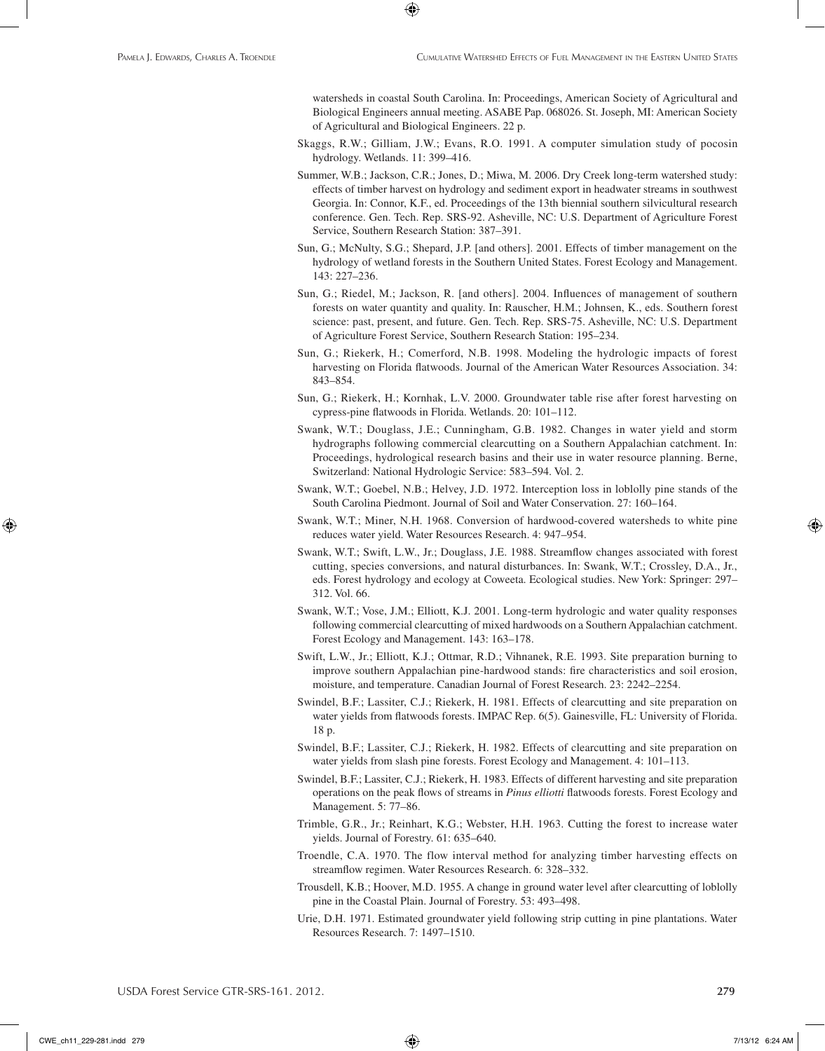watersheds in coastal South Carolina. In: Proceedings, American Society of Agricultural and Biological Engineers annual meeting. ASABE Pap. 068026. St. Joseph, MI: American Society of Agricultural and Biological Engineers. 22 p.

Skaggs, R.W.; Gilliam, J.W.; Evans, R.O. 1991. A computer simulation study of pocosin hydrology. Wetlands. 11: 399–416.

Summer, W.B.; Jackson, C.R.; Jones, D.; Miwa, M. 2006. Dry Creek long-term watershed study: effects of timber harvest on hydrology and sediment export in headwater streams in southwest Georgia. In: Connor, K.F., ed. Proceedings of the 13th biennial southern silvicultural research conference. Gen. Tech. Rep. SRS-92. Asheville, NC: U.S. Department of Agriculture Forest Service, Southern Research Station: 387–391.

Sun, G.; McNulty, S.G.; Shepard, J.P. [and others]. 2001. Effects of timber management on the hydrology of wetland forests in the Southern United States. Forest Ecology and Management. 143: 227–236.

Sun, G.; Riedel, M.; Jackson, R. [and others]. 2004. Influences of management of southern forests on water quantity and quality. In: Rauscher, H.M.; Johnsen, K., eds. Southern forest science: past, present, and future. Gen. Tech. Rep. SRS-75. Asheville, NC: U.S. Department of Agriculture Forest Service, Southern Research Station: 195–234.

Sun, G.; Riekerk, H.; Comerford, N.B. 1998. Modeling the hydrologic impacts of forest harvesting on Florida flatwoods. Journal of the American Water Resources Association. 34: 843–854.

Sun, G.; Riekerk, H.; Kornhak, L.V. 2000. Groundwater table rise after forest harvesting on cypress-pine flatwoods in Florida. Wetlands. 20: 101–112.

Swank, W.T.; Douglass, J.E.; Cunningham, G.B. 1982. Changes in water yield and storm hydrographs following commercial clearcutting on a Southern Appalachian catchment. In: Proceedings, hydrological research basins and their use in water resource planning. Berne, Switzerland: National Hydrologic Service: 583–594. Vol. 2.

Swank, W.T.; Goebel, N.B.; Helvey, J.D. 1972. Interception loss in loblolly pine stands of the South Carolina Piedmont. Journal of Soil and Water Conservation. 27: 160–164.

Swank, W.T.; Miner, N.H. 1968. Conversion of hardwood-covered watersheds to white pine reduces water yield. Water Resources Research. 4: 947–954.

Swank, W.T.; Swift, L.W., Jr.; Douglass, J.E. 1988. Streamflow changes associated with forest cutting, species conversions, and natural disturbances. In: Swank, W.T.; Crossley, D.A., Jr., eds. Forest hydrology and ecology at Coweeta. Ecological studies. New York: Springer: 297–312. Vol. 66.

Swank, W.T.; Vose, J.M.; Elliott, K.J. 2001. Long-term hydrologic and water quality responses following commercial clearcutting of mixed hardwoods on a Southern Appalachian catchment. Forest Ecology and Management. 143: 163–178.

Swift, L.W., Jr.; Elliott, K.J.; Ottmar, R.D.; Vihnanek, R.E. 1993. Site preparation burning to improve southern Appalachian pine-hardwood stands: fire characteristics and soil erosion, moisture, and temperature. Canadian Journal of Forest Research. 23: 2242–2254.

Swindel, B.F.; Lassiter, C.J.; Riekerk, H. 1981. Effects of clearcutting and site preparation on water yields from flatwoods forests. IMPAC Rep. 6(5). Gainesville, FL: University of Florida. 18 p.

Swindel, B.F.; Lassiter, C.J.; Riekerk, H. 1982. Effects of clearcutting and site preparation on water yields from slash pine forests. Forest Ecology and Management. 4: 101–113.

Swindel, B.F.; Lassiter, C.J.; Riekerk, H. 1983. Effects of different harvesting and site preparation operations on the peak flows of streams in *Pinus elliotti* flatwoods forests. Forest Ecology and Management. 5: 77–86.

Trimble, G.R., Jr.; Reinhart, K.G.; Webster, H.H. 1963. Cutting the forest to increase water yields. Journal of Forestry. 61: 635–640.

Troendle, C.A. 1970. The flow interval method for analyzing timber harvesting effects on streamflow regimen. Water Resources Research. 6: 328–332.

Trousdell, K.B.; Hoover, M.D. 1955. A change in ground water level after clearcutting of loblolly pine in the Coastal Plain. Journal of Forestry. 53: 493–498.

Urie, D.H. 1971. Estimated groundwater yield following strip cutting in pine plantations. Water Resources Research. 7: 1497–1510.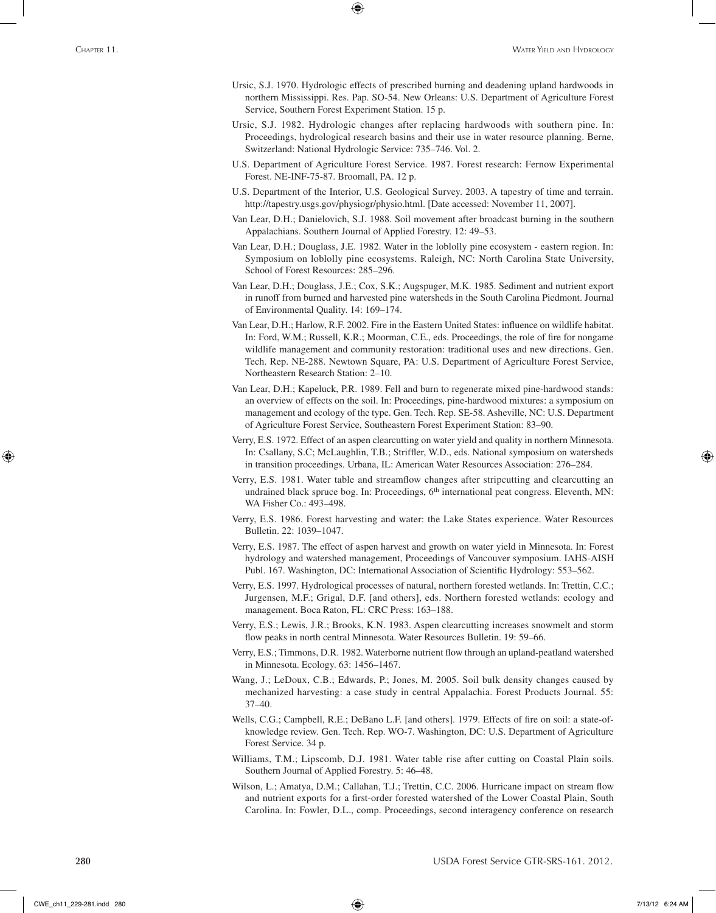Ursic, S.J. 1970. Hydrologic effects of prescribed burning and deadening upland hardwoods in northern Mississippi. Res. Pap. SO-54. New Orleans: U.S. Department of Agriculture Forest Service, Southern Forest Experiment Station. 15 p.

Ursic, S.J. 1982. Hydrologic changes after replacing hardwoods with southern pine. In: Proceedings, hydrological research basins and their use in water resource planning. Berne, Switzerland: National Hydrologic Service: 735–746. Vol. 2.

U.S. Department of Agriculture Forest Service. 1987. Forest research: Fernow Experimental Forest. NE-INF-75-87. Broomall, PA. 12 p.

U.S. Department of the Interior, U.S. Geological Survey. 2003. A tapestry of time and terrain. http://tapestry.usgs.gov/physiogr/physio.html. [Date accessed: November 11, 2007].

Van Lear, D.H.; Danielovich, S.J. 1988. Soil movement after broadcast burning in the southern Appalachians. Southern Journal of Applied Forestry. 12: 49–53.

Van Lear, D.H.; Douglass, J.E. 1982. Water in the loblolly pine ecosystem - eastern region. In: Symposium on loblolly pine ecosystems. Raleigh, NC: North Carolina State University, School of Forest Resources: 285–296.

Van Lear, D.H.; Douglass, J.E.; Cox, S.K.; Augspuger, M.K. 1985. Sediment and nutrient export in runoff from burned and harvested pine watersheds in the South Carolina Piedmont. Journal of Environmental Quality. 14: 169–174.

Van Lear, D.H.; Harlow, R.F. 2002. Fire in the Eastern United States: influence on wildlife habitat. In: Ford, W.M.; Russell, K.R.; Moorman, C.E., eds. Proceedings, the role of fire for nongame wildlife management and community restoration: traditional uses and new directions. Gen. Tech. Rep. NE-288. Newtown Square, PA: U.S. Department of Agriculture Forest Service, Northeastern Research Station: 2–10.

Van Lear, D.H.; Kapeluck, P.R. 1989. Fell and burn to regenerate mixed pine-hardwood stands: an overview of effects on the soil. In: Proceedings, pine-hardwood mixtures: a symposium on management and ecology of the type. Gen. Tech. Rep. SE-58. Asheville, NC: U.S. Department of Agriculture Forest Service, Southeastern Forest Experiment Station: 83–90.

Verry, E.S. 1972. Effect of an aspen clearcutting on water yield and quality in northern Minnesota. In: Csallany, S.C; McLaughlin, T.B.; Striffler, W.D., eds. National symposium on watersheds in transition proceedings. Urbana, IL: American Water Resources Association: 276–284.

Verry, E.S. 1981. Water table and streamflow changes after stripcutting and clearcutting an undrained black spruce bog. In: Proceedings, 6th international peat congress. Eleventh, MN: WA Fisher Co.: 493–498.

Verry, E.S. 1986. Forest harvesting and water: the Lake States experience. Water Resources Bulletin. 22: 1039–1047.

Verry, E.S. 1987. The effect of aspen harvest and growth on water yield in Minnesota. In: Forest hydrology and watershed management, Proceedings of Vancouver symposium. IAHS-AISH Publ. 167. Washington, DC: International Association of Scientific Hydrology: 553–562.

Verry, E.S. 1997. Hydrological processes of natural, northern forested wetlands. In: Trettin, C.C.; Jurgensen, M.F.; Grigal, D.F. [and others], eds. Northern forested wetlands: ecology and management. Boca Raton, FL: CRC Press: 163–188.

Verry, E.S.; Lewis, J.R.; Brooks, K.N. 1983. Aspen clearcutting increases snowmelt and storm flow peaks in north central Minnesota. Water Resources Bulletin. 19: 59–66.

Verry, E.S.; Timmons, D.R. 1982. Waterborne nutrient flow through an upland-peatland watershed in Minnesota. Ecology. 63: 1456–1467.

Wang, J.; LeDoux, C.B.; Edwards, P.; Jones, M. 2005. Soil bulk density changes caused by mechanized harvesting: a case study in central Appalachia. Forest Products Journal. 55: 37–40.

Wells, C.G.; Campbell, R.E.; DeBano L.F. [and others]. 1979. Effects of fire on soil: a state-of-knowledge review. Gen. Tech. Rep. WO-7. Washington, DC: U.S. Department of Agriculture Forest Service. 34 p.

Williams, T.M.; Lipscomb, D.J. 1981. Water table rise after cutting on Coastal Plain soils. Southern Journal of Applied Forestry. 5: 46–48.

Wilson, L.; Amatya, D.M.; Callahan, T.J.; Trettin, C.C. 2006. Hurricane impact on stream flow and nutrient exports for a first-order forested watershed of the Lower Coastal Plain, South Carolina. In: Fowler, D.L., comp. Proceedings, second interagency conference on research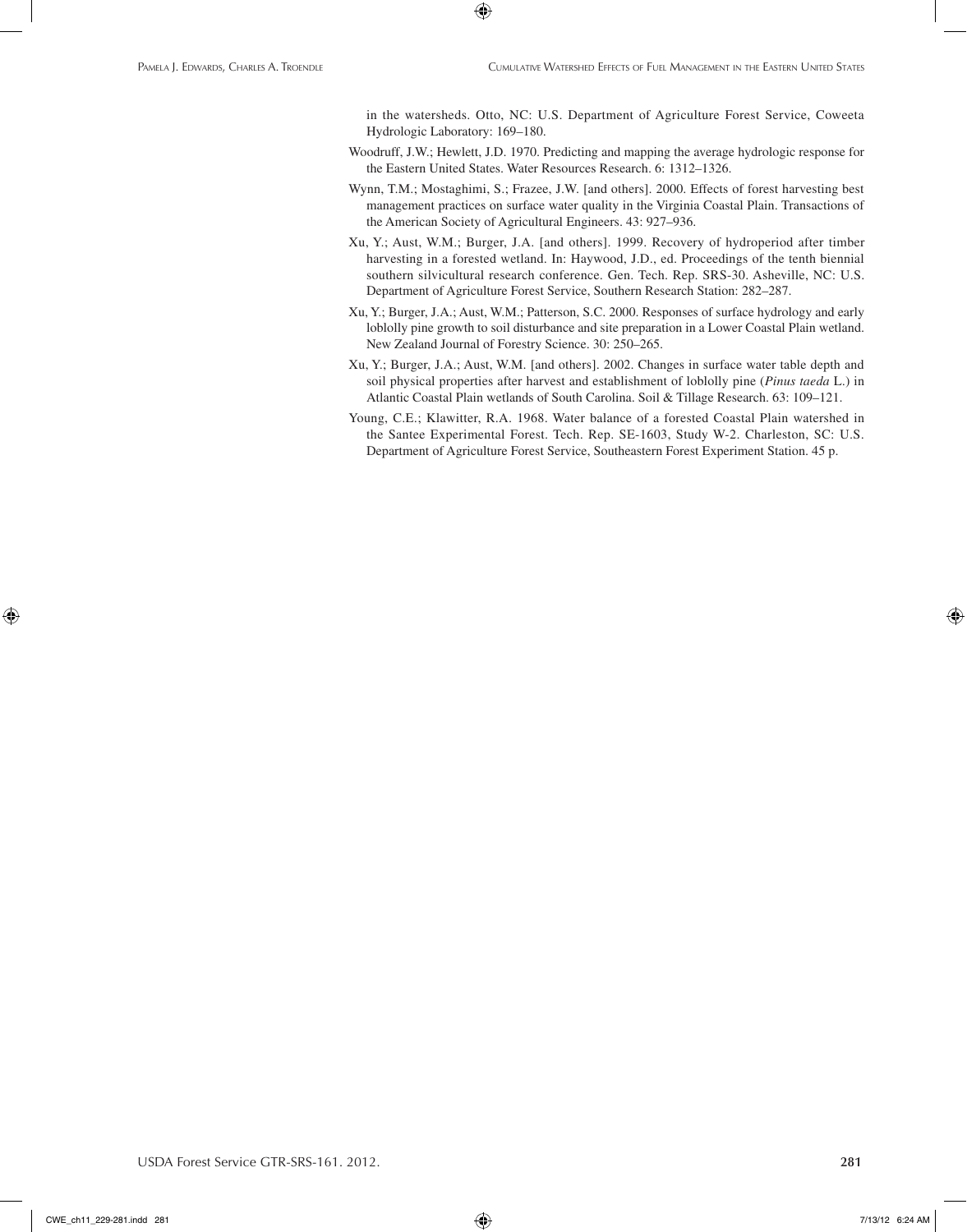in the watersheds. Otto, NC: U.S. Department of Agriculture Forest Service, Coweeta Hydrologic Laboratory: 169–180.

Woodruff, J.W.; Hewlett, J.D. 1970. Predicting and mapping the average hydrologic response for the Eastern United States. Water Resources Research. 6: 1312–1326.

Wynn, T.M.; Mostaghimi, S.; Frazee, J.W. [and others]. 2000. Effects of forest harvesting best management practices on surface water quality in the Virginia Coastal Plain. Transactions of the American Society of Agricultural Engineers. 43: 927–936.

Xu, Y.; Aust, W.M.; Burger, J.A. [and others]. 1999. Recovery of hydroperiod after timber harvesting in a forested wetland. In: Haywood, J.D., ed. Proceedings of the tenth biennial southern silvicultural research conference. Gen. Tech. Rep. SRS-30. Asheville, NC: U.S. Department of Agriculture Forest Service, Southern Research Station: 282–287.

Xu, Y.; Burger, J.A.; Aust, W.M.; Patterson, S.C. 2000. Responses of surface hydrology and early loblolly pine growth to soil disturbance and site preparation in a Lower Coastal Plain wetland. New Zealand Journal of Forestry Science. 30: 250–265.

Xu, Y.; Burger, J.A.; Aust, W.M. [and others]. 2002. Changes in surface water table depth and soil physical properties after harvest and establishment of loblolly pine (*Pinus taeda* L.) in Atlantic Coastal Plain wetlands of South Carolina. Soil & Tillage Research. 63: 109–121.

Young, C.E.; Klawitter, R.A. 1968. Water balance of a forested Coastal Plain watershed in the Santee Experimental Forest. Tech. Rep. SE-1603, Study W-2. Charleston, SC: U.S. Department of Agriculture Forest Service, Southeastern Forest Experiment Station. 45 p.